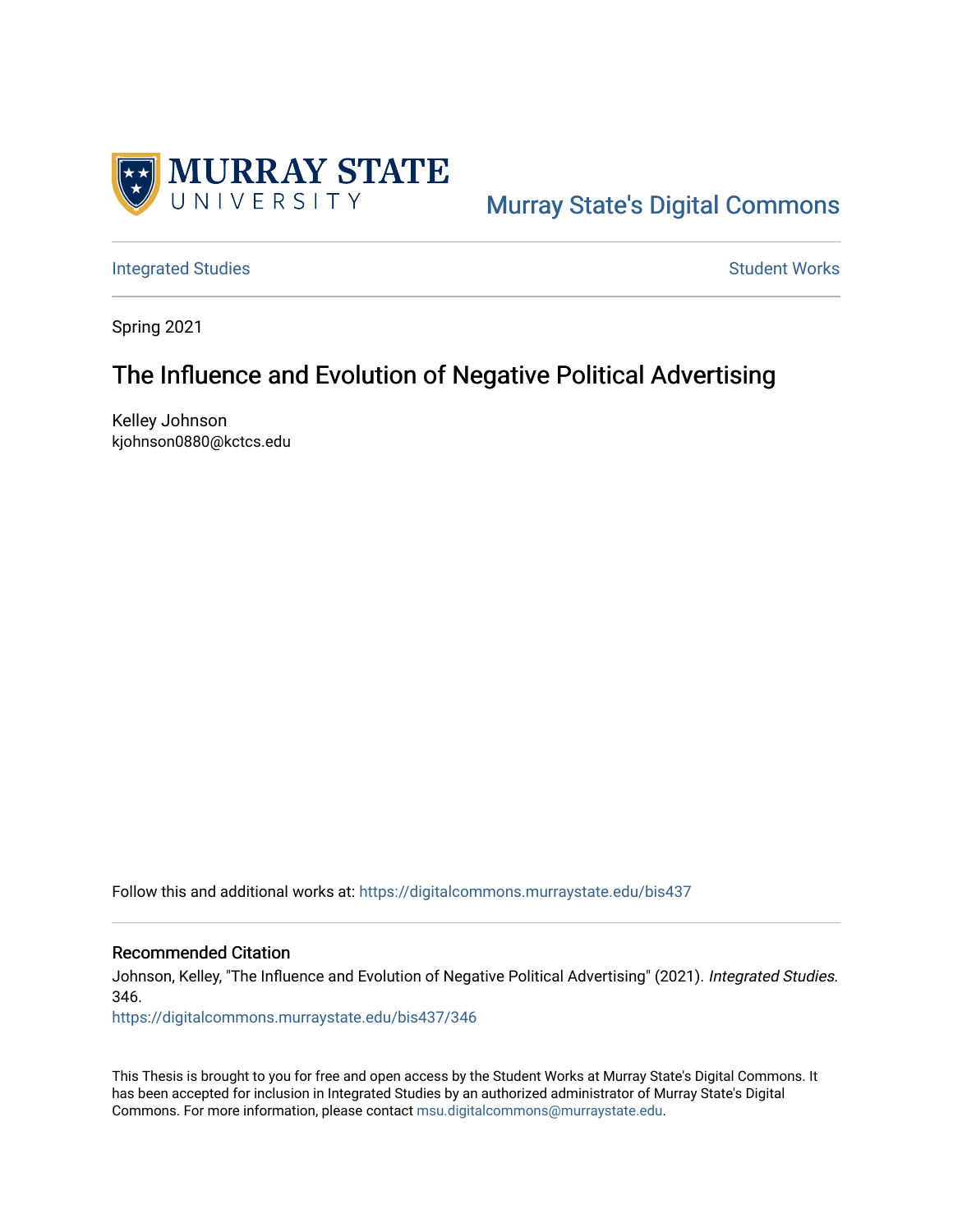Murray State's Digital Commons

Integrated Studies

Student Works

Spring 2021

# The Influence and Evolution of Negative Political Advertising

Kelley Johnson
kjohnson0880@kctcs.edu

Follow this and additional works at: https://digitalcommons.murraystate.edu/bis437

## Recommended Citation

Johnson, Kelley, "The Influence and Evolution of Negative Political Advertising" (2021). *Integrated Studies*. 346.
https://digitalcommons.murraystate.edu/bis437/346

This Thesis is brought to you for free and open access by the Student Works at Murray State's Digital Commons. It has been accepted for inclusion in Integrated Studies by an authorized administrator of Murray State's Digital Commons. For more information, please contact msu.digitalcommons@murraystate.edu.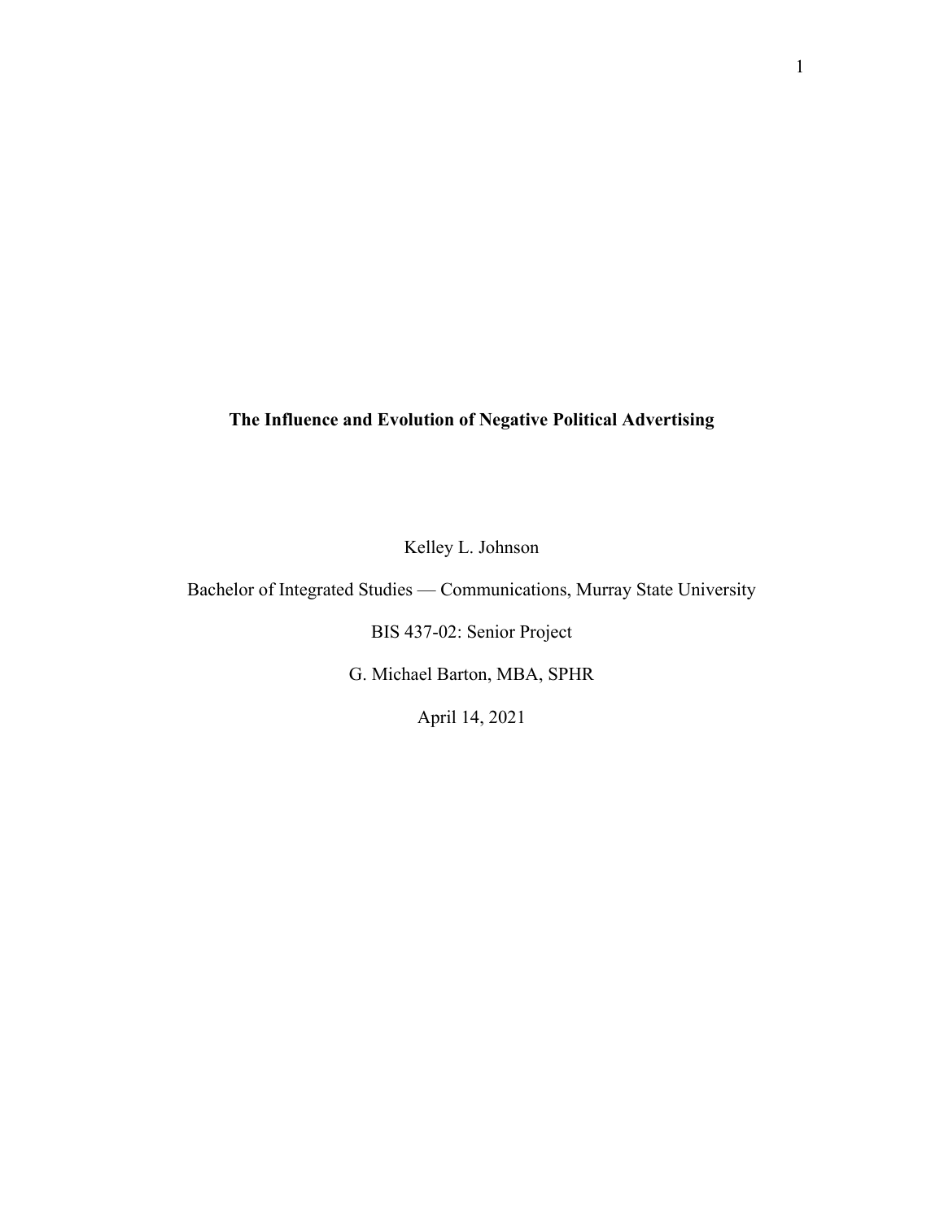**The Influence and Evolution of Negative Political Advertising**

Kelley L. Johnson

Bachelor of Integrated Studies — Communications, Murray State University

BIS 437-02: Senior Project

G. Michael Barton, MBA, SPHR

April 14, 2021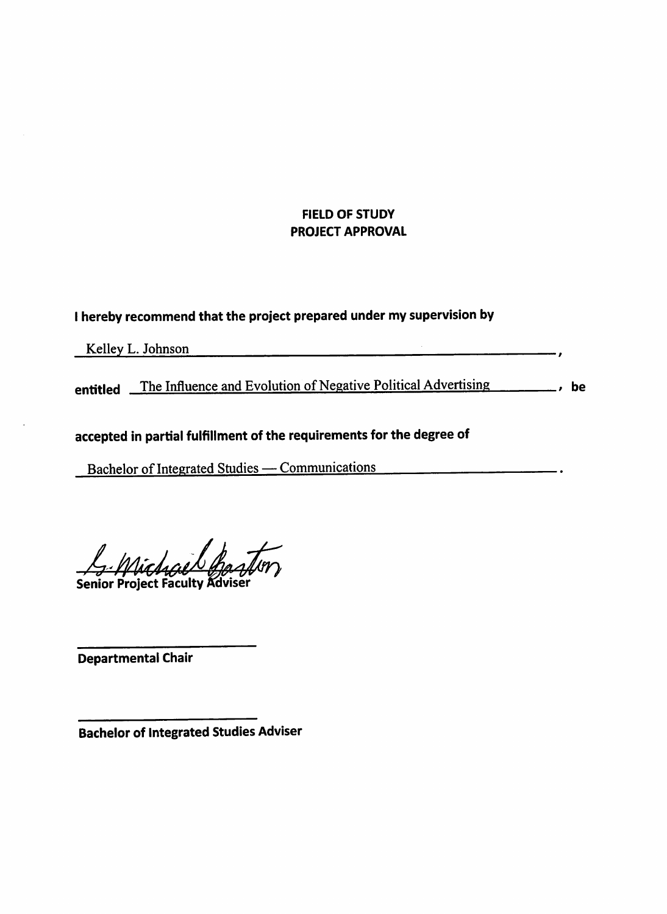**FIELD OF STUDY**
**PROJECT APPROVAL**

**I hereby recommend that the project prepared under my supervision by**

Kelley L. Johnson,

**entitled** The Influence and Evolution of Negative Political Advertising, **be**

**accepted in partial fulfillment of the requirements for the degree of**

Bachelor of Integrated Studies — Communications.

G. Michael Barton

**Senior Project Faculty Adviser**

\_\_\_\_\_\_\_\_\_\_\_\_\_\_\_\_\_\_\_\_\_\_\_\_\_\_

**Departmental Chair**

\_\_\_\_\_\_\_\_\_\_\_\_\_\_\_\_\_\_\_\_\_\_\_\_\_\_

**Bachelor of Integrated Studies Adviser**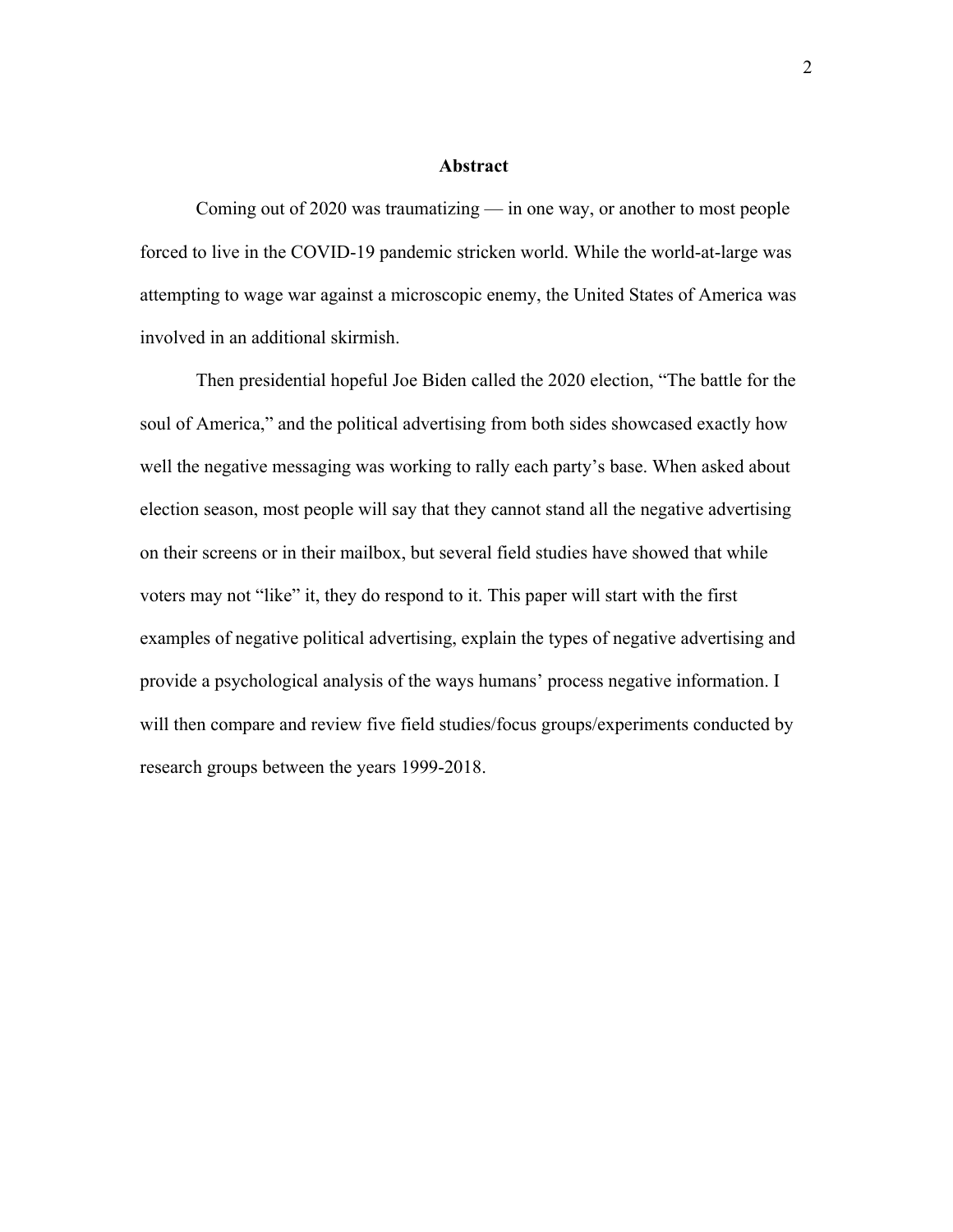## Abstract

Coming out of 2020 was traumatizing — in one way, or another to most people forced to live in the COVID-19 pandemic stricken world. While the world-at-large was attempting to wage war against a microscopic enemy, the United States of America was involved in an additional skirmish.

Then presidential hopeful Joe Biden called the 2020 election, "The battle for the soul of America," and the political advertising from both sides showcased exactly how well the negative messaging was working to rally each party's base. When asked about election season, most people will say that they cannot stand all the negative advertising on their screens or in their mailbox, but several field studies have showed that while voters may not "like" it, they do respond to it. This paper will start with the first examples of negative political advertising, explain the types of negative advertising and provide a psychological analysis of the ways humans' process negative information. I will then compare and review five field studies/focus groups/experiments conducted by research groups between the years 1999-2018.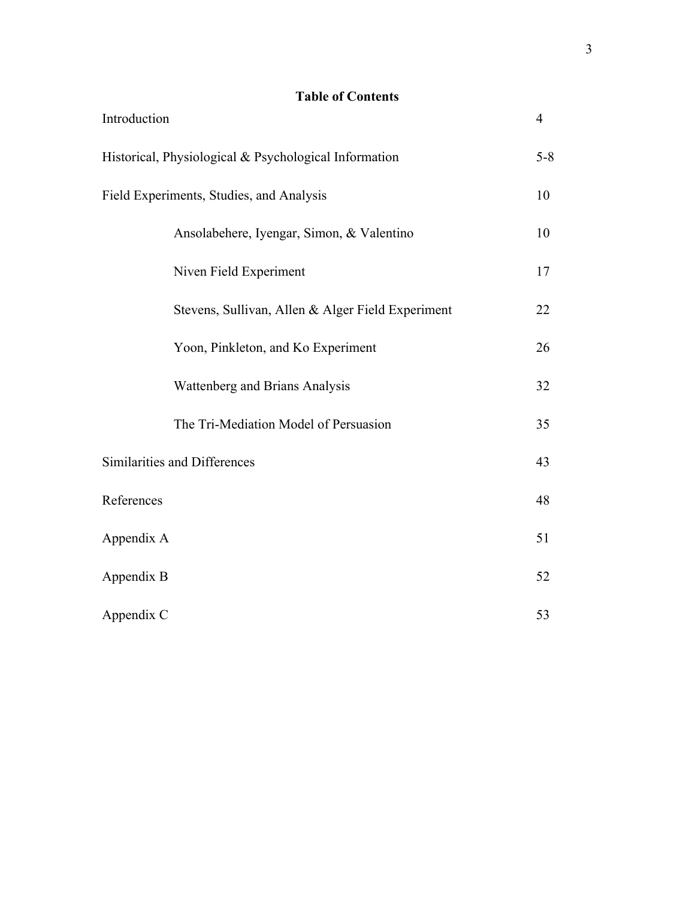**Table of Contents**

| | |
|---|---|
| Introduction | 4 |
| Historical, Physiological & Psychological Information | 5-8 |
| Field Experiments, Studies, and Analysis | 10 |
| Ansolabehere, Iyengar, Simon, & Valentino | 10 |
| Niven Field Experiment | 17 |
| Stevens, Sullivan, Allen & Alger Field Experiment | 22 |
| Yoon, Pinkleton, and Ko Experiment | 26 |
| Wattenberg and Brians Analysis | 32 |
| The Tri-Mediation Model of Persuasion | 35 |
| Similarities and Differences | 43 |
| References | 48 |
| Appendix A | 51 |
| Appendix B | 52 |
| Appendix C | 53 |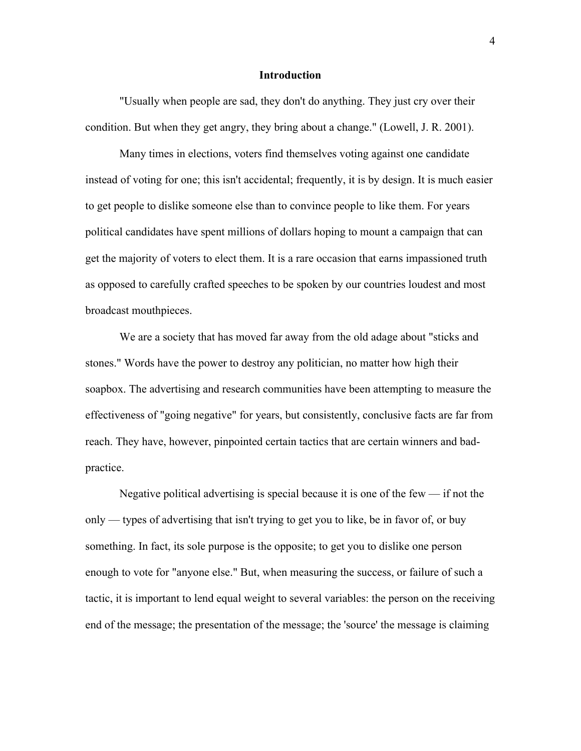# Introduction

"Usually when people are sad, they don't do anything. They just cry over their condition. But when they get angry, they bring about a change." (Lowell, J. R. 2001).

Many times in elections, voters find themselves voting against one candidate instead of voting for one; this isn't accidental; frequently, it is by design. It is much easier to get people to dislike someone else than to convince people to like them. For years political candidates have spent millions of dollars hoping to mount a campaign that can get the majority of voters to elect them. It is a rare occasion that earns impassioned truth as opposed to carefully crafted speeches to be spoken by our countries loudest and most broadcast mouthpieces.

We are a society that has moved far away from the old adage about "sticks and stones." Words have the power to destroy any politician, no matter how high their soapbox. The advertising and research communities have been attempting to measure the effectiveness of "going negative" for years, but consistently, conclusive facts are far from reach. They have, however, pinpointed certain tactics that are certain winners and bad-practice.

Negative political advertising is special because it is one of the few — if not the only — types of advertising that isn't trying to get you to like, be in favor of, or buy something. In fact, its sole purpose is the opposite; to get you to dislike one person enough to vote for "anyone else." But, when measuring the success, or failure of such a tactic, it is important to lend equal weight to several variables: the person on the receiving end of the message; the presentation of the message; the 'source' the message is claiming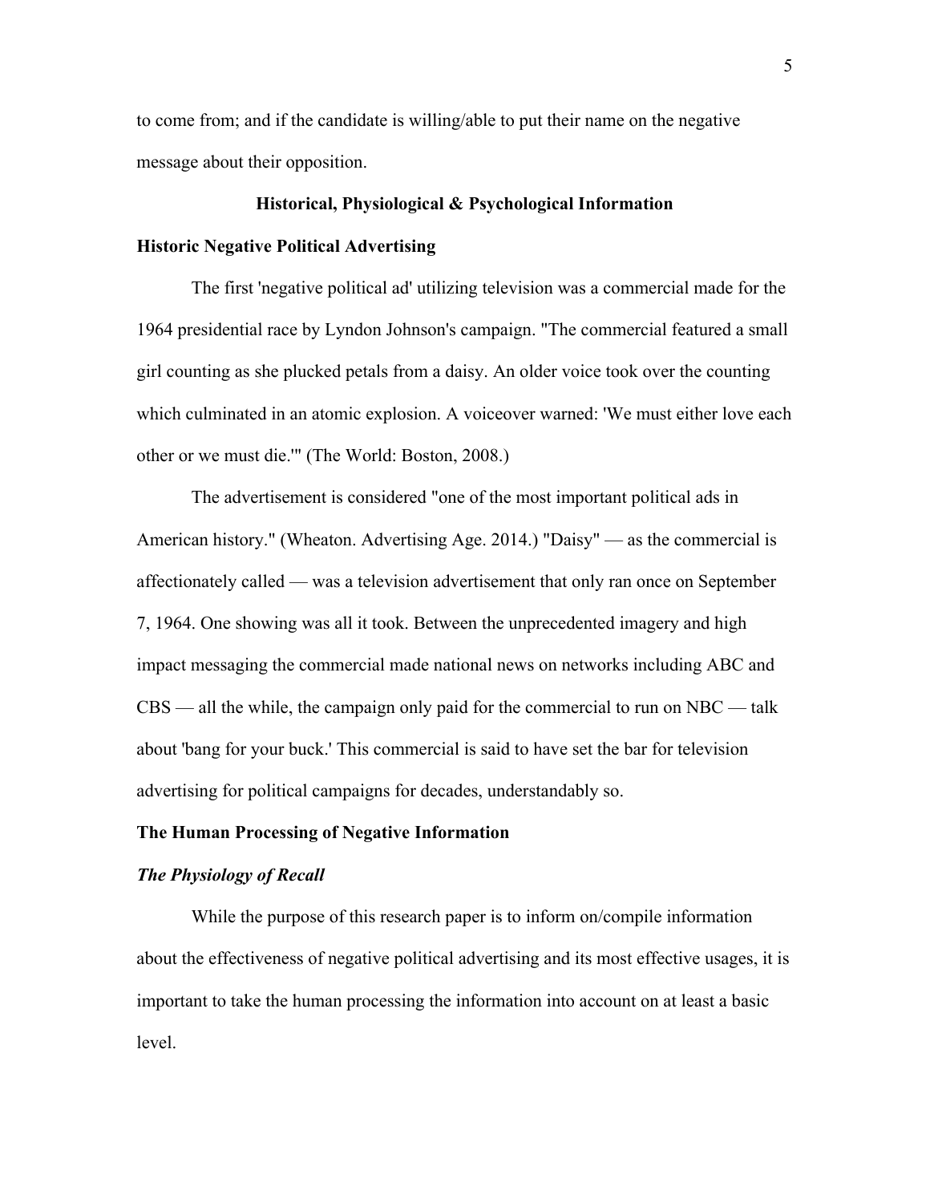to come from; and if the candidate is willing/able to put their name on the negative message about their opposition.

## Historical, Physiological & Psychological Information

### Historic Negative Political Advertising

The first 'negative political ad' utilizing television was a commercial made for the 1964 presidential race by Lyndon Johnson's campaign. "The commercial featured a small girl counting as she plucked petals from a daisy. An older voice took over the counting which culminated in an atomic explosion. A voiceover warned: 'We must either love each other or we must die.'" (The World: Boston, 2008.)

The advertisement is considered "one of the most important political ads in American history." (Wheaton. Advertising Age. 2014.) "Daisy" — as the commercial is affectionately called — was a television advertisement that only ran once on September 7, 1964. One showing was all it took. Between the unprecedented imagery and high impact messaging the commercial made national news on networks including ABC and CBS — all the while, the campaign only paid for the commercial to run on NBC — talk about 'bang for your buck.' This commercial is said to have set the bar for television advertising for political campaigns for decades, understandably so.

### The Human Processing of Negative Information

#### *The Physiology of Recall*

While the purpose of this research paper is to inform on/compile information about the effectiveness of negative political advertising and its most effective usages, it is important to take the human processing the information into account on at least a basic level.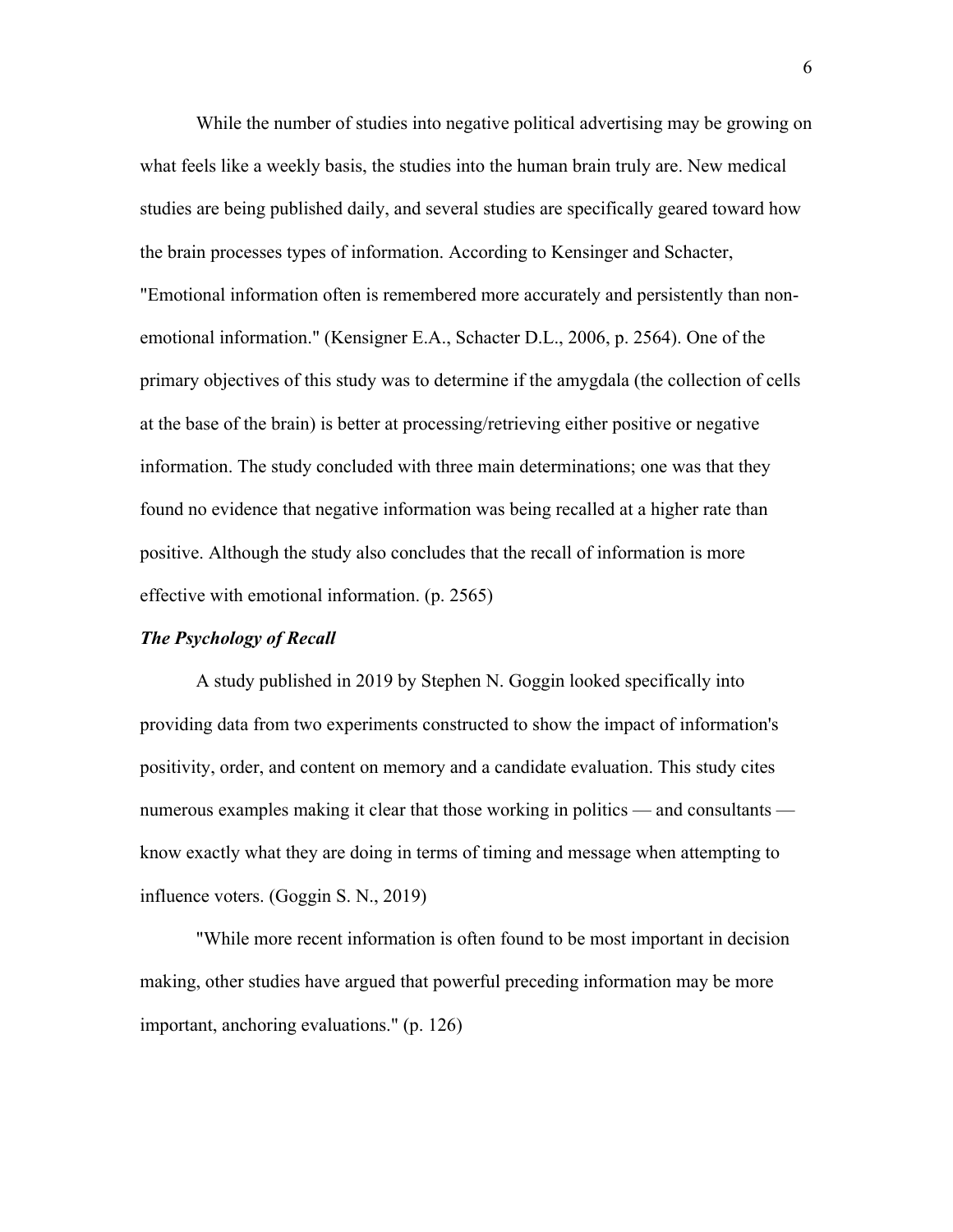While the number of studies into negative political advertising may be growing on what feels like a weekly basis, the studies into the human brain truly are. New medical studies are being published daily, and several studies are specifically geared toward how the brain processes types of information. According to Kensinger and Schacter, "Emotional information often is remembered more accurately and persistently than non-emotional information." (Kensigner E.A., Schacter D.L., 2006, p. 2564). One of the primary objectives of this study was to determine if the amygdala (the collection of cells at the base of the brain) is better at processing/retrieving either positive or negative information. The study concluded with three main determinations; one was that they found no evidence that negative information was being recalled at a higher rate than positive. Although the study also concludes that the recall of information is more effective with emotional information. (p. 2565)

***The Psychology of Recall***

A study published in 2019 by Stephen N. Goggin looked specifically into providing data from two experiments constructed to show the impact of information's positivity, order, and content on memory and a candidate evaluation. This study cites numerous examples making it clear that those working in politics — and consultants — know exactly what they are doing in terms of timing and message when attempting to influence voters. (Goggin S. N., 2019)

"While more recent information is often found to be most important in decision making, other studies have argued that powerful preceding information may be more important, anchoring evaluations." (p. 126)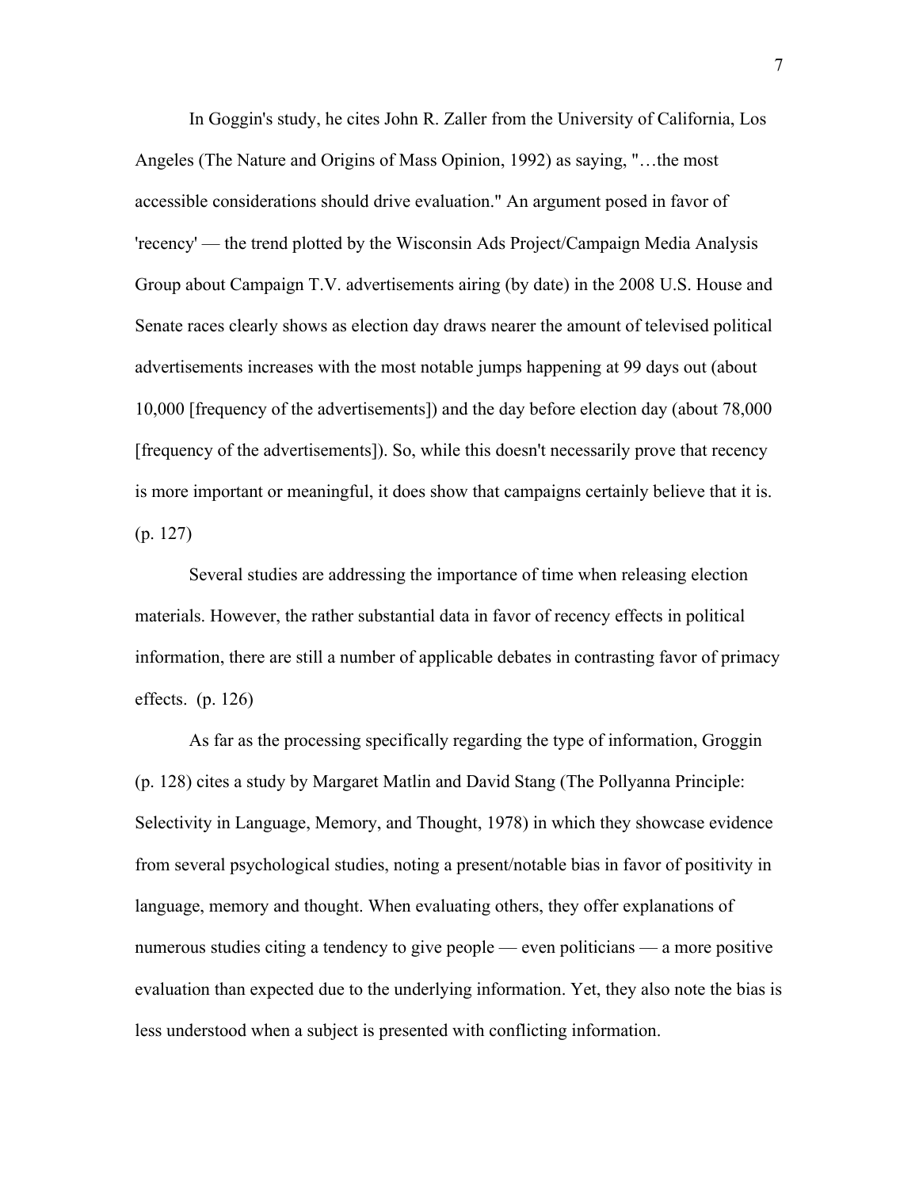In Goggin's study, he cites John R. Zaller from the University of California, Los Angeles (The Nature and Origins of Mass Opinion, 1992) as saying, "…the most accessible considerations should drive evaluation." An argument posed in favor of 'recency' — the trend plotted by the Wisconsin Ads Project/Campaign Media Analysis Group about Campaign T.V. advertisements airing (by date) in the 2008 U.S. House and Senate races clearly shows as election day draws nearer the amount of televised political advertisements increases with the most notable jumps happening at 99 days out (about 10,000 [frequency of the advertisements]) and the day before election day (about 78,000 [frequency of the advertisements]). So, while this doesn't necessarily prove that recency is more important or meaningful, it does show that campaigns certainly believe that it is. (p. 127)

Several studies are addressing the importance of time when releasing election materials. However, the rather substantial data in favor of recency effects in political information, there are still a number of applicable debates in contrasting favor of primacy effects. (p. 126)

As far as the processing specifically regarding the type of information, Groggin (p. 128) cites a study by Margaret Matlin and David Stang (The Pollyanna Principle: Selectivity in Language, Memory, and Thought, 1978) in which they showcase evidence from several psychological studies, noting a present/notable bias in favor of positivity in language, memory and thought. When evaluating others, they offer explanations of numerous studies citing a tendency to give people — even politicians — a more positive evaluation than expected due to the underlying information. Yet, they also note the bias is less understood when a subject is presented with conflicting information.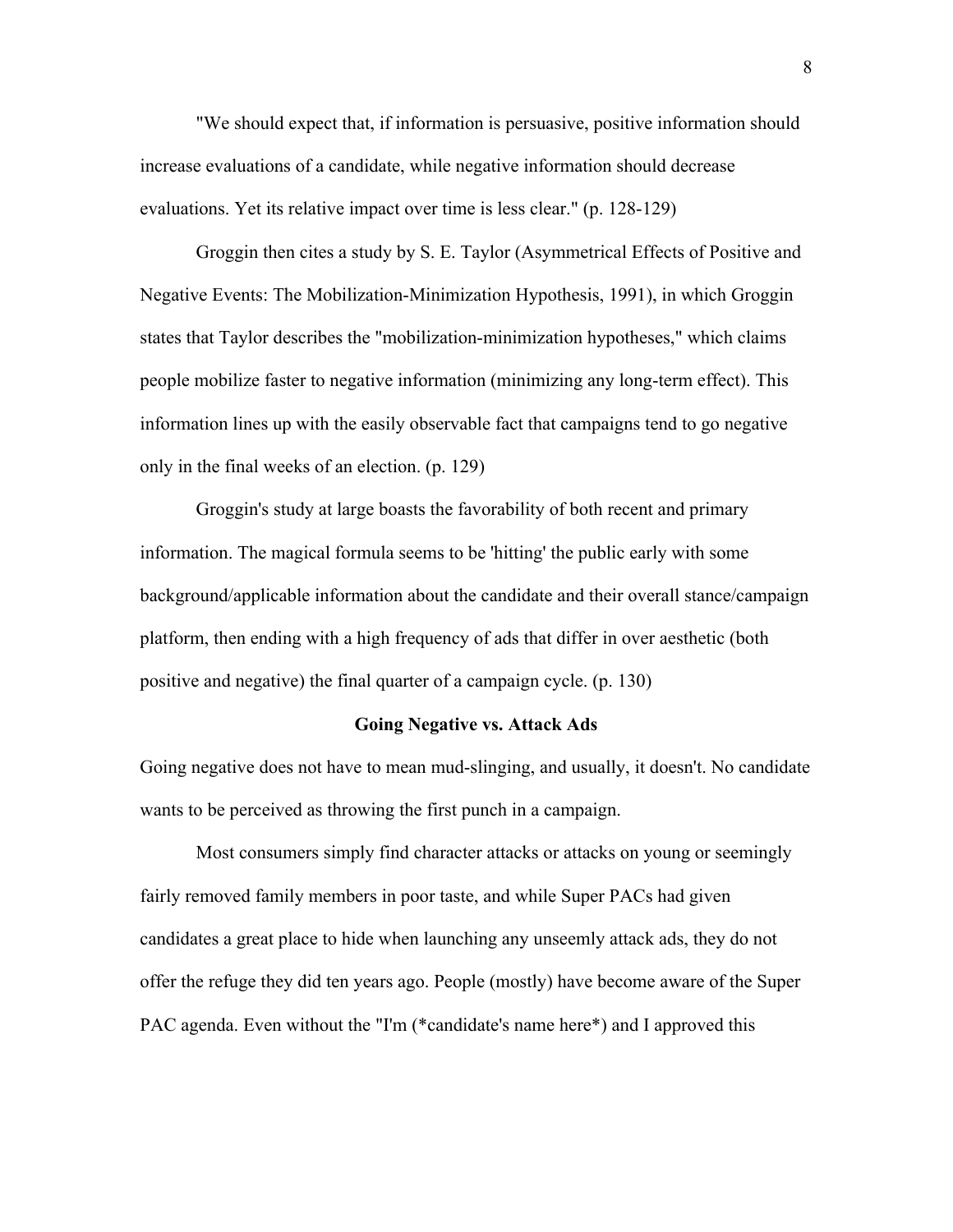"We should expect that, if information is persuasive, positive information should increase evaluations of a candidate, while negative information should decrease evaluations. Yet its relative impact over time is less clear." (p. 128-129)

Groggin then cites a study by S. E. Taylor (Asymmetrical Effects of Positive and Negative Events: The Mobilization-Minimization Hypothesis, 1991), in which Groggin states that Taylor describes the "mobilization-minimization hypotheses," which claims people mobilize faster to negative information (minimizing any long-term effect). This information lines up with the easily observable fact that campaigns tend to go negative only in the final weeks of an election. (p. 129)

Groggin's study at large boasts the favorability of both recent and primary information. The magical formula seems to be 'hitting' the public early with some background/applicable information about the candidate and their overall stance/campaign platform, then ending with a high frequency of ads that differ in over aesthetic (both positive and negative) the final quarter of a campaign cycle. (p. 130)

**Going Negative vs. Attack Ads**

Going negative does not have to mean mud-slinging, and usually, it doesn't. No candidate wants to be perceived as throwing the first punch in a campaign.

Most consumers simply find character attacks or attacks on young or seemingly fairly removed family members in poor taste, and while Super PACs had given candidates a great place to hide when launching any unseemly attack ads, they do not offer the refuge they did ten years ago. People (mostly) have become aware of the Super PAC agenda. Even without the "I'm (*candidate's name here*) and I approved this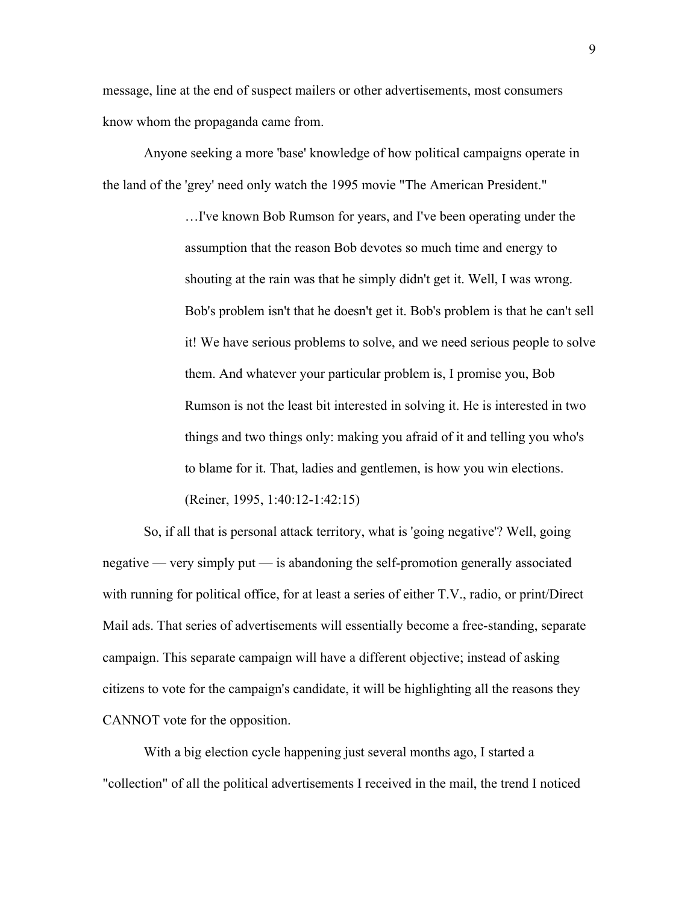message, line at the end of suspect mailers or other advertisements, most consumers know whom the propaganda came from.

Anyone seeking a more 'base' knowledge of how political campaigns operate in the land of the 'grey' need only watch the 1995 movie "The American President."

> …I've known Bob Rumson for years, and I've been operating under the assumption that the reason Bob devotes so much time and energy to shouting at the rain was that he simply didn't get it. Well, I was wrong. Bob's problem isn't that he doesn't get it. Bob's problem is that he can't sell it! We have serious problems to solve, and we need serious people to solve them. And whatever your particular problem is, I promise you, Bob Rumson is not the least bit interested in solving it. He is interested in two things and two things only: making you afraid of it and telling you who's to blame for it. That, ladies and gentlemen, is how you win elections. (Reiner, 1995, 1:40:12-1:42:15)

So, if all that is personal attack territory, what is 'going negative'? Well, going negative — very simply put — is abandoning the self-promotion generally associated with running for political office, for at least a series of either T.V., radio, or print/Direct Mail ads. That series of advertisements will essentially become a free-standing, separate campaign. This separate campaign will have a different objective; instead of asking citizens to vote for the campaign's candidate, it will be highlighting all the reasons they CANNOT vote for the opposition.

With a big election cycle happening just several months ago, I started a "collection" of all the political advertisements I received in the mail, the trend I noticed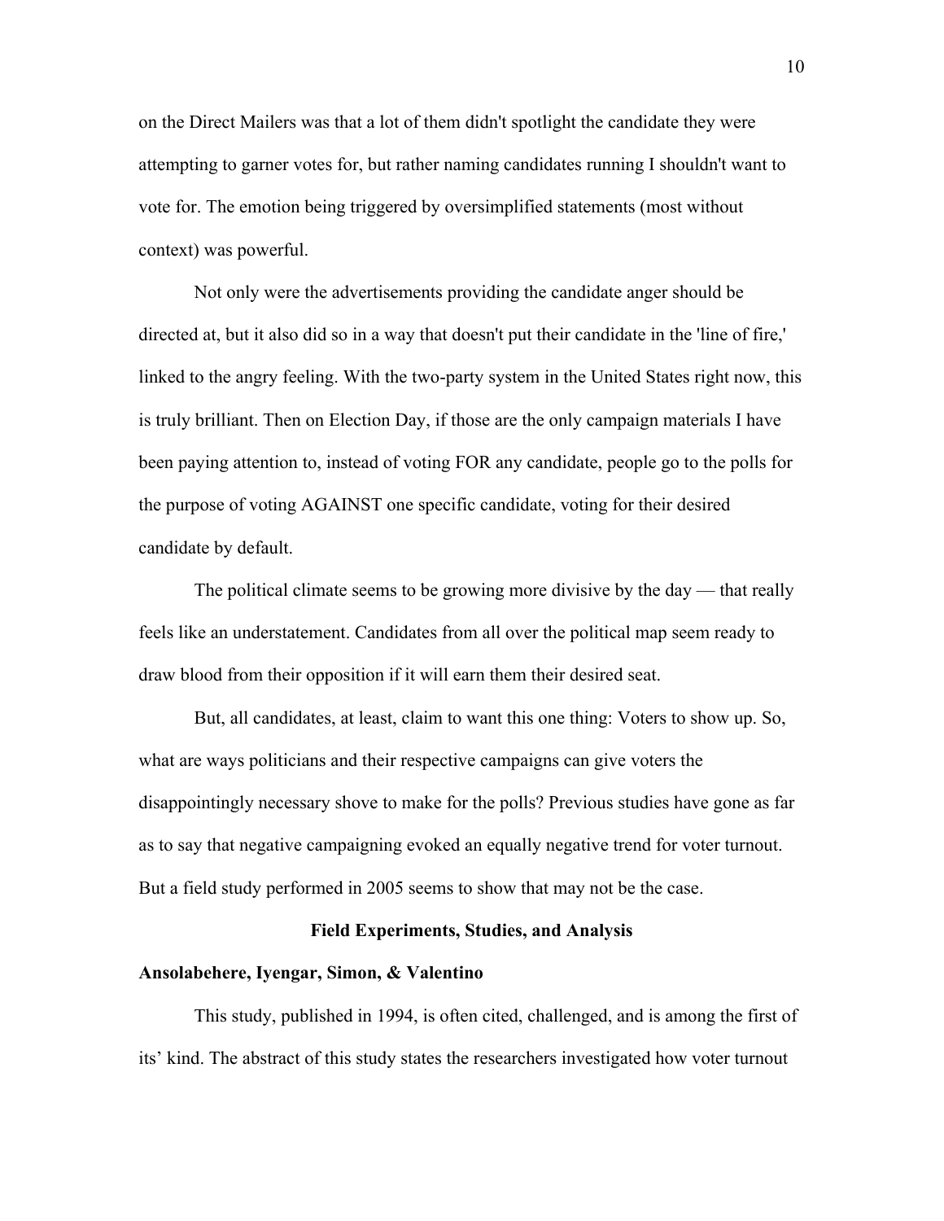on the Direct Mailers was that a lot of them didn't spotlight the candidate they were attempting to garner votes for, but rather naming candidates running I shouldn't want to vote for. The emotion being triggered by oversimplified statements (most without context) was powerful.

Not only were the advertisements providing the candidate anger should be directed at, but it also did so in a way that doesn't put their candidate in the 'line of fire,' linked to the angry feeling. With the two-party system in the United States right now, this is truly brilliant. Then on Election Day, if those are the only campaign materials I have been paying attention to, instead of voting FOR any candidate, people go to the polls for the purpose of voting AGAINST one specific candidate, voting for their desired candidate by default.

The political climate seems to be growing more divisive by the day — that really feels like an understatement. Candidates from all over the political map seem ready to draw blood from their opposition if it will earn them their desired seat.

But, all candidates, at least, claim to want this one thing: Voters to show up. So, what are ways politicians and their respective campaigns can give voters the disappointingly necessary shove to make for the polls? Previous studies have gone as far as to say that negative campaigning evoked an equally negative trend for voter turnout. But a field study performed in 2005 seems to show that may not be the case.

## Field Experiments, Studies, and Analysis

### Ansolabehere, Iyengar, Simon, & Valentino

This study, published in 1994, is often cited, challenged, and is among the first of its' kind. The abstract of this study states the researchers investigated how voter turnout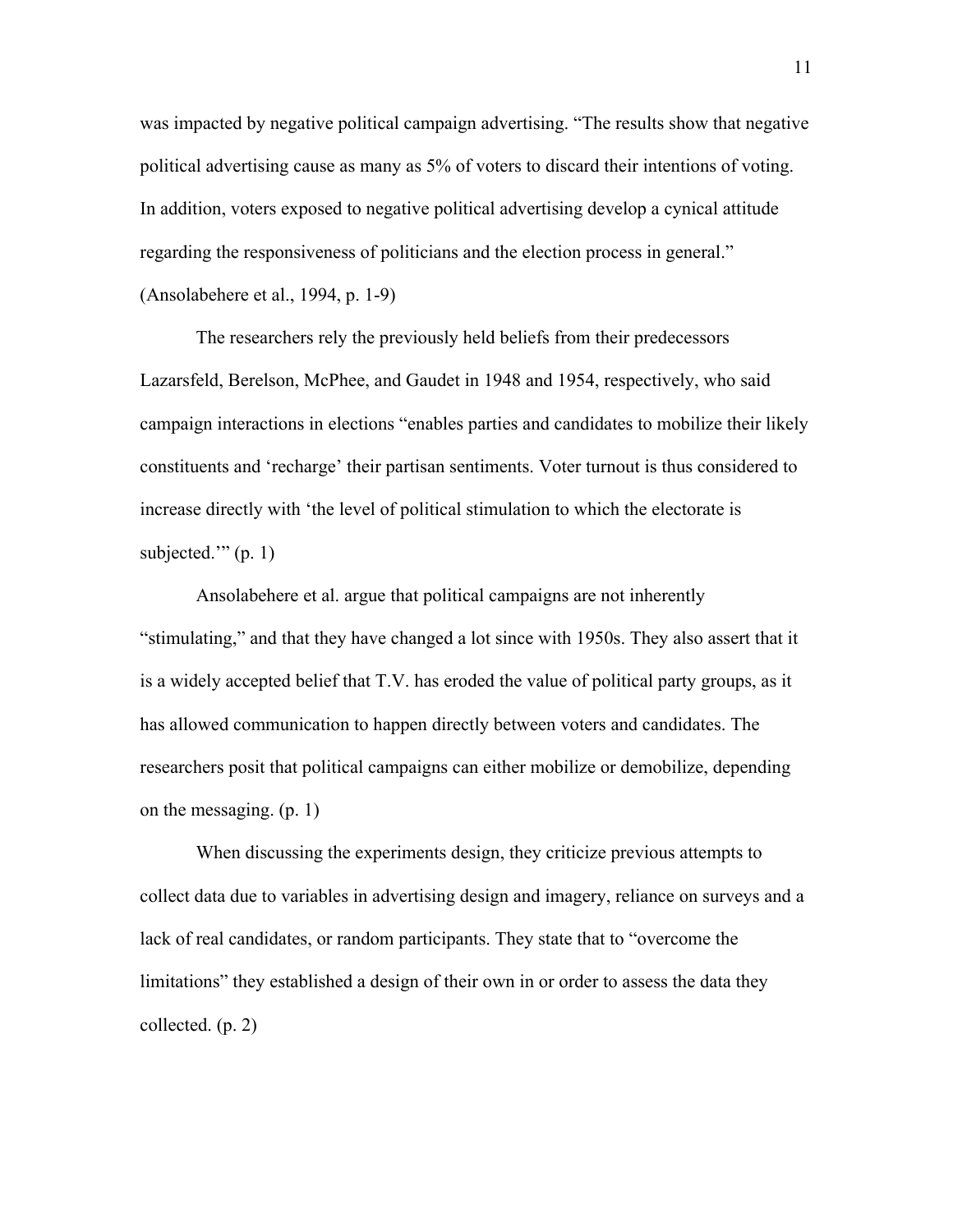was impacted by negative political campaign advertising. “The results show that negative political advertising cause as many as 5% of voters to discard their intentions of voting. In addition, voters exposed to negative political advertising develop a cynical attitude regarding the responsiveness of politicians and the election process in general.” (Ansolabehere et al., 1994, p. 1-9)

The researchers rely the previously held beliefs from their predecessors Lazarsfeld, Berelson, McPhee, and Gaudet in 1948 and 1954, respectively, who said campaign interactions in elections “enables parties and candidates to mobilize their likely constituents and ‘recharge’ their partisan sentiments. Voter turnout is thus considered to increase directly with ‘the level of political stimulation to which the electorate is subjected.’” (p. 1)

Ansolabehere et al. argue that political campaigns are not inherently “stimulating,” and that they have changed a lot since with 1950s. They also assert that it is a widely accepted belief that T.V. has eroded the value of political party groups, as it has allowed communication to happen directly between voters and candidates. The researchers posit that political campaigns can either mobilize or demobilize, depending on the messaging. (p. 1)

When discussing the experiments design, they criticize previous attempts to collect data due to variables in advertising design and imagery, reliance on surveys and a lack of real candidates, or random participants. They state that to “overcome the limitations” they established a design of their own in or order to assess the data they collected. (p. 2)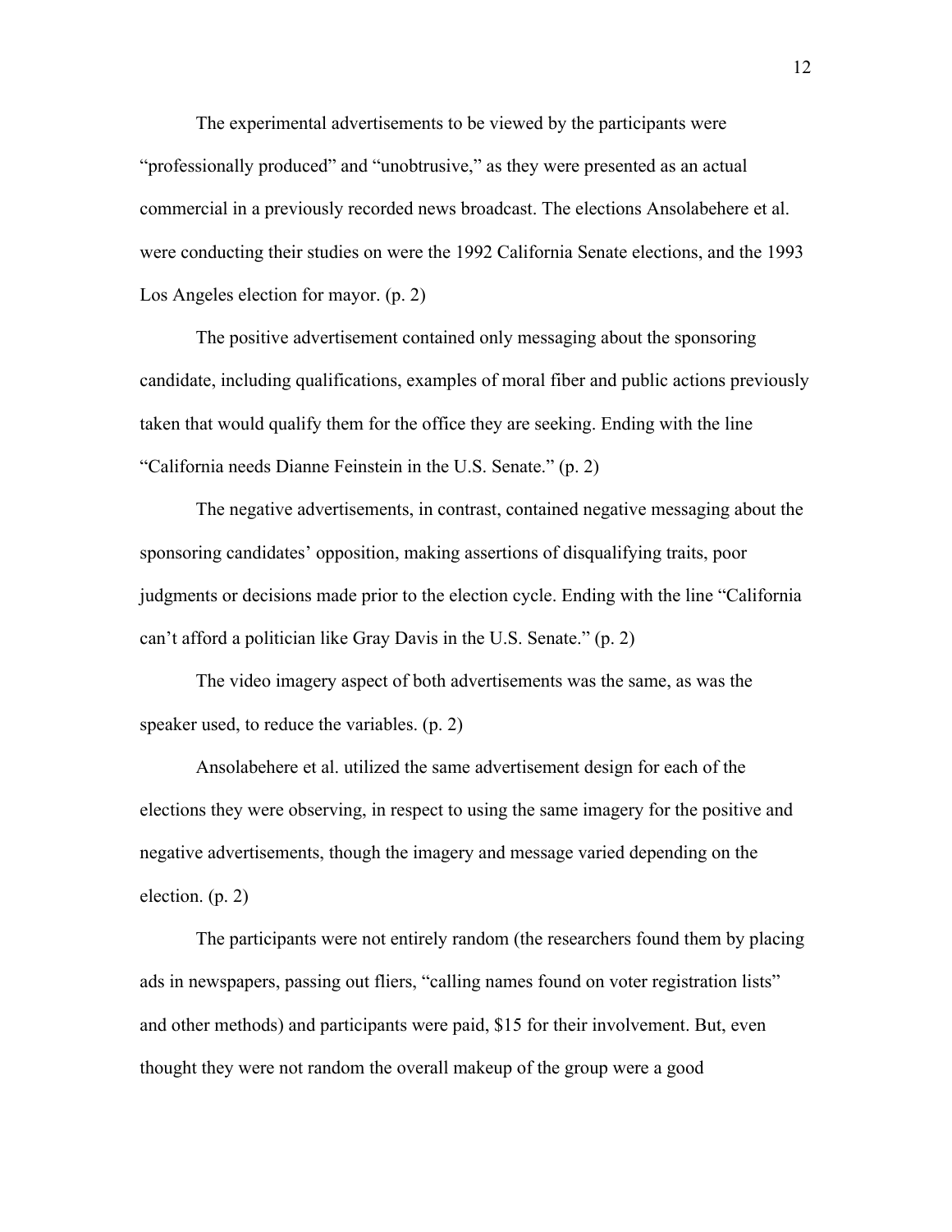The experimental advertisements to be viewed by the participants were “professionally produced” and “unobtrusive,” as they were presented as an actual commercial in a previously recorded news broadcast. The elections Ansolabehere et al. were conducting their studies on were the 1992 California Senate elections, and the 1993 Los Angeles election for mayor. (p. 2)

The positive advertisement contained only messaging about the sponsoring candidate, including qualifications, examples of moral fiber and public actions previously taken that would qualify them for the office they are seeking. Ending with the line “California needs Dianne Feinstein in the U.S. Senate.” (p. 2)

The negative advertisements, in contrast, contained negative messaging about the sponsoring candidates’ opposition, making assertions of disqualifying traits, poor judgments or decisions made prior to the election cycle. Ending with the line “California can’t afford a politician like Gray Davis in the U.S. Senate.” (p. 2)

The video imagery aspect of both advertisements was the same, as was the speaker used, to reduce the variables. (p. 2)

Ansolabehere et al. utilized the same advertisement design for each of the elections they were observing, in respect to using the same imagery for the positive and negative advertisements, though the imagery and message varied depending on the election. (p. 2)

The participants were not entirely random (the researchers found them by placing ads in newspapers, passing out fliers, “calling names found on voter registration lists” and other methods) and participants were paid, $15 for their involvement. But, even thought they were not random the overall makeup of the group were a good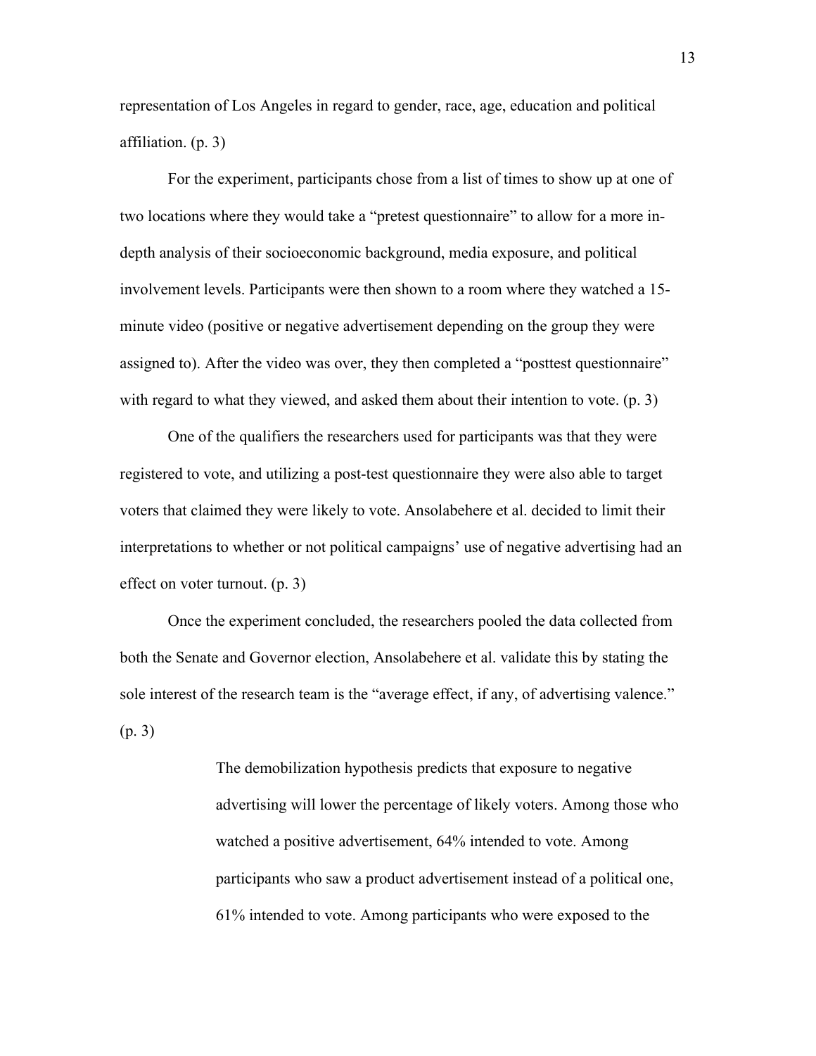representation of Los Angeles in regard to gender, race, age, education and political affiliation. (p. 3)

For the experiment, participants chose from a list of times to show up at one of two locations where they would take a "pretest questionnaire" to allow for a more in-depth analysis of their socioeconomic background, media exposure, and political involvement levels. Participants were then shown to a room where they watched a 15-minute video (positive or negative advertisement depending on the group they were assigned to). After the video was over, they then completed a "posttest questionnaire" with regard to what they viewed, and asked them about their intention to vote. (p. 3)

One of the qualifiers the researchers used for participants was that they were registered to vote, and utilizing a post-test questionnaire they were also able to target voters that claimed they were likely to vote. Ansolabehere et al. decided to limit their interpretations to whether or not political campaigns' use of negative advertising had an effect on voter turnout. (p. 3)

Once the experiment concluded, the researchers pooled the data collected from both the Senate and Governor election, Ansolabehere et al. validate this by stating the sole interest of the research team is the "average effect, if any, of advertising valence." (p. 3)

> The demobilization hypothesis predicts that exposure to negative advertising will lower the percentage of likely voters. Among those who watched a positive advertisement, 64% intended to vote. Among participants who saw a product advertisement instead of a political one, 61% intended to vote. Among participants who were exposed to the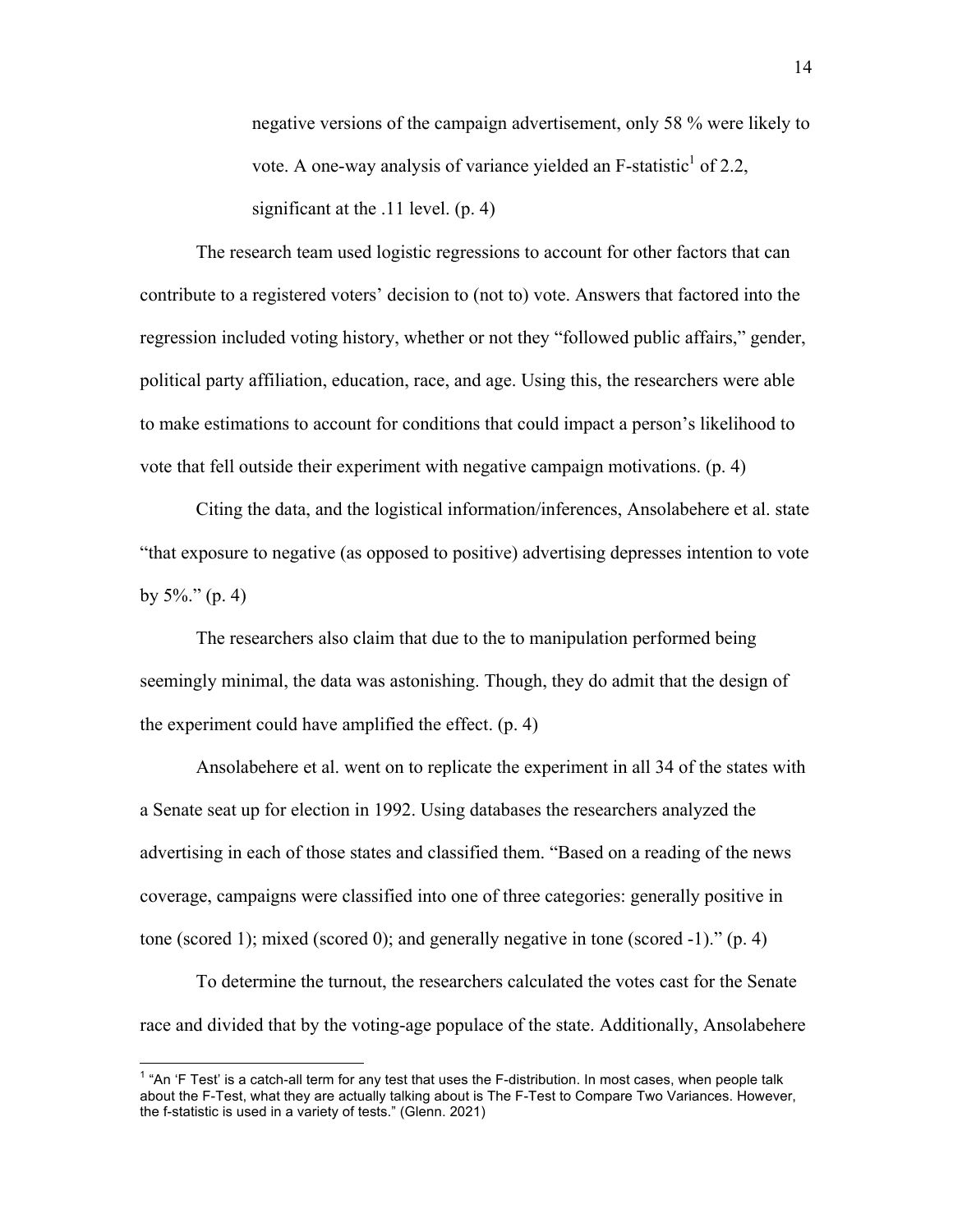> negative versions of the campaign advertisement, only 58 % were likely to vote. A one-way analysis of variance yielded an F-statistic[1] of 2.2, significant at the .11 level. (p. 4)

The research team used logistic regressions to account for other factors that can contribute to a registered voters' decision to (not to) vote. Answers that factored into the regression included voting history, whether or not they "followed public affairs," gender, political party affiliation, education, race, and age. Using this, the researchers were able to make estimations to account for conditions that could impact a person's likelihood to vote that fell outside their experiment with negative campaign motivations. (p. 4)

Citing the data, and the logistical information/inferences, Ansolabehere et al. state "that exposure to negative (as opposed to positive) advertising depresses intention to vote by 5%." (p. 4)

The researchers also claim that due to the to manipulation performed being seemingly minimal, the data was astonishing. Though, they do admit that the design of the experiment could have amplified the effect. (p. 4)

Ansolabehere et al. went on to replicate the experiment in all 34 of the states with a Senate seat up for election in 1992. Using databases the researchers analyzed the advertising in each of those states and classified them. "Based on a reading of the news coverage, campaigns were classified into one of three categories: generally positive in tone (scored 1); mixed (scored 0); and generally negative in tone (scored -1)." (p. 4)

To determine the turnout, the researchers calculated the votes cast for the Senate race and divided that by the voting-age populace of the state. Additionally, Ansolabehere

[1] "An 'F Test' is a catch-all term for any test that uses the F-distribution. In most cases, when people talk about the F-Test, what they are actually talking about is The F-Test to Compare Two Variances. However, the f-statistic is used in a variety of tests." (Glenn. 2021)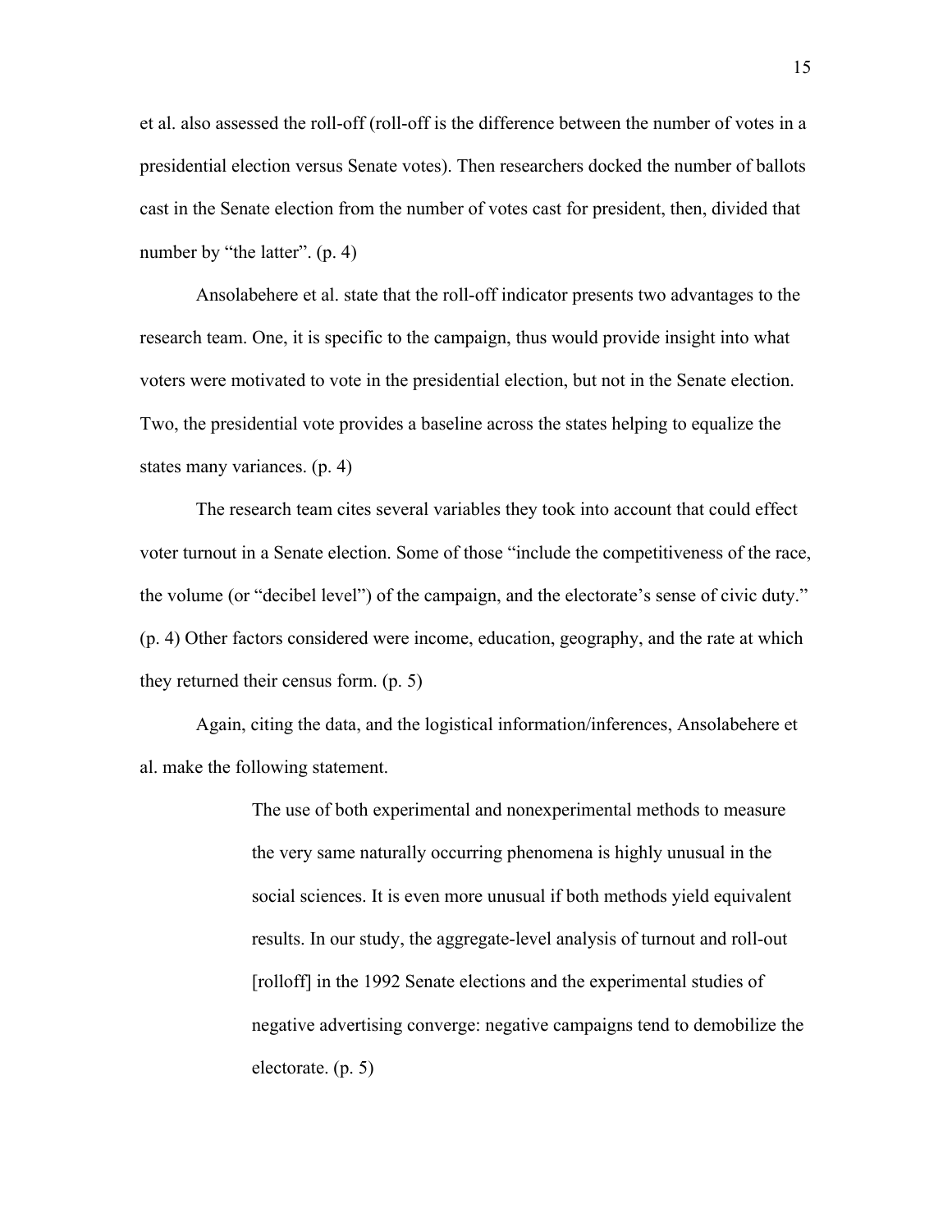et al. also assessed the roll-off (roll-off is the difference between the number of votes in a presidential election versus Senate votes). Then researchers docked the number of ballots cast in the Senate election from the number of votes cast for president, then, divided that number by "the latter". (p. 4)

Ansolabehere et al. state that the roll-off indicator presents two advantages to the research team. One, it is specific to the campaign, thus would provide insight into what voters were motivated to vote in the presidential election, but not in the Senate election. Two, the presidential vote provides a baseline across the states helping to equalize the states many variances. (p. 4)

The research team cites several variables they took into account that could effect voter turnout in a Senate election. Some of those "include the competitiveness of the race, the volume (or "decibel level") of the campaign, and the electorate's sense of civic duty." (p. 4) Other factors considered were income, education, geography, and the rate at which they returned their census form. (p. 5)

Again, citing the data, and the logistical information/inferences, Ansolabehere et al. make the following statement.

> The use of both experimental and nonexperimental methods to measure the very same naturally occurring phenomena is highly unusual in the social sciences. It is even more unusual if both methods yield equivalent results. In our study, the aggregate-level analysis of turnout and roll-out [rolloff] in the 1992 Senate elections and the experimental studies of negative advertising converge: negative campaigns tend to demobilize the electorate. (p. 5)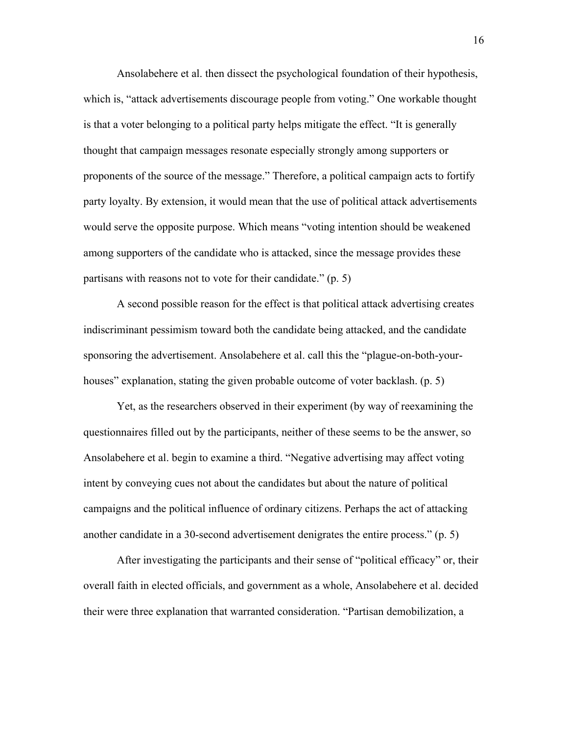Ansolabehere et al. then dissect the psychological foundation of their hypothesis, which is, "attack advertisements discourage people from voting." One workable thought is that a voter belonging to a political party helps mitigate the effect. "It is generally thought that campaign messages resonate especially strongly among supporters or proponents of the source of the message." Therefore, a political campaign acts to fortify party loyalty. By extension, it would mean that the use of political attack advertisements would serve the opposite purpose. Which means "voting intention should be weakened among supporters of the candidate who is attacked, since the message provides these partisans with reasons not to vote for their candidate." (p. 5)

A second possible reason for the effect is that political attack advertising creates indiscriminant pessimism toward both the candidate being attacked, and the candidate sponsoring the advertisement. Ansolabehere et al. call this the "plague-on-both-your-houses" explanation, stating the given probable outcome of voter backlash. (p. 5)

Yet, as the researchers observed in their experiment (by way of reexamining the questionnaires filled out by the participants, neither of these seems to be the answer, so Ansolabehere et al. begin to examine a third. "Negative advertising may affect voting intent by conveying cues not about the candidates but about the nature of political campaigns and the political influence of ordinary citizens. Perhaps the act of attacking another candidate in a 30-second advertisement denigrates the entire process." (p. 5)

After investigating the participants and their sense of "political efficacy" or, their overall faith in elected officials, and government as a whole, Ansolabehere et al. decided their were three explanation that warranted consideration. "Partisan demobilization, a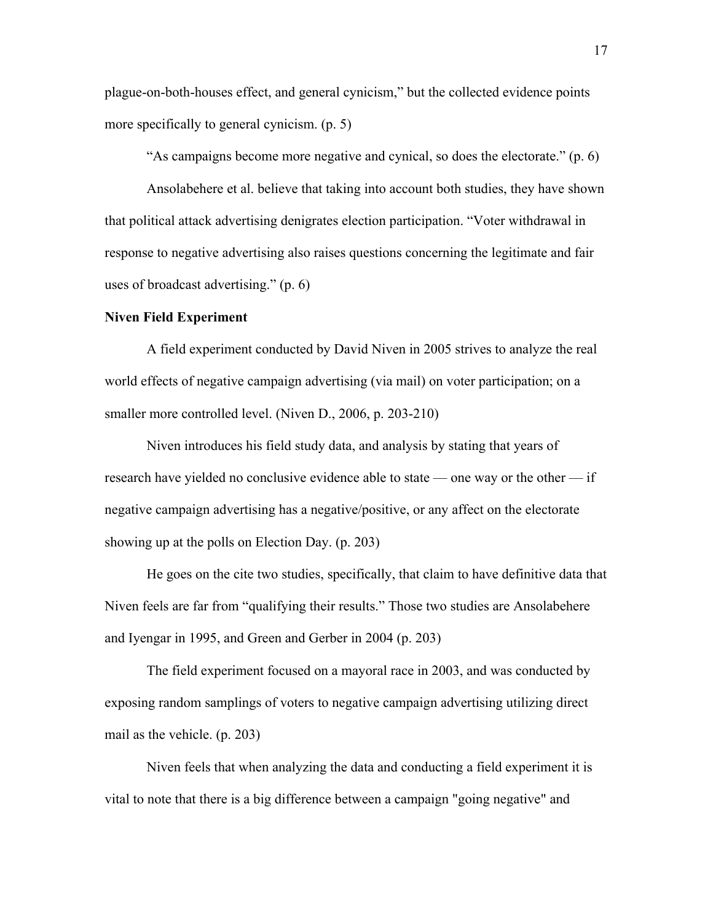plague-on-both-houses effect, and general cynicism," but the collected evidence points more specifically to general cynicism. (p. 5)

"As campaigns become more negative and cynical, so does the electorate." (p. 6)

Ansolabehere et al. believe that taking into account both studies, they have shown that political attack advertising denigrates election participation. "Voter withdrawal in response to negative advertising also raises questions concerning the legitimate and fair uses of broadcast advertising." (p. 6)

**Niven Field Experiment**

A field experiment conducted by David Niven in 2005 strives to analyze the real world effects of negative campaign advertising (via mail) on voter participation; on a smaller more controlled level. (Niven D., 2006, p. 203-210)

Niven introduces his field study data, and analysis by stating that years of research have yielded no conclusive evidence able to state — one way or the other — if negative campaign advertising has a negative/positive, or any affect on the electorate showing up at the polls on Election Day. (p. 203)

He goes on the cite two studies, specifically, that claim to have definitive data that Niven feels are far from "qualifying their results." Those two studies are Ansolabehere and Iyengar in 1995, and Green and Gerber in 2004 (p. 203)

The field experiment focused on a mayoral race in 2003, and was conducted by exposing random samplings of voters to negative campaign advertising utilizing direct mail as the vehicle. (p. 203)

Niven feels that when analyzing the data and conducting a field experiment it is vital to note that there is a big difference between a campaign "going negative" and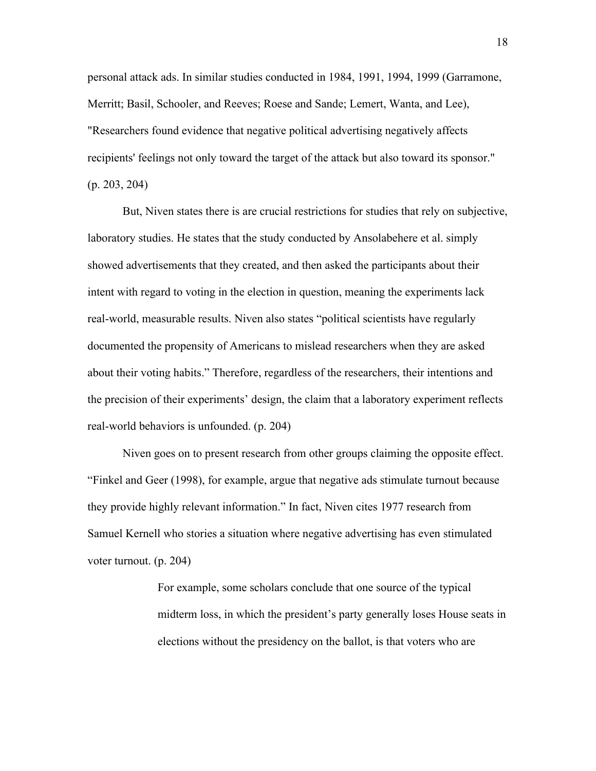personal attack ads. In similar studies conducted in 1984, 1991, 1994, 1999 (Garramone, Merritt; Basil, Schooler, and Reeves; Roese and Sande; Lemert, Wanta, and Lee), "Researchers found evidence that negative political advertising negatively affects recipients' feelings not only toward the target of the attack but also toward its sponsor." (p. 203, 204)

But, Niven states there is are crucial restrictions for studies that rely on subjective, laboratory studies. He states that the study conducted by Ansolabehere et al. simply showed advertisements that they created, and then asked the participants about their intent with regard to voting in the election in question, meaning the experiments lack real-world, measurable results. Niven also states "political scientists have regularly documented the propensity of Americans to mislead researchers when they are asked about their voting habits." Therefore, regardless of the researchers, their intentions and the precision of their experiments' design, the claim that a laboratory experiment reflects real-world behaviors is unfounded. (p. 204)

Niven goes on to present research from other groups claiming the opposite effect. "Finkel and Geer (1998), for example, argue that negative ads stimulate turnout because they provide highly relevant information." In fact, Niven cites 1977 research from Samuel Kernell who stories a situation where negative advertising has even stimulated voter turnout. (p. 204)

> For example, some scholars conclude that one source of the typical midterm loss, in which the president's party generally loses House seats in elections without the presidency on the ballot, is that voters who are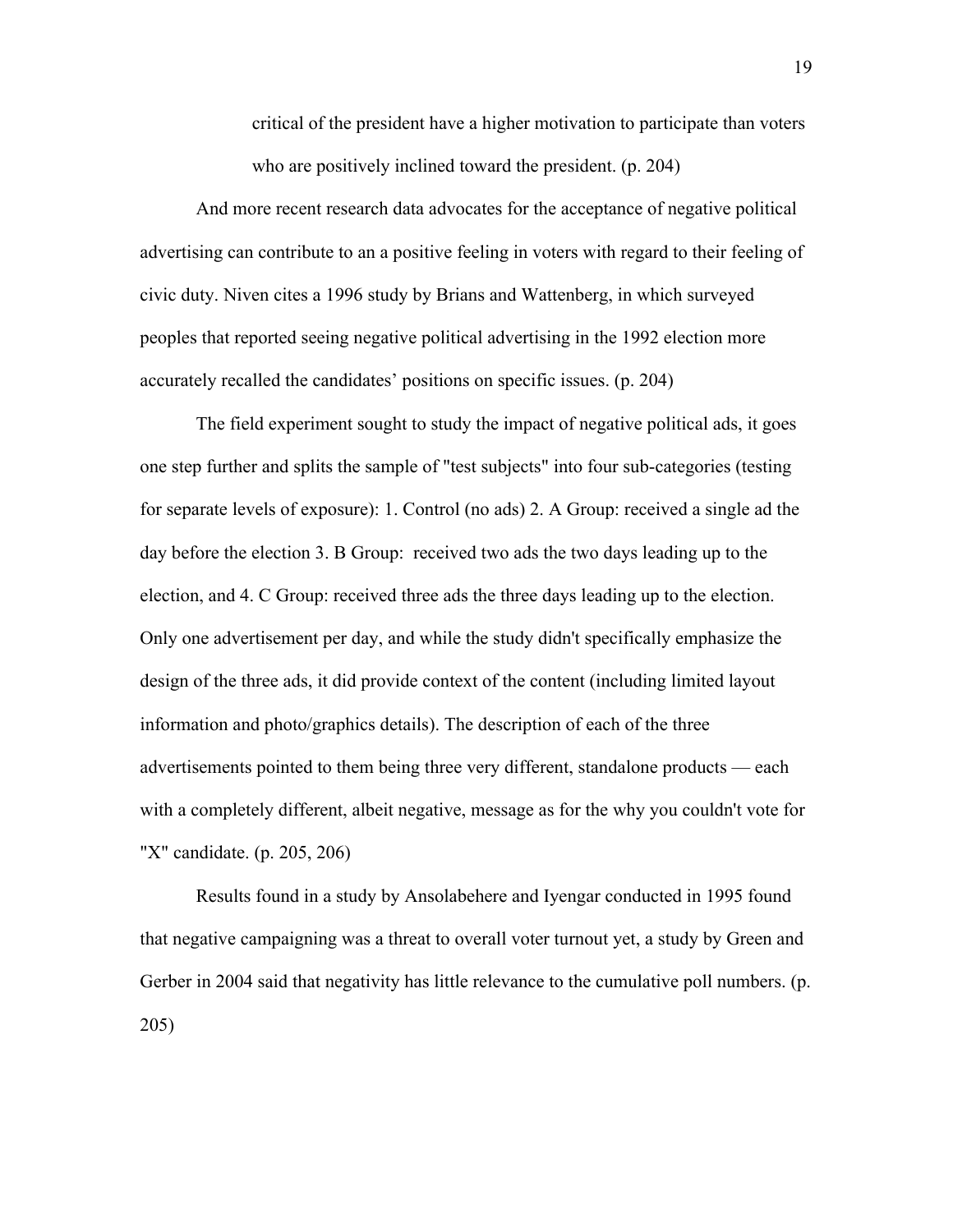> critical of the president have a higher motivation to participate than voters who are positively inclined toward the president. (p. 204)

And more recent research data advocates for the acceptance of negative political advertising can contribute to an a positive feeling in voters with regard to their feeling of civic duty. Niven cites a 1996 study by Brians and Wattenberg, in which surveyed peoples that reported seeing negative political advertising in the 1992 election more accurately recalled the candidates' positions on specific issues. (p. 204)

The field experiment sought to study the impact of negative political ads, it goes one step further and splits the sample of "test subjects" into four sub-categories (testing for separate levels of exposure): 1. Control (no ads) 2. A Group: received a single ad the day before the election 3. B Group: received two ads the two days leading up to the election, and 4. C Group: received three ads the three days leading up to the election. Only one advertisement per day, and while the study didn't specifically emphasize the design of the three ads, it did provide context of the content (including limited layout information and photo/graphics details). The description of each of the three advertisements pointed to them being three very different, standalone products — each with a completely different, albeit negative, message as for the why you couldn't vote for "X" candidate. (p. 205, 206)

Results found in a study by Ansolabehere and Iyengar conducted in 1995 found that negative campaigning was a threat to overall voter turnout yet, a study by Green and Gerber in 2004 said that negativity has little relevance to the cumulative poll numbers. (p. 205)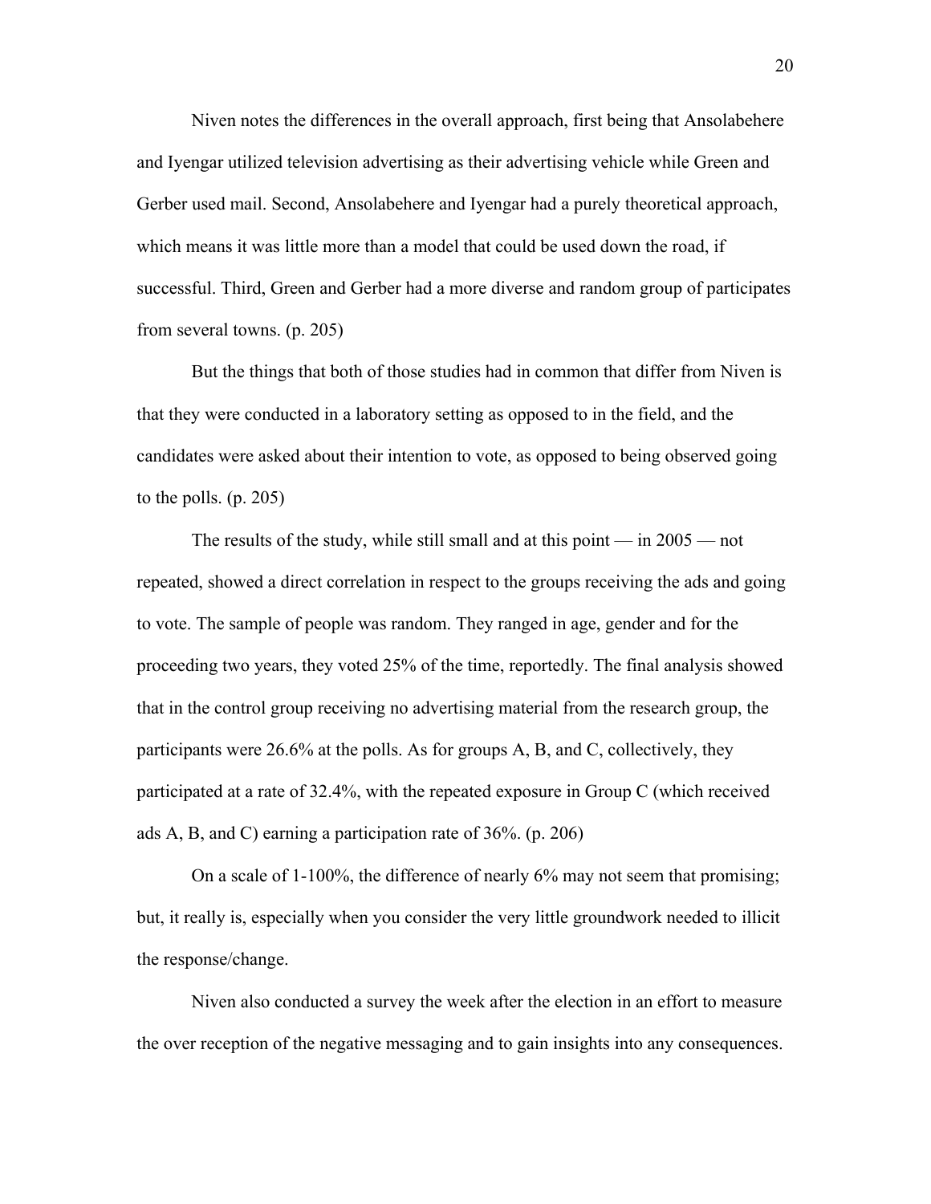Niven notes the differences in the overall approach, first being that Ansolabehere and Iyengar utilized television advertising as their advertising vehicle while Green and Gerber used mail. Second, Ansolabehere and Iyengar had a purely theoretical approach, which means it was little more than a model that could be used down the road, if successful. Third, Green and Gerber had a more diverse and random group of participates from several towns. (p. 205)

But the things that both of those studies had in common that differ from Niven is that they were conducted in a laboratory setting as opposed to in the field, and the candidates were asked about their intention to vote, as opposed to being observed going to the polls. (p. 205)

The results of the study, while still small and at this point — in 2005 — not repeated, showed a direct correlation in respect to the groups receiving the ads and going to vote. The sample of people was random. They ranged in age, gender and for the proceeding two years, they voted 25% of the time, reportedly. The final analysis showed that in the control group receiving no advertising material from the research group, the participants were 26.6% at the polls. As for groups A, B, and C, collectively, they participated at a rate of 32.4%, with the repeated exposure in Group C (which received ads A, B, and C) earning a participation rate of 36%. (p. 206)

On a scale of 1-100%, the difference of nearly 6% may not seem that promising; but, it really is, especially when you consider the very little groundwork needed to illicit the response/change.

Niven also conducted a survey the week after the election in an effort to measure the over reception of the negative messaging and to gain insights into any consequences.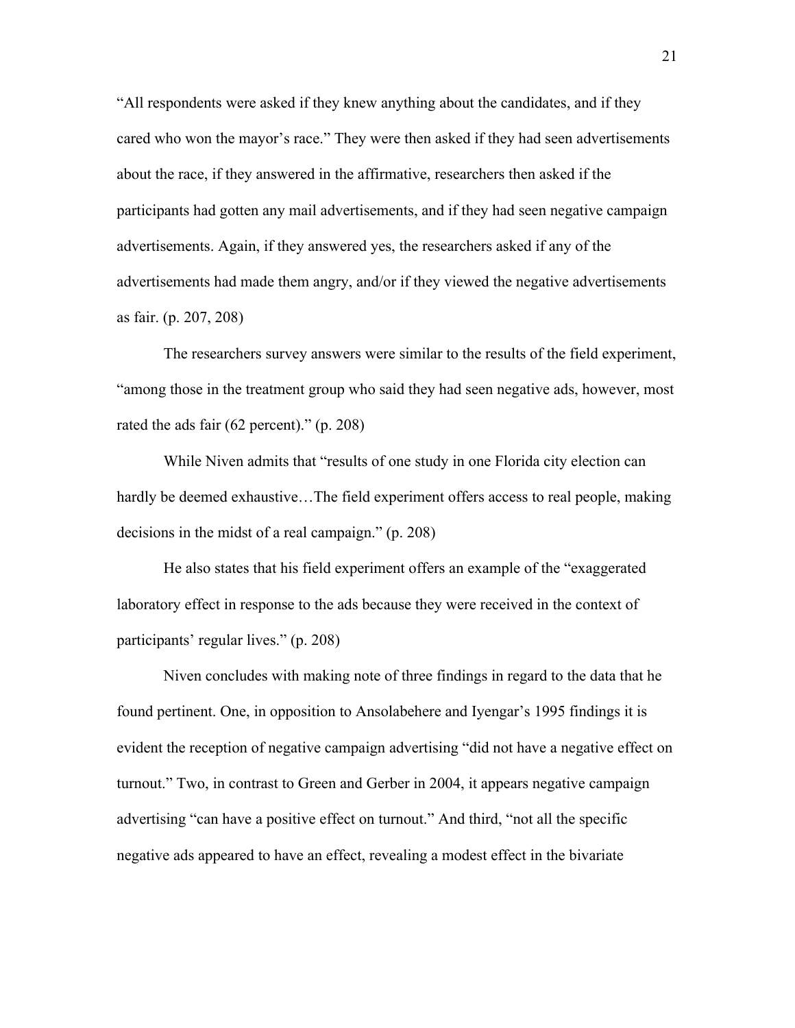"All respondents were asked if they knew anything about the candidates, and if they cared who won the mayor's race." They were then asked if they had seen advertisements about the race, if they answered in the affirmative, researchers then asked if the participants had gotten any mail advertisements, and if they had seen negative campaign advertisements. Again, if they answered yes, the researchers asked if any of the advertisements had made them angry, and/or if they viewed the negative advertisements as fair. (p. 207, 208)

The researchers survey answers were similar to the results of the field experiment, "among those in the treatment group who said they had seen negative ads, however, most rated the ads fair (62 percent)." (p. 208)

While Niven admits that "results of one study in one Florida city election can hardly be deemed exhaustive…The field experiment offers access to real people, making decisions in the midst of a real campaign." (p. 208)

He also states that his field experiment offers an example of the "exaggerated laboratory effect in response to the ads because they were received in the context of participants' regular lives." (p. 208)

Niven concludes with making note of three findings in regard to the data that he found pertinent. One, in opposition to Ansolabehere and Iyengar's 1995 findings it is evident the reception of negative campaign advertising "did not have a negative effect on turnout." Two, in contrast to Green and Gerber in 2004, it appears negative campaign advertising "can have a positive effect on turnout." And third, "not all the specific negative ads appeared to have an effect, revealing a modest effect in the bivariate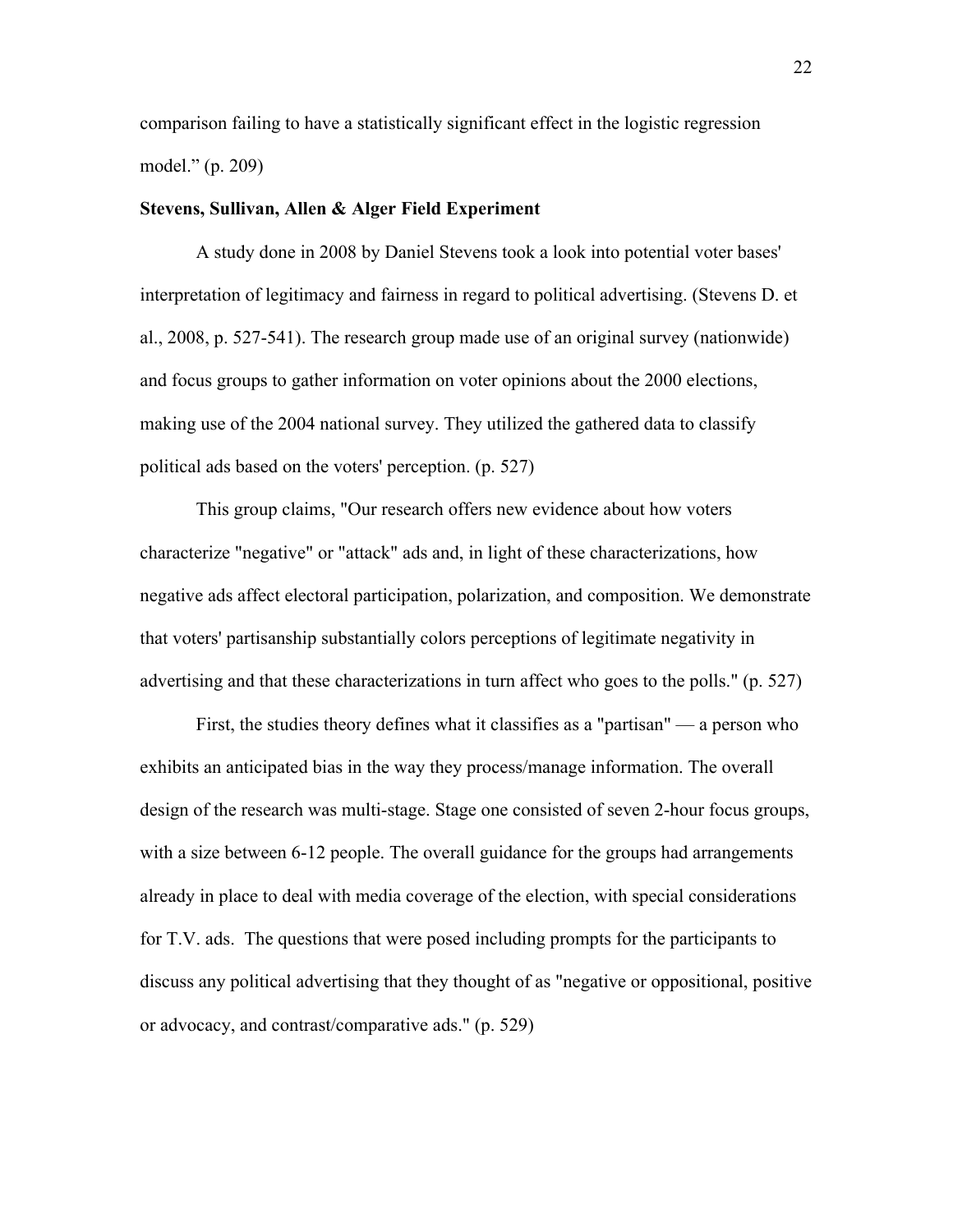comparison failing to have a statistically significant effect in the logistic regression model." (p. 209)

**Stevens, Sullivan, Allen & Alger Field Experiment**

A study done in 2008 by Daniel Stevens took a look into potential voter bases' interpretation of legitimacy and fairness in regard to political advertising. (Stevens D. et al., 2008, p. 527-541). The research group made use of an original survey (nationwide) and focus groups to gather information on voter opinions about the 2000 elections, making use of the 2004 national survey. They utilized the gathered data to classify political ads based on the voters' perception. (p. 527)

This group claims, "Our research offers new evidence about how voters characterize "negative" or "attack" ads and, in light of these characterizations, how negative ads affect electoral participation, polarization, and composition. We demonstrate that voters' partisanship substantially colors perceptions of legitimate negativity in advertising and that these characterizations in turn affect who goes to the polls." (p. 527)

First, the studies theory defines what it classifies as a "partisan" — a person who exhibits an anticipated bias in the way they process/manage information. The overall design of the research was multi-stage. Stage one consisted of seven 2-hour focus groups, with a size between 6-12 people. The overall guidance for the groups had arrangements already in place to deal with media coverage of the election, with special considerations for T.V. ads. The questions that were posed including prompts for the participants to discuss any political advertising that they thought of as "negative or oppositional, positive or advocacy, and contrast/comparative ads." (p. 529)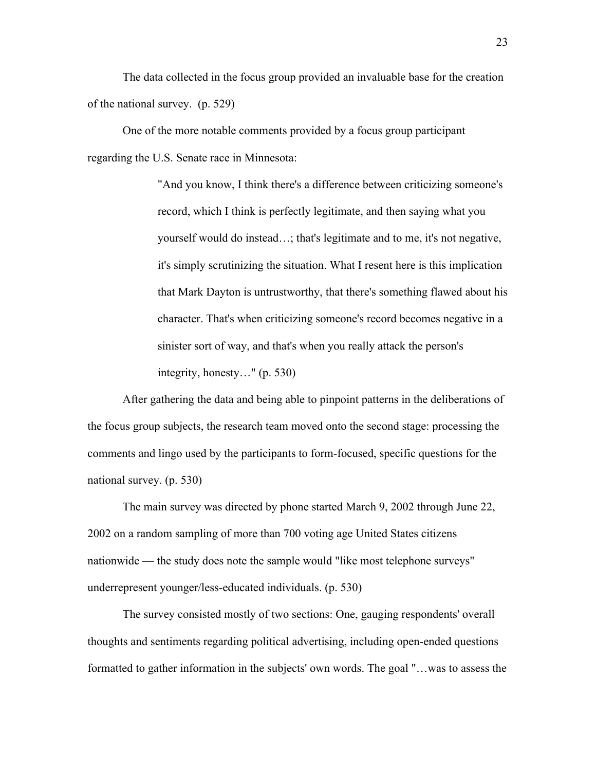The data collected in the focus group provided an invaluable base for the creation of the national survey. (p. 529)

One of the more notable comments provided by a focus group participant regarding the U.S. Senate race in Minnesota:

> "And you know, I think there's a difference between criticizing someone's record, which I think is perfectly legitimate, and then saying what you yourself would do instead…; that's legitimate and to me, it's not negative, it's simply scrutinizing the situation. What I resent here is this implication that Mark Dayton is untrustworthy, that there's something flawed about his character. That's when criticizing someone's record becomes negative in a sinister sort of way, and that's when you really attack the person's integrity, honesty…" (p. 530)

After gathering the data and being able to pinpoint patterns in the deliberations of the focus group subjects, the research team moved onto the second stage: processing the comments and lingo used by the participants to form-focused, specific questions for the national survey. (p. 530)

The main survey was directed by phone started March 9, 2002 through June 22, 2002 on a random sampling of more than 700 voting age United States citizens nationwide — the study does note the sample would "like most telephone surveys" underrepresent younger/less-educated individuals. (p. 530)

The survey consisted mostly of two sections: One, gauging respondents' overall thoughts and sentiments regarding political advertising, including open-ended questions formatted to gather information in the subjects' own words. The goal "…was to assess the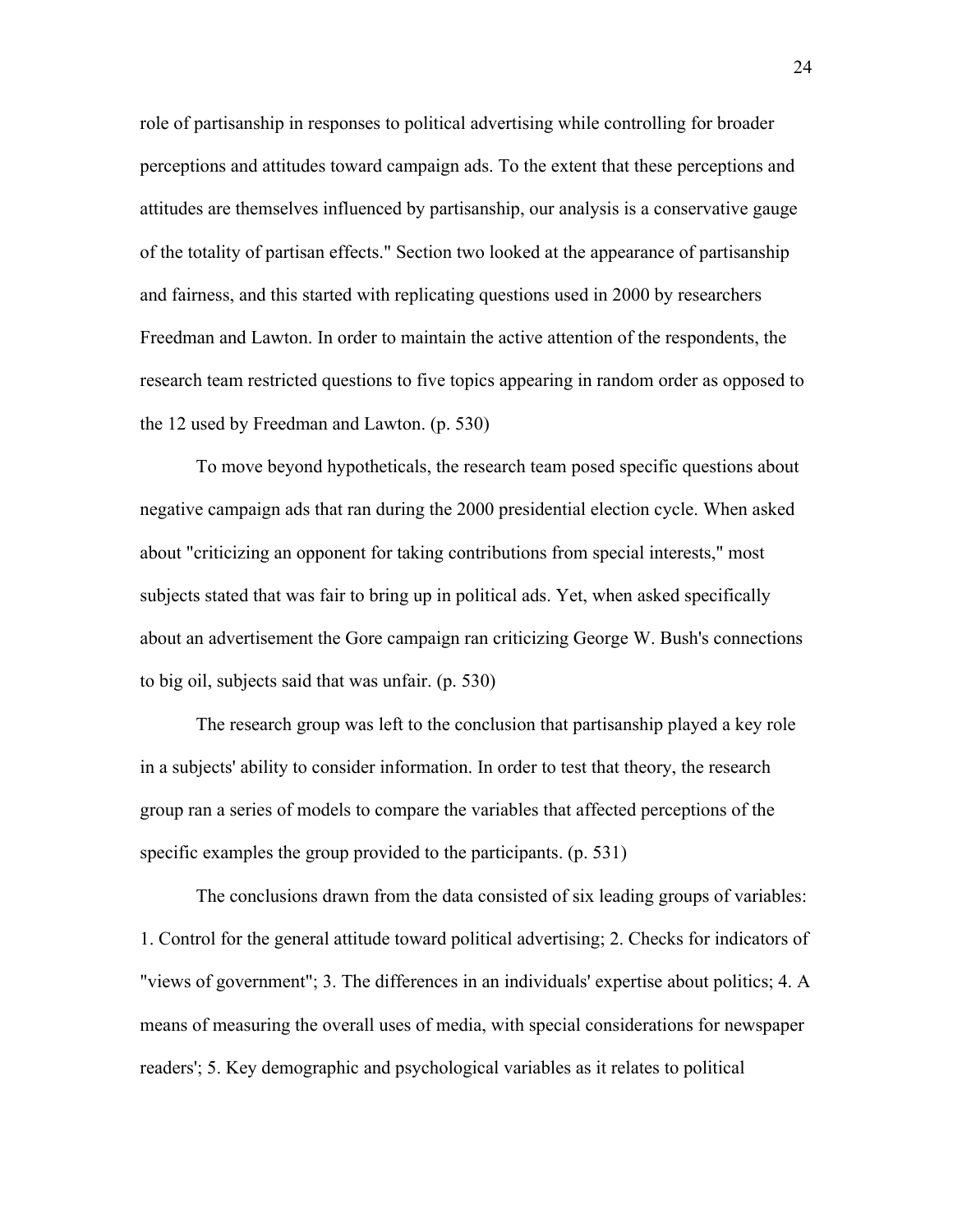role of partisanship in responses to political advertising while controlling for broader perceptions and attitudes toward campaign ads. To the extent that these perceptions and attitudes are themselves influenced by partisanship, our analysis is a conservative gauge of the totality of partisan effects." Section two looked at the appearance of partisanship and fairness, and this started with replicating questions used in 2000 by researchers Freedman and Lawton. In order to maintain the active attention of the respondents, the research team restricted questions to five topics appearing in random order as opposed to the 12 used by Freedman and Lawton. (p. 530)

To move beyond hypotheticals, the research team posed specific questions about negative campaign ads that ran during the 2000 presidential election cycle. When asked about "criticizing an opponent for taking contributions from special interests," most subjects stated that was fair to bring up in political ads. Yet, when asked specifically about an advertisement the Gore campaign ran criticizing George W. Bush's connections to big oil, subjects said that was unfair. (p. 530)

The research group was left to the conclusion that partisanship played a key role in a subjects' ability to consider information. In order to test that theory, the research group ran a series of models to compare the variables that affected perceptions of the specific examples the group provided to the participants. (p. 531)

The conclusions drawn from the data consisted of six leading groups of variables: 1. Control for the general attitude toward political advertising; 2. Checks for indicators of "views of government"; 3. The differences in an individuals' expertise about politics; 4. A means of measuring the overall uses of media, with special considerations for newspaper readers'; 5. Key demographic and psychological variables as it relates to political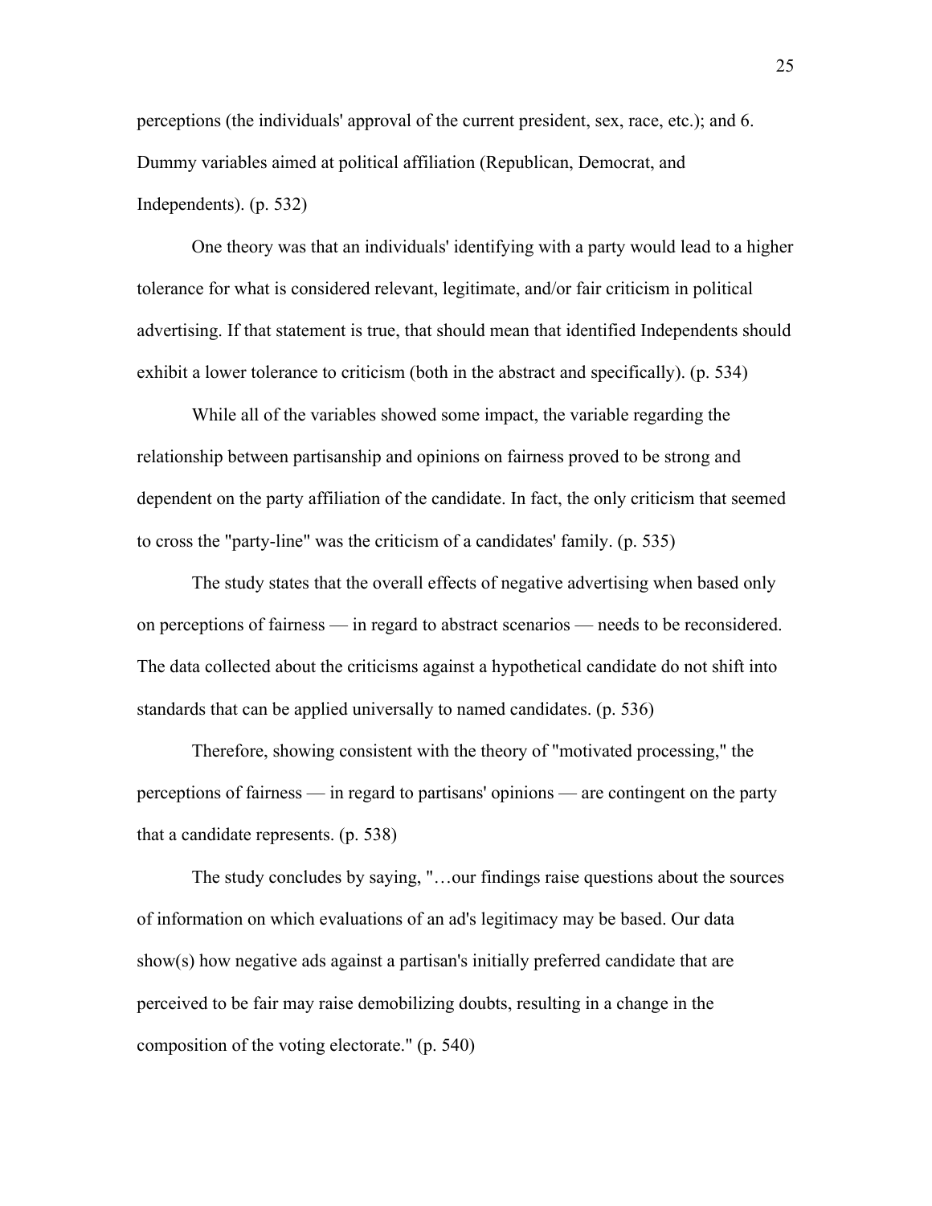perceptions (the individuals' approval of the current president, sex, race, etc.); and 6. Dummy variables aimed at political affiliation (Republican, Democrat, and Independents). (p. 532)

One theory was that an individuals' identifying with a party would lead to a higher tolerance for what is considered relevant, legitimate, and/or fair criticism in political advertising. If that statement is true, that should mean that identified Independents should exhibit a lower tolerance to criticism (both in the abstract and specifically). (p. 534)

While all of the variables showed some impact, the variable regarding the relationship between partisanship and opinions on fairness proved to be strong and dependent on the party affiliation of the candidate. In fact, the only criticism that seemed to cross the "party-line" was the criticism of a candidates' family. (p. 535)

The study states that the overall effects of negative advertising when based only on perceptions of fairness — in regard to abstract scenarios — needs to be reconsidered. The data collected about the criticisms against a hypothetical candidate do not shift into standards that can be applied universally to named candidates. (p. 536)

Therefore, showing consistent with the theory of "motivated processing," the perceptions of fairness — in regard to partisans' opinions — are contingent on the party that a candidate represents. (p. 538)

The study concludes by saying, "…our findings raise questions about the sources of information on which evaluations of an ad's legitimacy may be based. Our data show(s) how negative ads against a partisan's initially preferred candidate that are perceived to be fair may raise demobilizing doubts, resulting in a change in the composition of the voting electorate." (p. 540)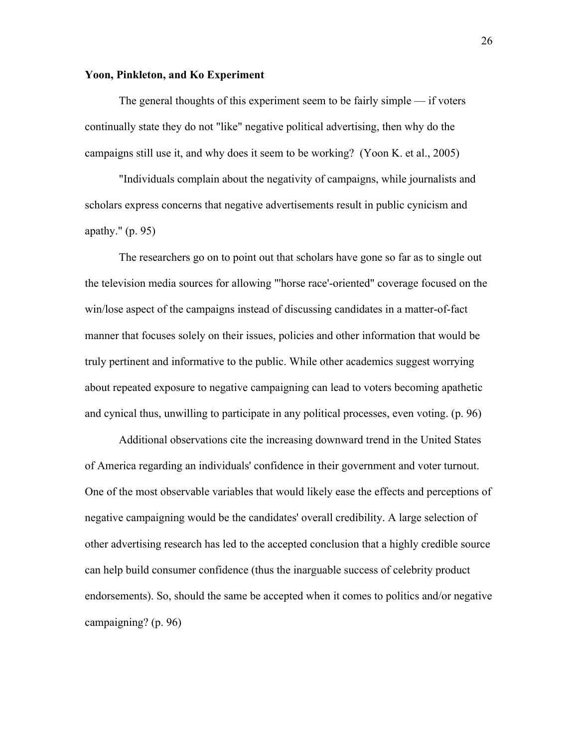**Yoon, Pinkleton, and Ko Experiment**

The general thoughts of this experiment seem to be fairly simple — if voters continually state they do not "like" negative political advertising, then why do the campaigns still use it, and why does it seem to be working? (Yoon K. et al., 2005)

"Individuals complain about the negativity of campaigns, while journalists and scholars express concerns that negative advertisements result in public cynicism and apathy." (p. 95)

The researchers go on to point out that scholars have gone so far as to single out the television media sources for allowing "'horse race'-oriented" coverage focused on the win/lose aspect of the campaigns instead of discussing candidates in a matter-of-fact manner that focuses solely on their issues, policies and other information that would be truly pertinent and informative to the public. While other academics suggest worrying about repeated exposure to negative campaigning can lead to voters becoming apathetic and cynical thus, unwilling to participate in any political processes, even voting. (p. 96)

Additional observations cite the increasing downward trend in the United States of America regarding an individuals' confidence in their government and voter turnout. One of the most observable variables that would likely ease the effects and perceptions of negative campaigning would be the candidates' overall credibility. A large selection of other advertising research has led to the accepted conclusion that a highly credible source can help build consumer confidence (thus the inarguable success of celebrity product endorsements). So, should the same be accepted when it comes to politics and/or negative campaigning? (p. 96)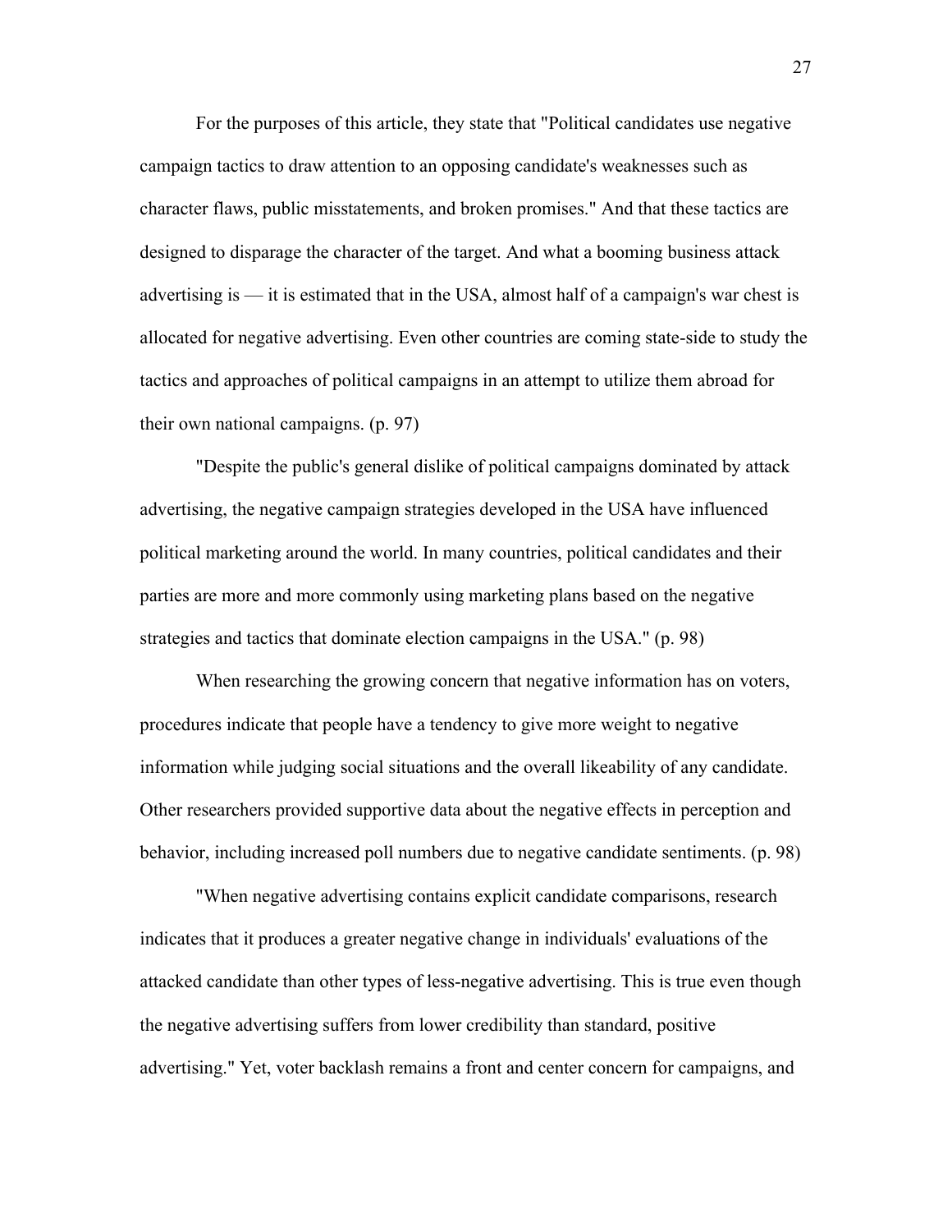For the purposes of this article, they state that "Political candidates use negative campaign tactics to draw attention to an opposing candidate's weaknesses such as character flaws, public misstatements, and broken promises." And that these tactics are designed to disparage the character of the target. And what a booming business attack advertising is — it is estimated that in the USA, almost half of a campaign's war chest is allocated for negative advertising. Even other countries are coming state-side to study the tactics and approaches of political campaigns in an attempt to utilize them abroad for their own national campaigns. (p. 97)

"Despite the public's general dislike of political campaigns dominated by attack advertising, the negative campaign strategies developed in the USA have influenced political marketing around the world. In many countries, political candidates and their parties are more and more commonly using marketing plans based on the negative strategies and tactics that dominate election campaigns in the USA." (p. 98)

When researching the growing concern that negative information has on voters, procedures indicate that people have a tendency to give more weight to negative information while judging social situations and the overall likeability of any candidate. Other researchers provided supportive data about the negative effects in perception and behavior, including increased poll numbers due to negative candidate sentiments. (p. 98)

"When negative advertising contains explicit candidate comparisons, research indicates that it produces a greater negative change in individuals' evaluations of the attacked candidate than other types of less-negative advertising. This is true even though the negative advertising suffers from lower credibility than standard, positive advertising." Yet, voter backlash remains a front and center concern for campaigns, and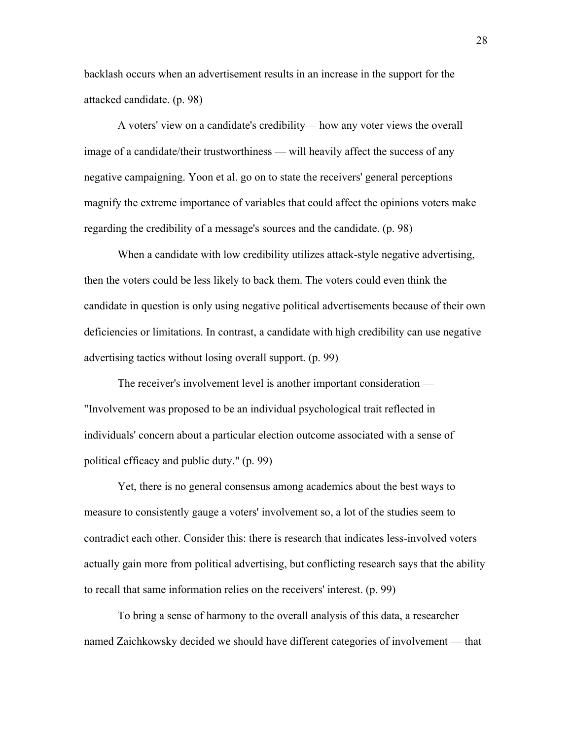backlash occurs when an advertisement results in an increase in the support for the attacked candidate. (p. 98)

A voters' view on a candidate's credibility— how any voter views the overall image of a candidate/their trustworthiness — will heavily affect the success of any negative campaigning. Yoon et al. go on to state the receivers' general perceptions magnify the extreme importance of variables that could affect the opinions voters make regarding the credibility of a message's sources and the candidate. (p. 98)

When a candidate with low credibility utilizes attack-style negative advertising, then the voters could be less likely to back them. The voters could even think the candidate in question is only using negative political advertisements because of their own deficiencies or limitations. In contrast, a candidate with high credibility can use negative advertising tactics without losing overall support. (p. 99)

The receiver's involvement level is another important consideration — "Involvement was proposed to be an individual psychological trait reflected in individuals' concern about a particular election outcome associated with a sense of political efficacy and public duty." (p. 99)

Yet, there is no general consensus among academics about the best ways to measure to consistently gauge a voters' involvement so, a lot of the studies seem to contradict each other. Consider this: there is research that indicates less-involved voters actually gain more from political advertising, but conflicting research says that the ability to recall that same information relies on the receivers' interest. (p. 99)

To bring a sense of harmony to the overall analysis of this data, a researcher named Zaichkowsky decided we should have different categories of involvement — that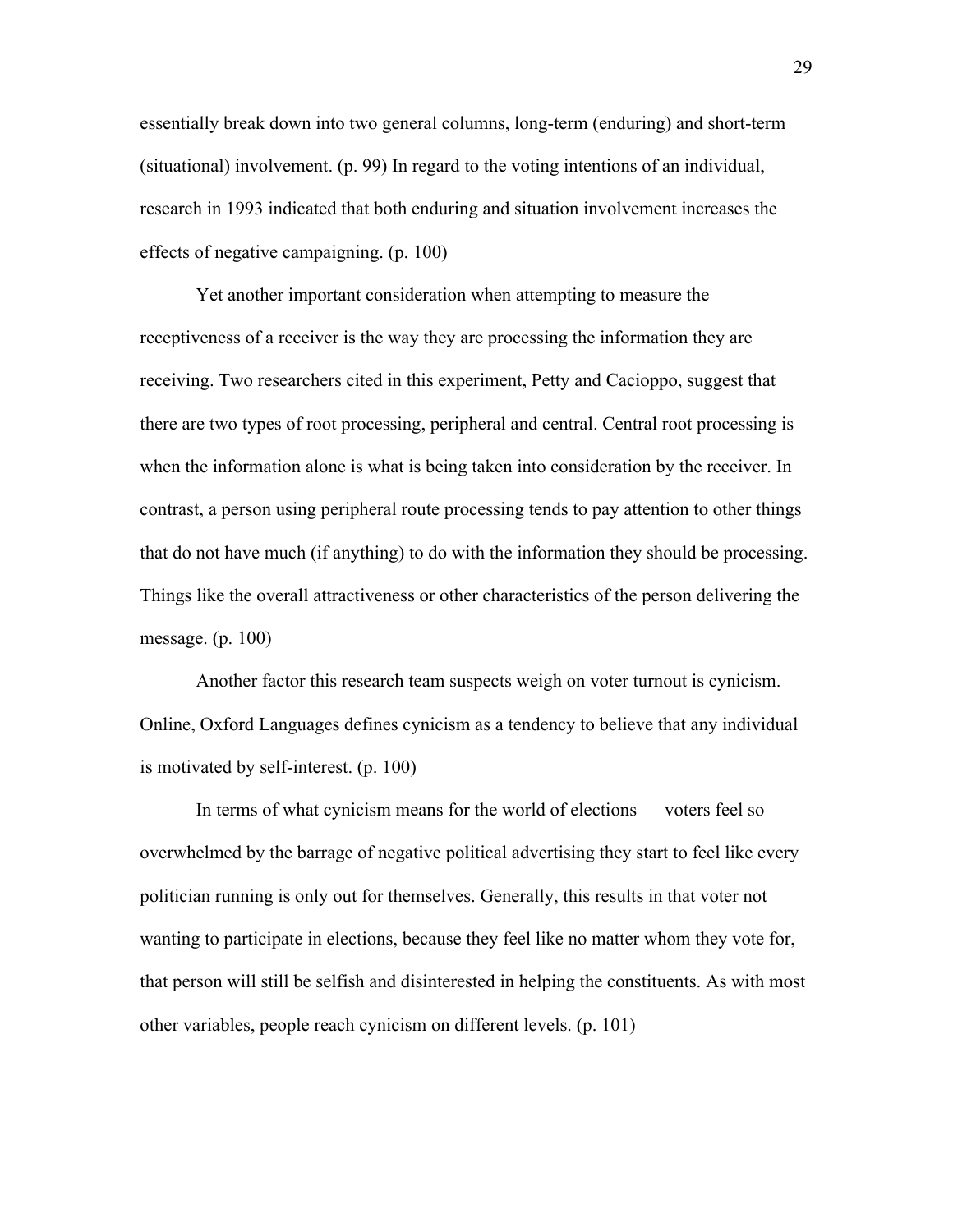essentially break down into two general columns, long-term (enduring) and short-term (situational) involvement. (p. 99) In regard to the voting intentions of an individual, research in 1993 indicated that both enduring and situation involvement increases the effects of negative campaigning. (p. 100)

Yet another important consideration when attempting to measure the receptiveness of a receiver is the way they are processing the information they are receiving. Two researchers cited in this experiment, Petty and Cacioppo, suggest that there are two types of root processing, peripheral and central. Central root processing is when the information alone is what is being taken into consideration by the receiver. In contrast, a person using peripheral route processing tends to pay attention to other things that do not have much (if anything) to do with the information they should be processing. Things like the overall attractiveness or other characteristics of the person delivering the message. (p. 100)

Another factor this research team suspects weigh on voter turnout is cynicism. Online, Oxford Languages defines cynicism as a tendency to believe that any individual is motivated by self-interest. (p. 100)

In terms of what cynicism means for the world of elections — voters feel so overwhelmed by the barrage of negative political advertising they start to feel like every politician running is only out for themselves. Generally, this results in that voter not wanting to participate in elections, because they feel like no matter whom they vote for, that person will still be selfish and disinterested in helping the constituents. As with most other variables, people reach cynicism on different levels. (p. 101)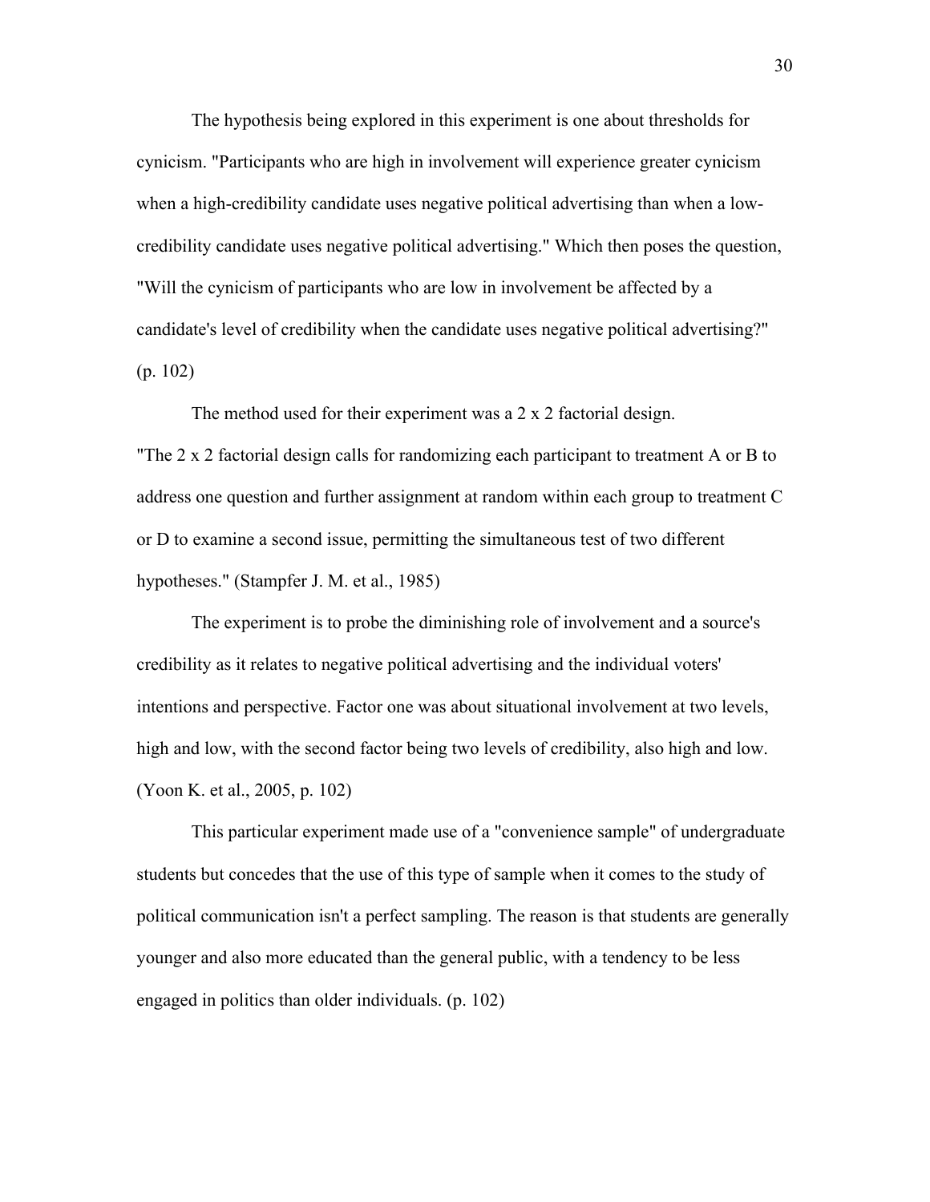The hypothesis being explored in this experiment is one about thresholds for cynicism. "Participants who are high in involvement will experience greater cynicism when a high-credibility candidate uses negative political advertising than when a low-credibility candidate uses negative political advertising." Which then poses the question, "Will the cynicism of participants who are low in involvement be affected by a candidate's level of credibility when the candidate uses negative political advertising?" (p. 102)

The method used for their experiment was a 2 x 2 factorial design. "The 2 x 2 factorial design calls for randomizing each participant to treatment A or B to address one question and further assignment at random within each group to treatment C or D to examine a second issue, permitting the simultaneous test of two different hypotheses." (Stampfer J. M. et al., 1985)

The experiment is to probe the diminishing role of involvement and a source's credibility as it relates to negative political advertising and the individual voters' intentions and perspective. Factor one was about situational involvement at two levels, high and low, with the second factor being two levels of credibility, also high and low. (Yoon K. et al., 2005, p. 102)

This particular experiment made use of a "convenience sample" of undergraduate students but concedes that the use of this type of sample when it comes to the study of political communication isn't a perfect sampling. The reason is that students are generally younger and also more educated than the general public, with a tendency to be less engaged in politics than older individuals. (p. 102)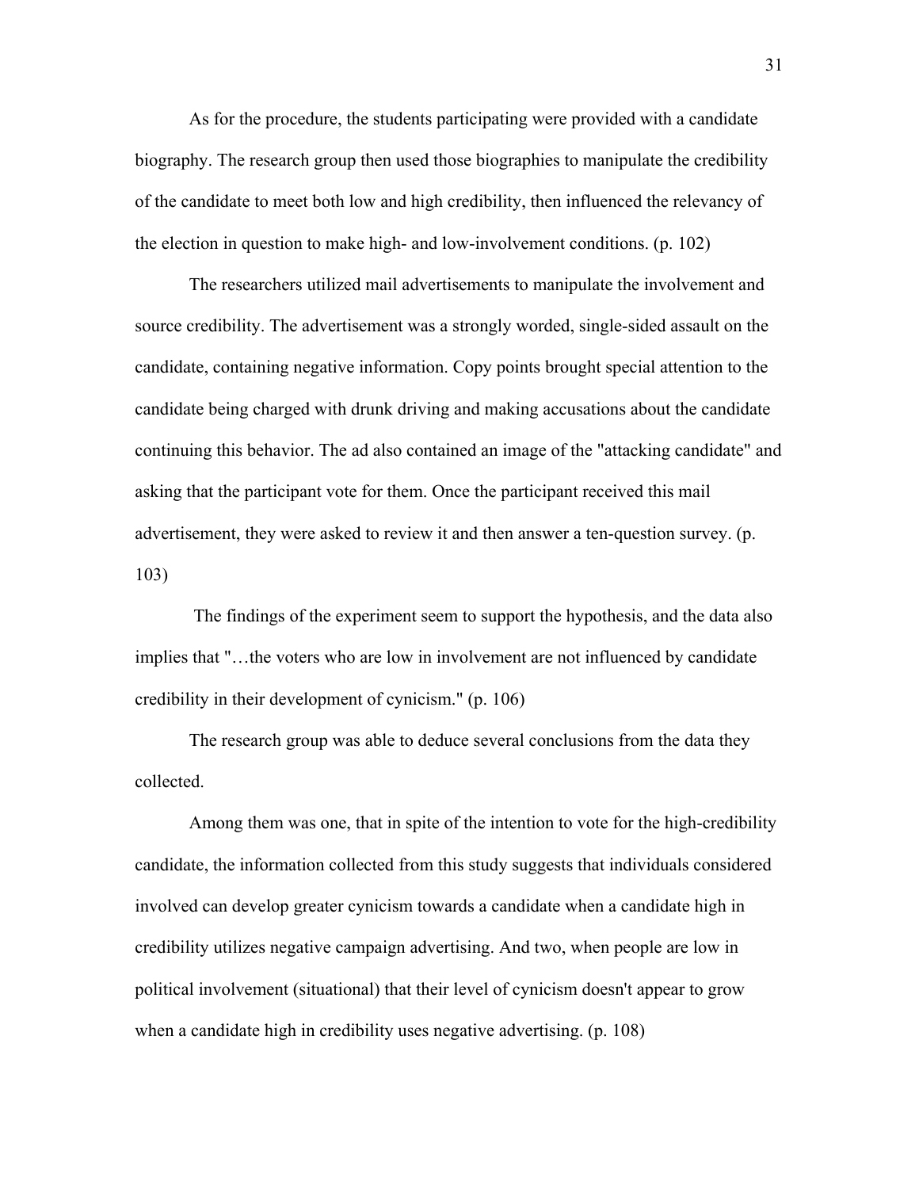As for the procedure, the students participating were provided with a candidate biography. The research group then used those biographies to manipulate the credibility of the candidate to meet both low and high credibility, then influenced the relevancy of the election in question to make high- and low-involvement conditions. (p. 102)

The researchers utilized mail advertisements to manipulate the involvement and source credibility. The advertisement was a strongly worded, single-sided assault on the candidate, containing negative information. Copy points brought special attention to the candidate being charged with drunk driving and making accusations about the candidate continuing this behavior. The ad also contained an image of the "attacking candidate" and asking that the participant vote for them. Once the participant received this mail advertisement, they were asked to review it and then answer a ten-question survey. (p. 103)

The findings of the experiment seem to support the hypothesis, and the data also implies that "…the voters who are low in involvement are not influenced by candidate credibility in their development of cynicism." (p. 106)

The research group was able to deduce several conclusions from the data they collected.

Among them was one, that in spite of the intention to vote for the high-credibility candidate, the information collected from this study suggests that individuals considered involved can develop greater cynicism towards a candidate when a candidate high in credibility utilizes negative campaign advertising. And two, when people are low in political involvement (situational) that their level of cynicism doesn't appear to grow when a candidate high in credibility uses negative advertising. (p. 108)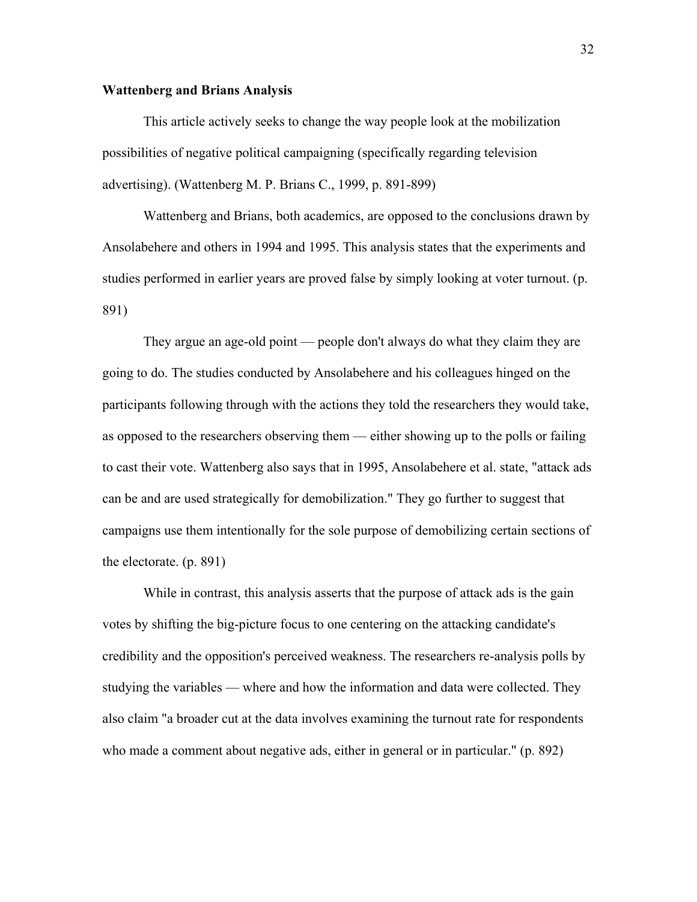**Wattenberg and Brians Analysis**

This article actively seeks to change the way people look at the mobilization possibilities of negative political campaigning (specifically regarding television advertising). (Wattenberg M. P. Brians C., 1999, p. 891-899)

Wattenberg and Brians, both academics, are opposed to the conclusions drawn by Ansolabehere and others in 1994 and 1995. This analysis states that the experiments and studies performed in earlier years are proved false by simply looking at voter turnout. (p. 891)

They argue an age-old point — people don't always do what they claim they are going to do. The studies conducted by Ansolabehere and his colleagues hinged on the participants following through with the actions they told the researchers they would take, as opposed to the researchers observing them — either showing up to the polls or failing to cast their vote. Wattenberg also says that in 1995, Ansolabehere et al. state, "attack ads can be and are used strategically for demobilization." They go further to suggest that campaigns use them intentionally for the sole purpose of demobilizing certain sections of the electorate. (p. 891)

While in contrast, this analysis asserts that the purpose of attack ads is the gain votes by shifting the big-picture focus to one centering on the attacking candidate's credibility and the opposition's perceived weakness. The researchers re-analysis polls by studying the variables — where and how the information and data were collected. They also claim "a broader cut at the data involves examining the turnout rate for respondents who made a comment about negative ads, either in general or in particular." (p. 892)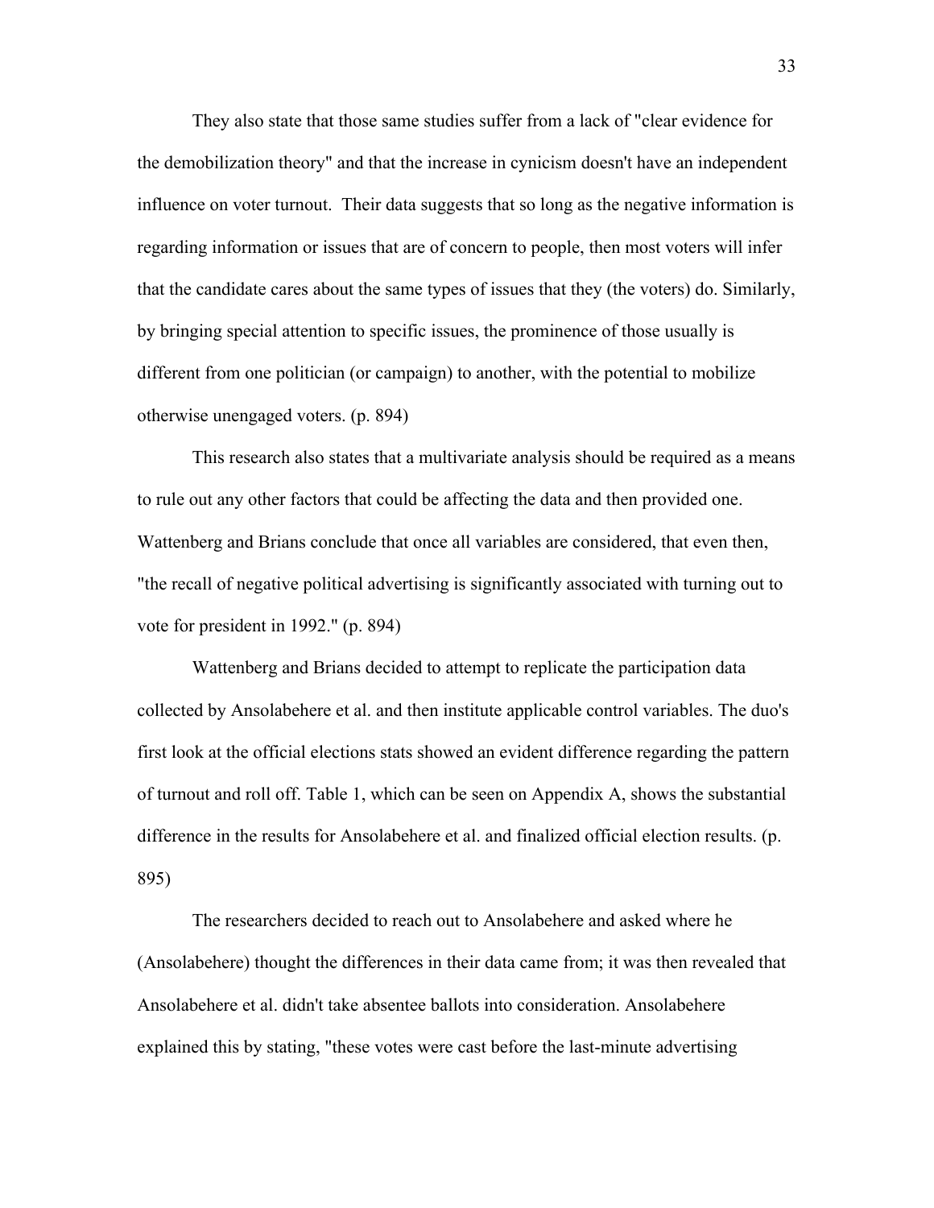They also state that those same studies suffer from a lack of "clear evidence for the demobilization theory" and that the increase in cynicism doesn't have an independent influence on voter turnout. Their data suggests that so long as the negative information is regarding information or issues that are of concern to people, then most voters will infer that the candidate cares about the same types of issues that they (the voters) do. Similarly, by bringing special attention to specific issues, the prominence of those usually is different from one politician (or campaign) to another, with the potential to mobilize otherwise unengaged voters. (p. 894)

This research also states that a multivariate analysis should be required as a means to rule out any other factors that could be affecting the data and then provided one. Wattenberg and Brians conclude that once all variables are considered, that even then, "the recall of negative political advertising is significantly associated with turning out to vote for president in 1992." (p. 894)

Wattenberg and Brians decided to attempt to replicate the participation data collected by Ansolabehere et al. and then institute applicable control variables. The duo's first look at the official elections stats showed an evident difference regarding the pattern of turnout and roll off. Table 1, which can be seen on Appendix A, shows the substantial difference in the results for Ansolabehere et al. and finalized official election results. (p. 895)

The researchers decided to reach out to Ansolabehere and asked where he (Ansolabehere) thought the differences in their data came from; it was then revealed that Ansolabehere et al. didn't take absentee ballots into consideration. Ansolabehere explained this by stating, "these votes were cast before the last-minute advertising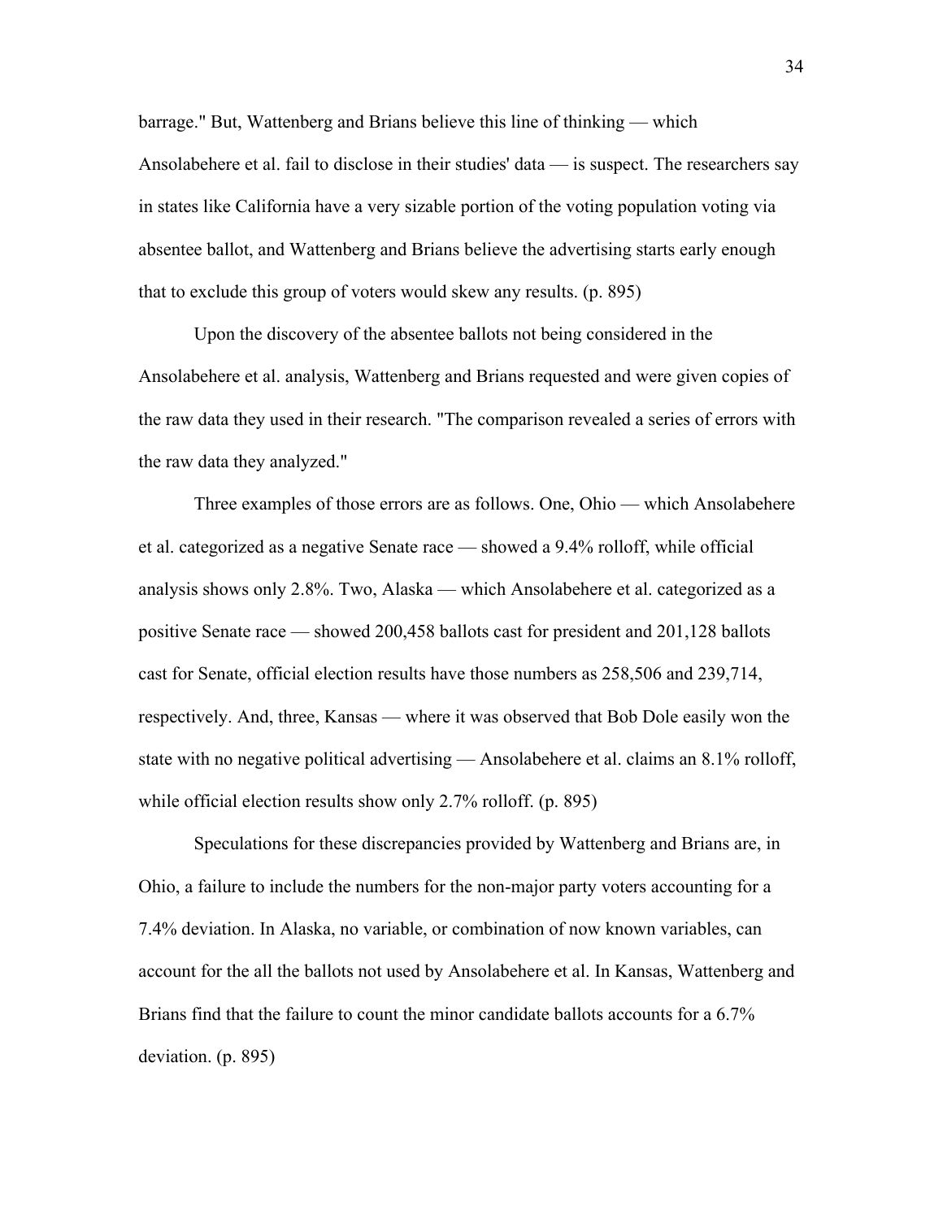barrage." But, Wattenberg and Brians believe this line of thinking — which Ansolabehere et al. fail to disclose in their studies' data — is suspect. The researchers say in states like California have a very sizable portion of the voting population voting via absentee ballot, and Wattenberg and Brians believe the advertising starts early enough that to exclude this group of voters would skew any results. (p. 895)

Upon the discovery of the absentee ballots not being considered in the Ansolabehere et al. analysis, Wattenberg and Brians requested and were given copies of the raw data they used in their research. "The comparison revealed a series of errors with the raw data they analyzed."

Three examples of those errors are as follows. One, Ohio — which Ansolabehere et al. categorized as a negative Senate race — showed a 9.4% rolloff, while official analysis shows only 2.8%. Two, Alaska — which Ansolabehere et al. categorized as a positive Senate race — showed 200,458 ballots cast for president and 201,128 ballots cast for Senate, official election results have those numbers as 258,506 and 239,714, respectively. And, three, Kansas — where it was observed that Bob Dole easily won the state with no negative political advertising — Ansolabehere et al. claims an 8.1% rolloff, while official election results show only 2.7% rolloff. (p. 895)

Speculations for these discrepancies provided by Wattenberg and Brians are, in Ohio, a failure to include the numbers for the non-major party voters accounting for a 7.4% deviation. In Alaska, no variable, or combination of now known variables, can account for the all the ballots not used by Ansolabehere et al. In Kansas, Wattenberg and Brians find that the failure to count the minor candidate ballots accounts for a 6.7% deviation. (p. 895)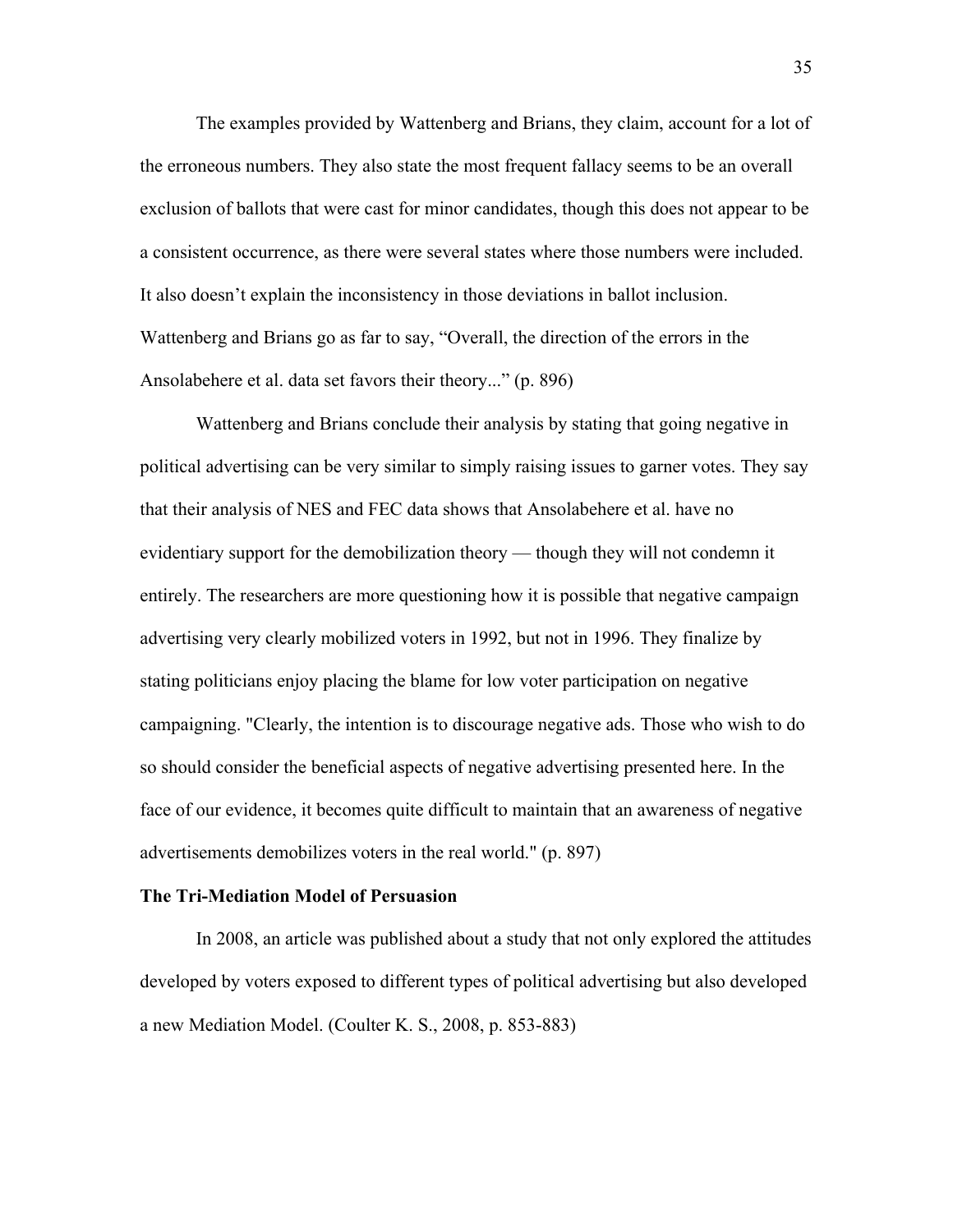The examples provided by Wattenberg and Brians, they claim, account for a lot of the erroneous numbers. They also state the most frequent fallacy seems to be an overall exclusion of ballots that were cast for minor candidates, though this does not appear to be a consistent occurrence, as there were several states where those numbers were included. It also doesn't explain the inconsistency in those deviations in ballot inclusion. Wattenberg and Brians go as far to say, "Overall, the direction of the errors in the Ansolabehere et al. data set favors their theory..." (p. 896)

Wattenberg and Brians conclude their analysis by stating that going negative in political advertising can be very similar to simply raising issues to garner votes. They say that their analysis of NES and FEC data shows that Ansolabehere et al. have no evidentiary support for the demobilization theory — though they will not condemn it entirely. The researchers are more questioning how it is possible that negative campaign advertising very clearly mobilized voters in 1992, but not in 1996. They finalize by stating politicians enjoy placing the blame for low voter participation on negative campaigning. "Clearly, the intention is to discourage negative ads. Those who wish to do so should consider the beneficial aspects of negative advertising presented here. In the face of our evidence, it becomes quite difficult to maintain that an awareness of negative advertisements demobilizes voters in the real world." (p. 897)

**The Tri-Mediation Model of Persuasion**

In 2008, an article was published about a study that not only explored the attitudes developed by voters exposed to different types of political advertising but also developed a new Mediation Model. (Coulter K. S., 2008, p. 853-883)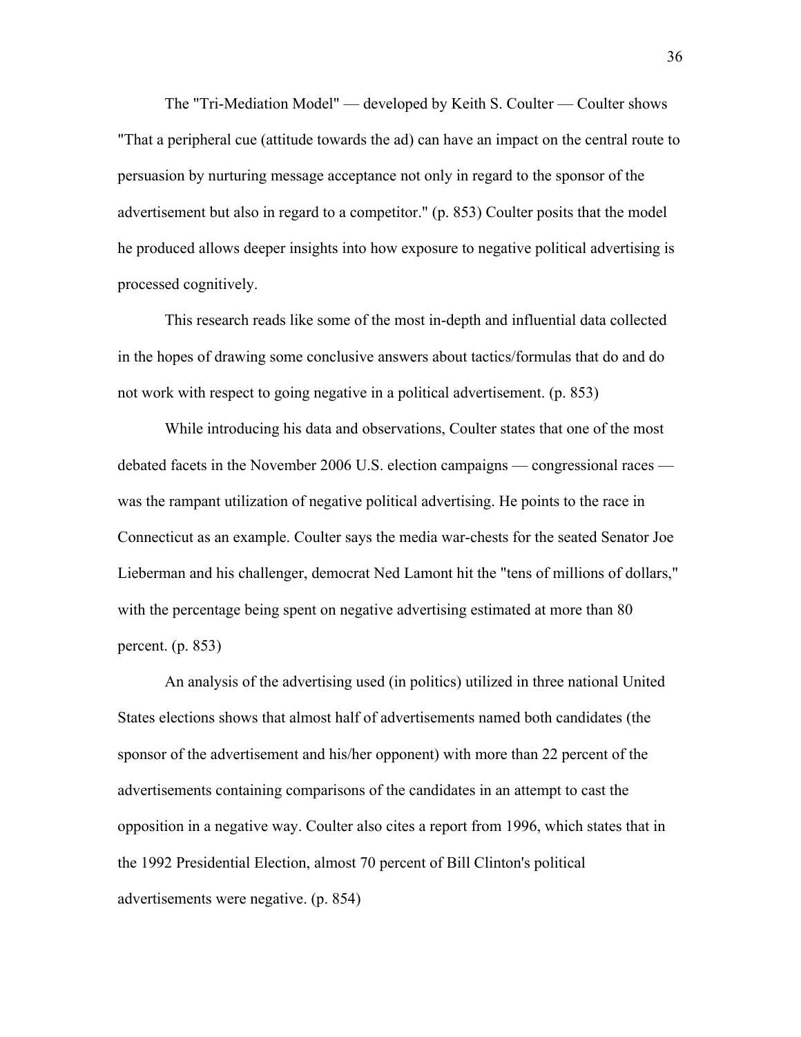The "Tri-Mediation Model" — developed by Keith S. Coulter — Coulter shows "That a peripheral cue (attitude towards the ad) can have an impact on the central route to persuasion by nurturing message acceptance not only in regard to the sponsor of the advertisement but also in regard to a competitor." (p. 853) Coulter posits that the model he produced allows deeper insights into how exposure to negative political advertising is processed cognitively.

This research reads like some of the most in-depth and influential data collected in the hopes of drawing some conclusive answers about tactics/formulas that do and do not work with respect to going negative in a political advertisement. (p. 853)

While introducing his data and observations, Coulter states that one of the most debated facets in the November 2006 U.S. election campaigns — congressional races — was the rampant utilization of negative political advertising. He points to the race in Connecticut as an example. Coulter says the media war-chests for the seated Senator Joe Lieberman and his challenger, democrat Ned Lamont hit the "tens of millions of dollars," with the percentage being spent on negative advertising estimated at more than 80 percent. (p. 853)

An analysis of the advertising used (in politics) utilized in three national United States elections shows that almost half of advertisements named both candidates (the sponsor of the advertisement and his/her opponent) with more than 22 percent of the advertisements containing comparisons of the candidates in an attempt to cast the opposition in a negative way. Coulter also cites a report from 1996, which states that in the 1992 Presidential Election, almost 70 percent of Bill Clinton's political advertisements were negative. (p. 854)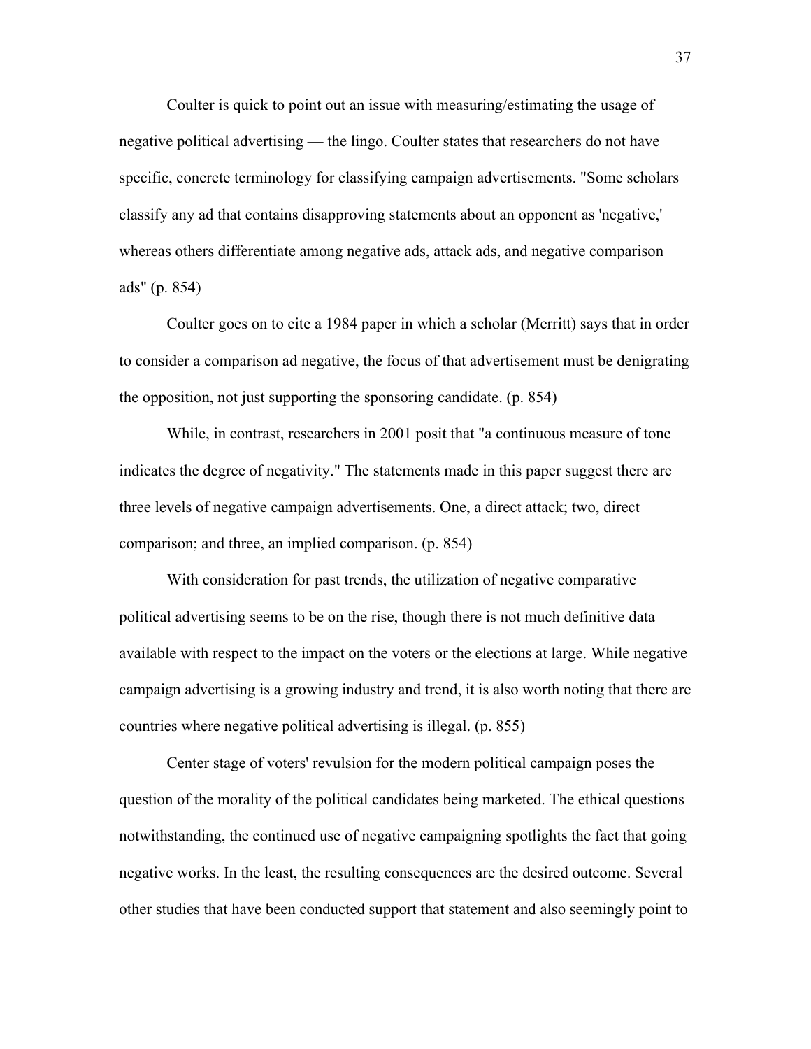Coulter is quick to point out an issue with measuring/estimating the usage of negative political advertising — the lingo. Coulter states that researchers do not have specific, concrete terminology for classifying campaign advertisements. "Some scholars classify any ad that contains disapproving statements about an opponent as 'negative,' whereas others differentiate among negative ads, attack ads, and negative comparison ads" (p. 854)

Coulter goes on to cite a 1984 paper in which a scholar (Merritt) says that in order to consider a comparison ad negative, the focus of that advertisement must be denigrating the opposition, not just supporting the sponsoring candidate. (p. 854)

While, in contrast, researchers in 2001 posit that "a continuous measure of tone indicates the degree of negativity." The statements made in this paper suggest there are three levels of negative campaign advertisements. One, a direct attack; two, direct comparison; and three, an implied comparison. (p. 854)

With consideration for past trends, the utilization of negative comparative political advertising seems to be on the rise, though there is not much definitive data available with respect to the impact on the voters or the elections at large. While negative campaign advertising is a growing industry and trend, it is also worth noting that there are countries where negative political advertising is illegal. (p. 855)

Center stage of voters' revulsion for the modern political campaign poses the question of the morality of the political candidates being marketed. The ethical questions notwithstanding, the continued use of negative campaigning spotlights the fact that going negative works. In the least, the resulting consequences are the desired outcome. Several other studies that have been conducted support that statement and also seemingly point to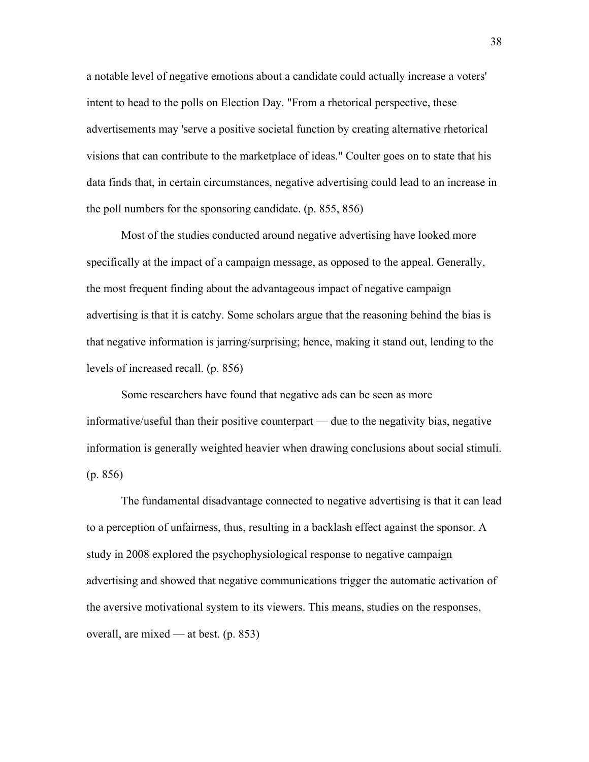a notable level of negative emotions about a candidate could actually increase a voters' intent to head to the polls on Election Day. "From a rhetorical perspective, these advertisements may 'serve a positive societal function by creating alternative rhetorical visions that can contribute to the marketplace of ideas." Coulter goes on to state that his data finds that, in certain circumstances, negative advertising could lead to an increase in the poll numbers for the sponsoring candidate. (p. 855, 856)

Most of the studies conducted around negative advertising have looked more specifically at the impact of a campaign message, as opposed to the appeal. Generally, the most frequent finding about the advantageous impact of negative campaign advertising is that it is catchy. Some scholars argue that the reasoning behind the bias is that negative information is jarring/surprising; hence, making it stand out, lending to the levels of increased recall. (p. 856)

Some researchers have found that negative ads can be seen as more informative/useful than their positive counterpart — due to the negativity bias, negative information is generally weighted heavier when drawing conclusions about social stimuli. (p. 856)

The fundamental disadvantage connected to negative advertising is that it can lead to a perception of unfairness, thus, resulting in a backlash effect against the sponsor. A study in 2008 explored the psychophysiological response to negative campaign advertising and showed that negative communications trigger the automatic activation of the aversive motivational system to its viewers. This means, studies on the responses, overall, are mixed — at best. (p. 853)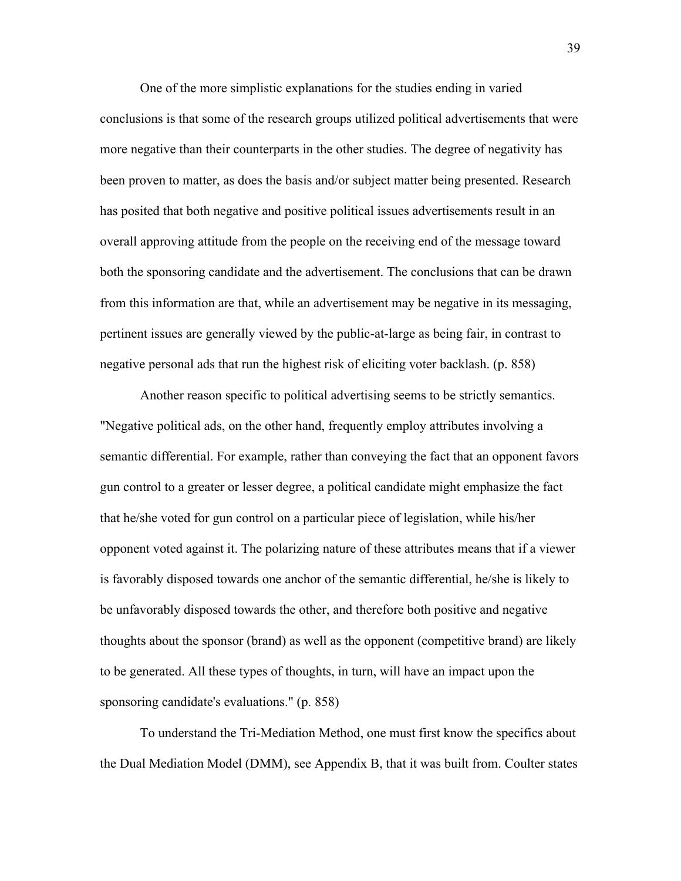One of the more simplistic explanations for the studies ending in varied conclusions is that some of the research groups utilized political advertisements that were more negative than their counterparts in the other studies. The degree of negativity has been proven to matter, as does the basis and/or subject matter being presented. Research has posited that both negative and positive political issues advertisements result in an overall approving attitude from the people on the receiving end of the message toward both the sponsoring candidate and the advertisement. The conclusions that can be drawn from this information are that, while an advertisement may be negative in its messaging, pertinent issues are generally viewed by the public-at-large as being fair, in contrast to negative personal ads that run the highest risk of eliciting voter backlash. (p. 858)

Another reason specific to political advertising seems to be strictly semantics. "Negative political ads, on the other hand, frequently employ attributes involving a semantic differential. For example, rather than conveying the fact that an opponent favors gun control to a greater or lesser degree, a political candidate might emphasize the fact that he/she voted for gun control on a particular piece of legislation, while his/her opponent voted against it. The polarizing nature of these attributes means that if a viewer is favorably disposed towards one anchor of the semantic differential, he/she is likely to be unfavorably disposed towards the other, and therefore both positive and negative thoughts about the sponsor (brand) as well as the opponent (competitive brand) are likely to be generated. All these types of thoughts, in turn, will have an impact upon the sponsoring candidate's evaluations." (p. 858)

To understand the Tri-Mediation Method, one must first know the specifics about the Dual Mediation Model (DMM), see Appendix B, that it was built from. Coulter states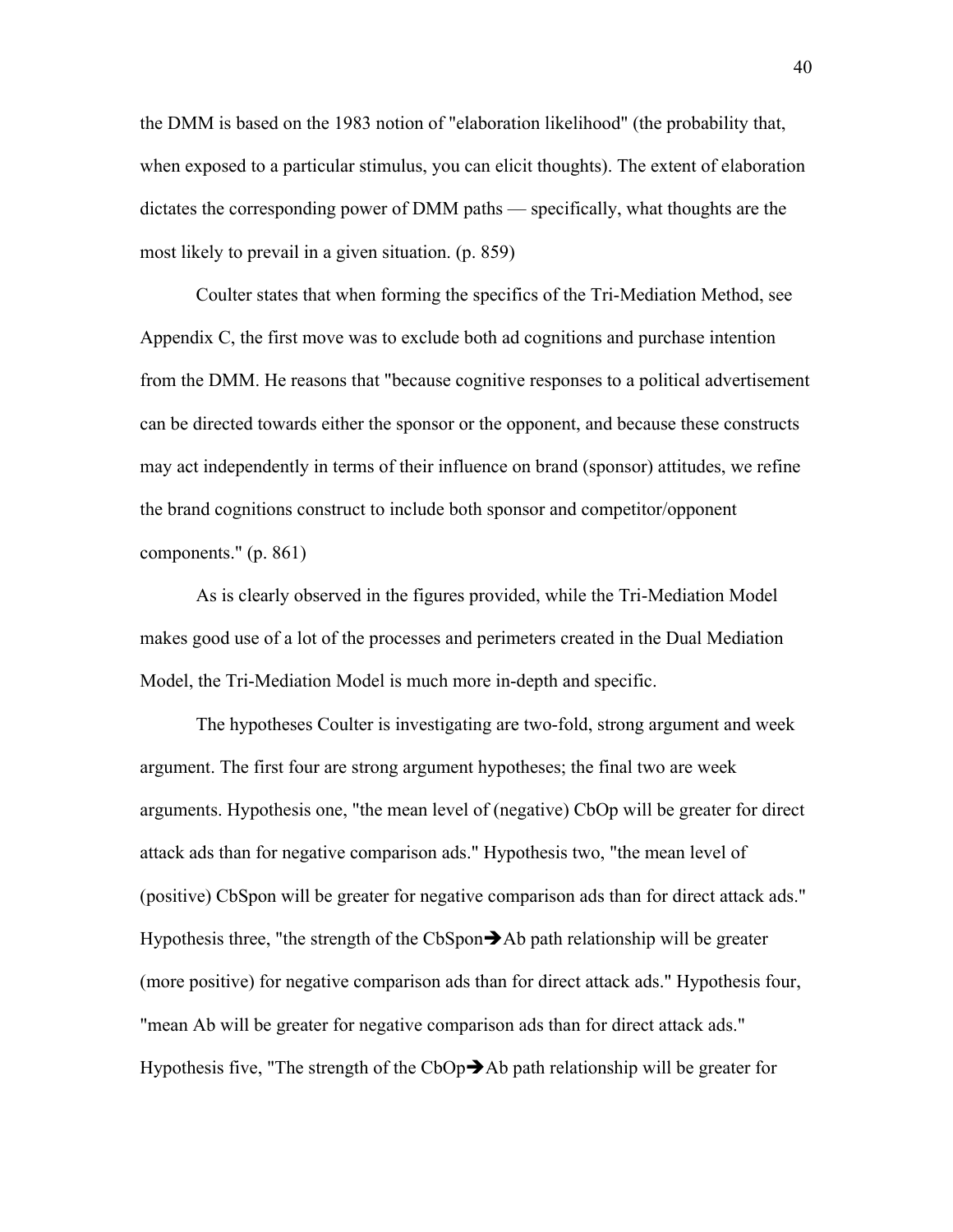the DMM is based on the 1983 notion of "elaboration likelihood" (the probability that, when exposed to a particular stimulus, you can elicit thoughts). The extent of elaboration dictates the corresponding power of DMM paths — specifically, what thoughts are the most likely to prevail in a given situation. (p. 859)

Coulter states that when forming the specifics of the Tri-Mediation Method, see Appendix C, the first move was to exclude both ad cognitions and purchase intention from the DMM. He reasons that "because cognitive responses to a political advertisement can be directed towards either the sponsor or the opponent, and because these constructs may act independently in terms of their influence on brand (sponsor) attitudes, we refine the brand cognitions construct to include both sponsor and competitor/opponent components." (p. 861)

As is clearly observed in the figures provided, while the Tri-Mediation Model makes good use of a lot of the processes and perimeters created in the Dual Mediation Model, the Tri-Mediation Model is much more in-depth and specific.

The hypotheses Coulter is investigating are two-fold, strong argument and week argument. The first four are strong argument hypotheses; the final two are week arguments. Hypothesis one, "the mean level of (negative) CbOp will be greater for direct attack ads than for negative comparison ads." Hypothesis two, "the mean level of (positive) CbSpon will be greater for negative comparison ads than for direct attack ads." Hypothesis three, "the strength of the CbSpon➔Ab path relationship will be greater (more positive) for negative comparison ads than for direct attack ads." Hypothesis four, "mean Ab will be greater for negative comparison ads than for direct attack ads." Hypothesis five, "The strength of the CbOp➔Ab path relationship will be greater for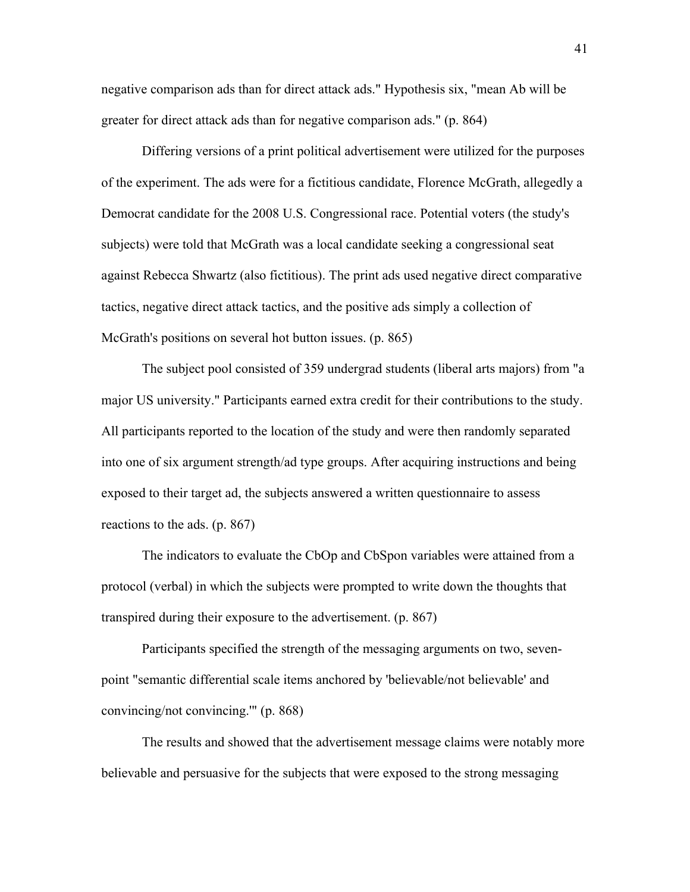negative comparison ads than for direct attack ads." Hypothesis six, "mean Ab will be greater for direct attack ads than for negative comparison ads." (p. 864)

Differing versions of a print political advertisement were utilized for the purposes of the experiment. The ads were for a fictitious candidate, Florence McGrath, allegedly a Democrat candidate for the 2008 U.S. Congressional race. Potential voters (the study's subjects) were told that McGrath was a local candidate seeking a congressional seat against Rebecca Shwartz (also fictitious). The print ads used negative direct comparative tactics, negative direct attack tactics, and the positive ads simply a collection of McGrath's positions on several hot button issues. (p. 865)

The subject pool consisted of 359 undergrad students (liberal arts majors) from "a major US university." Participants earned extra credit for their contributions to the study. All participants reported to the location of the study and were then randomly separated into one of six argument strength/ad type groups. After acquiring instructions and being exposed to their target ad, the subjects answered a written questionnaire to assess reactions to the ads. (p. 867)

The indicators to evaluate the CbOp and CbSpon variables were attained from a protocol (verbal) in which the subjects were prompted to write down the thoughts that transpired during their exposure to the advertisement. (p. 867)

Participants specified the strength of the messaging arguments on two, seven-point "semantic differential scale items anchored by 'believable/not believable' and convincing/not convincing.'" (p. 868)

The results and showed that the advertisement message claims were notably more believable and persuasive for the subjects that were exposed to the strong messaging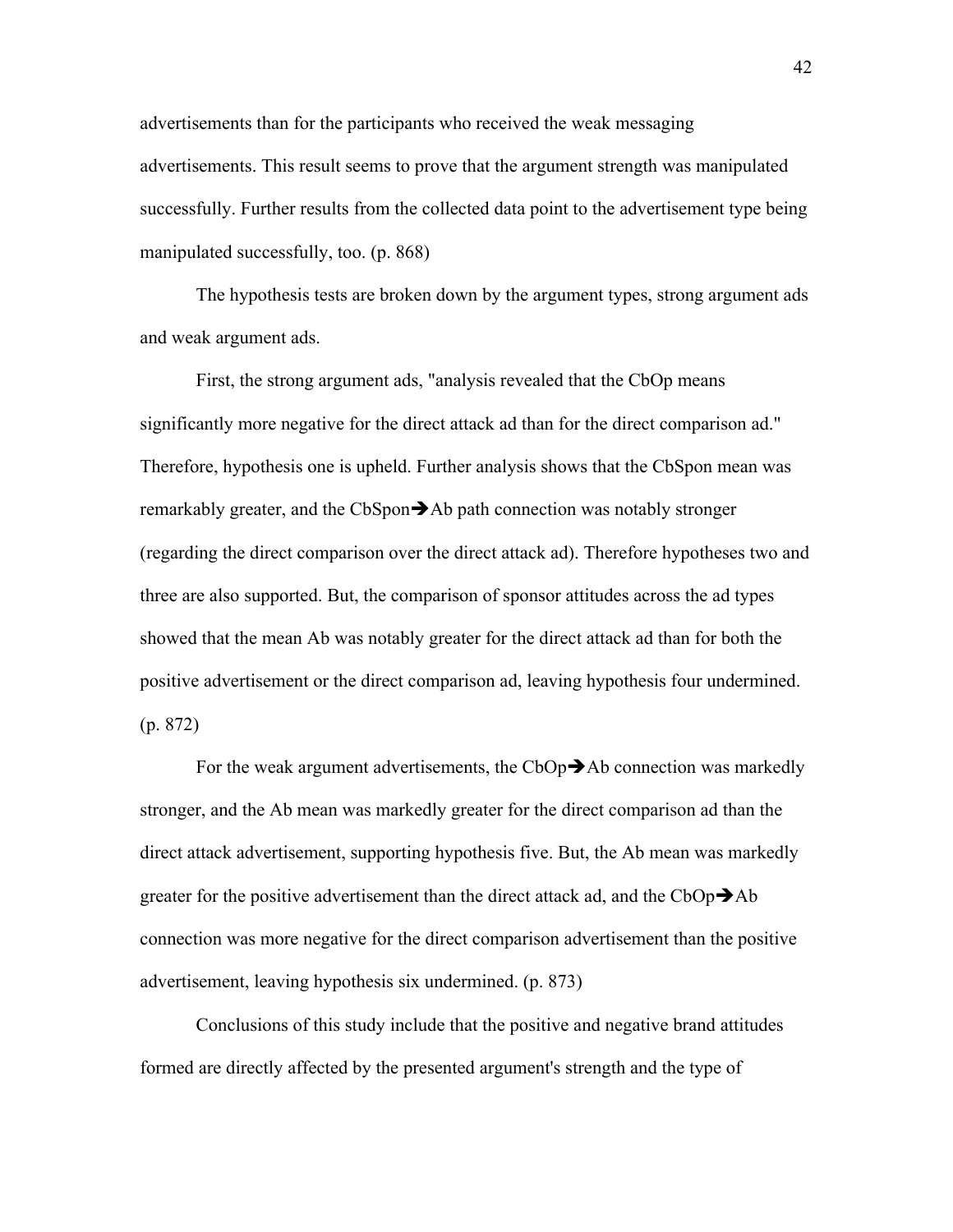advertisements than for the participants who received the weak messaging advertisements. This result seems to prove that the argument strength was manipulated successfully. Further results from the collected data point to the advertisement type being manipulated successfully, too. (p. 868)

The hypothesis tests are broken down by the argument types, strong argument ads and weak argument ads.

First, the strong argument ads, "analysis revealed that the CbOp means significantly more negative for the direct attack ad than for the direct comparison ad." Therefore, hypothesis one is upheld. Further analysis shows that the CbSpon mean was remarkably greater, and the CbSpon➔Ab path connection was notably stronger (regarding the direct comparison over the direct attack ad). Therefore hypotheses two and three are also supported. But, the comparison of sponsor attitudes across the ad types showed that the mean Ab was notably greater for the direct attack ad than for both the positive advertisement or the direct comparison ad, leaving hypothesis four undermined. (p. 872)

For the weak argument advertisements, the CbOp➔Ab connection was markedly stronger, and the Ab mean was markedly greater for the direct comparison ad than the direct attack advertisement, supporting hypothesis five. But, the Ab mean was markedly greater for the positive advertisement than the direct attack ad, and the CbOp➔Ab connection was more negative for the direct comparison advertisement than the positive advertisement, leaving hypothesis six undermined. (p. 873)

Conclusions of this study include that the positive and negative brand attitudes formed are directly affected by the presented argument's strength and the type of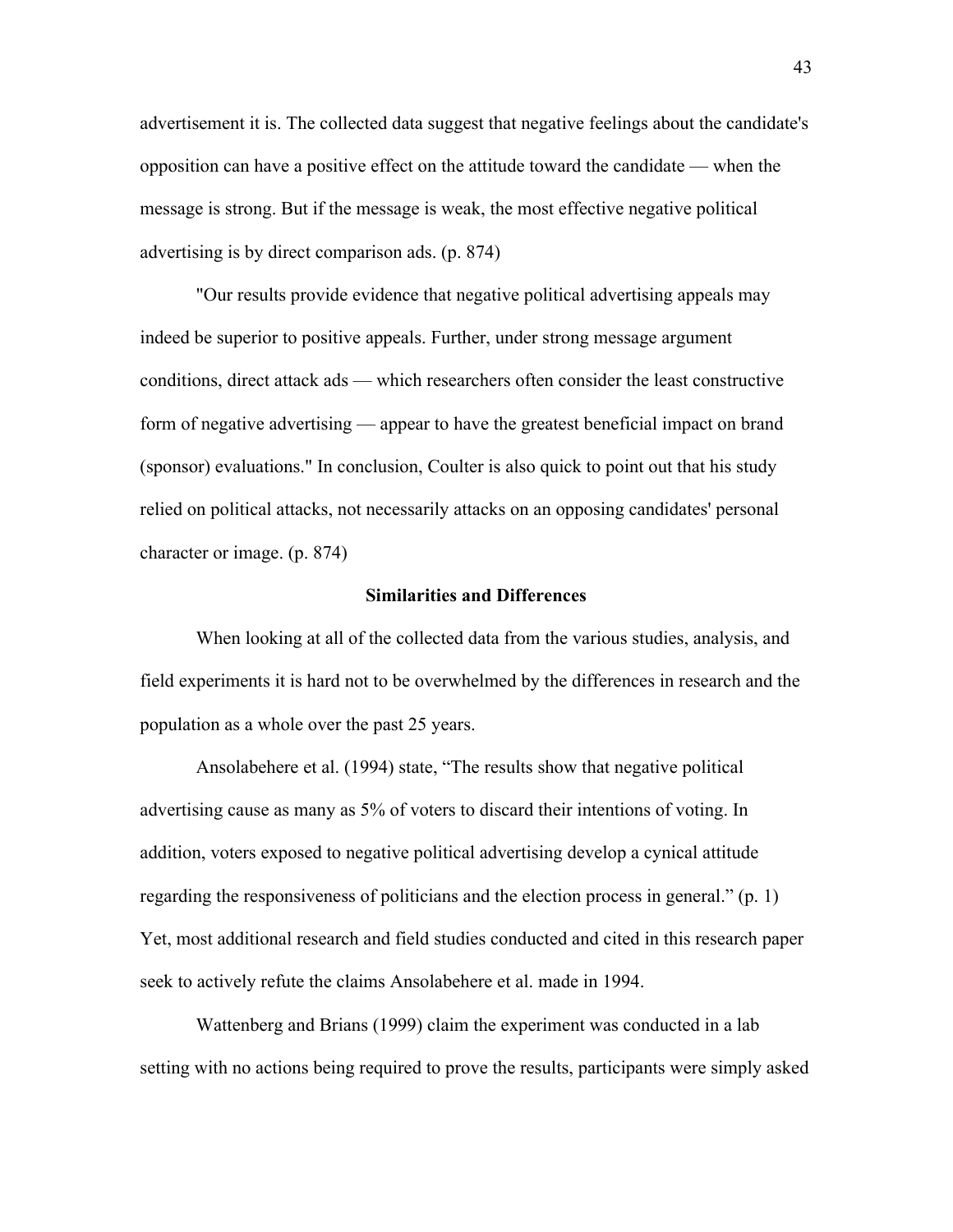advertisement it is. The collected data suggest that negative feelings about the candidate's opposition can have a positive effect on the attitude toward the candidate — when the message is strong. But if the message is weak, the most effective negative political advertising is by direct comparison ads. (p. 874)

"Our results provide evidence that negative political advertising appeals may indeed be superior to positive appeals. Further, under strong message argument conditions, direct attack ads — which researchers often consider the least constructive form of negative advertising — appear to have the greatest beneficial impact on brand (sponsor) evaluations." In conclusion, Coulter is also quick to point out that his study relied on political attacks, not necessarily attacks on an opposing candidates' personal character or image. (p. 874)

## Similarities and Differences

When looking at all of the collected data from the various studies, analysis, and field experiments it is hard not to be overwhelmed by the differences in research and the population as a whole over the past 25 years.

Ansolabehere et al. (1994) state, "The results show that negative political advertising cause as many as 5% of voters to discard their intentions of voting. In addition, voters exposed to negative political advertising develop a cynical attitude regarding the responsiveness of politicians and the election process in general." (p. 1) Yet, most additional research and field studies conducted and cited in this research paper seek to actively refute the claims Ansolabehere et al. made in 1994.

Wattenberg and Brians (1999) claim the experiment was conducted in a lab setting with no actions being required to prove the results, participants were simply asked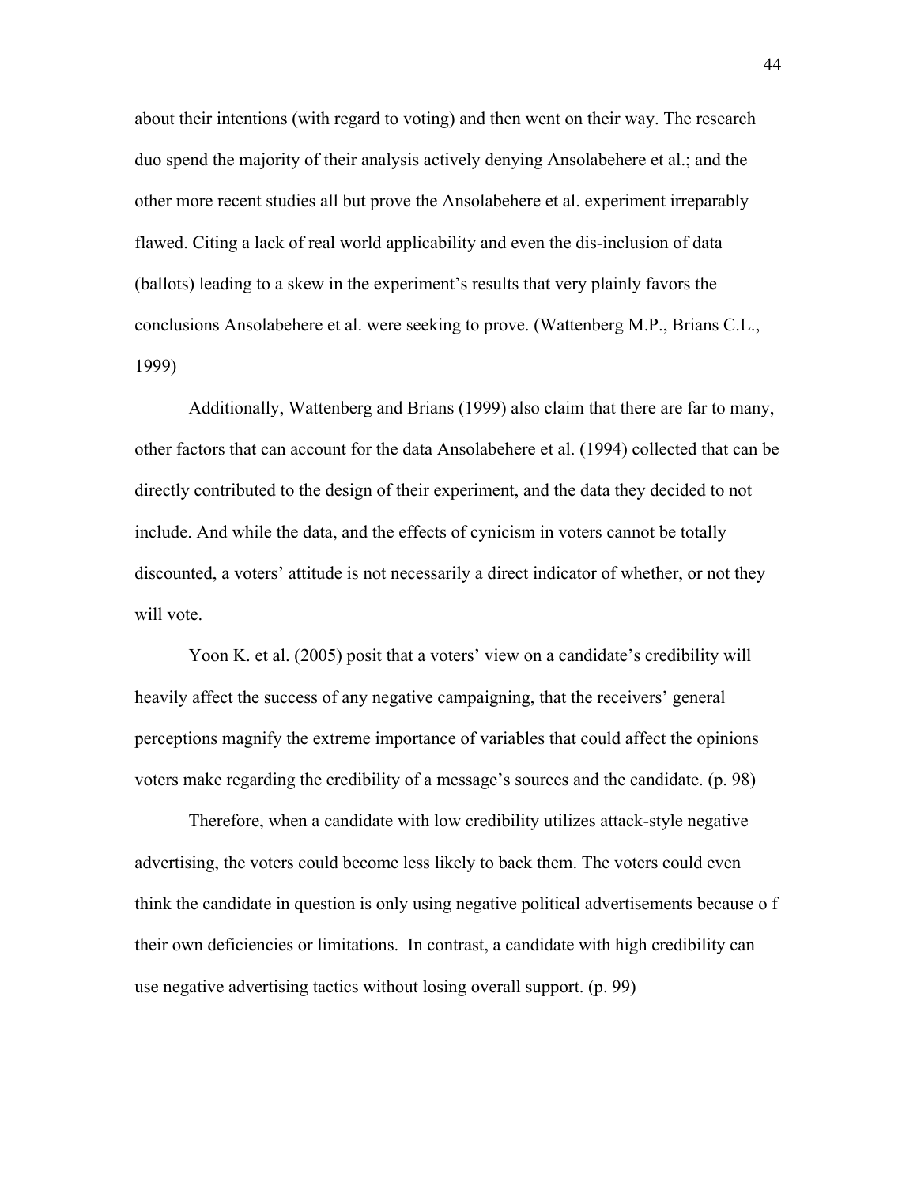about their intentions (with regard to voting) and then went on their way. The research duo spend the majority of their analysis actively denying Ansolabehere et al.; and the other more recent studies all but prove the Ansolabehere et al. experiment irreparably flawed. Citing a lack of real world applicability and even the dis-inclusion of data (ballots) leading to a skew in the experiment's results that very plainly favors the conclusions Ansolabehere et al. were seeking to prove. (Wattenberg M.P., Brians C.L., 1999)

Additionally, Wattenberg and Brians (1999) also claim that there are far to many, other factors that can account for the data Ansolabehere et al. (1994) collected that can be directly contributed to the design of their experiment, and the data they decided to not include. And while the data, and the effects of cynicism in voters cannot be totally discounted, a voters' attitude is not necessarily a direct indicator of whether, or not they will vote.

Yoon K. et al. (2005) posit that a voters' view on a candidate's credibility will heavily affect the success of any negative campaigning, that the receivers' general perceptions magnify the extreme importance of variables that could affect the opinions voters make regarding the credibility of a message's sources and the candidate. (p. 98)

Therefore, when a candidate with low credibility utilizes attack-style negative advertising, the voters could become less likely to back them. The voters could even think the candidate in question is only using negative political advertisements because o f their own deficiencies or limitations. In contrast, a candidate with high credibility can use negative advertising tactics without losing overall support. (p. 99)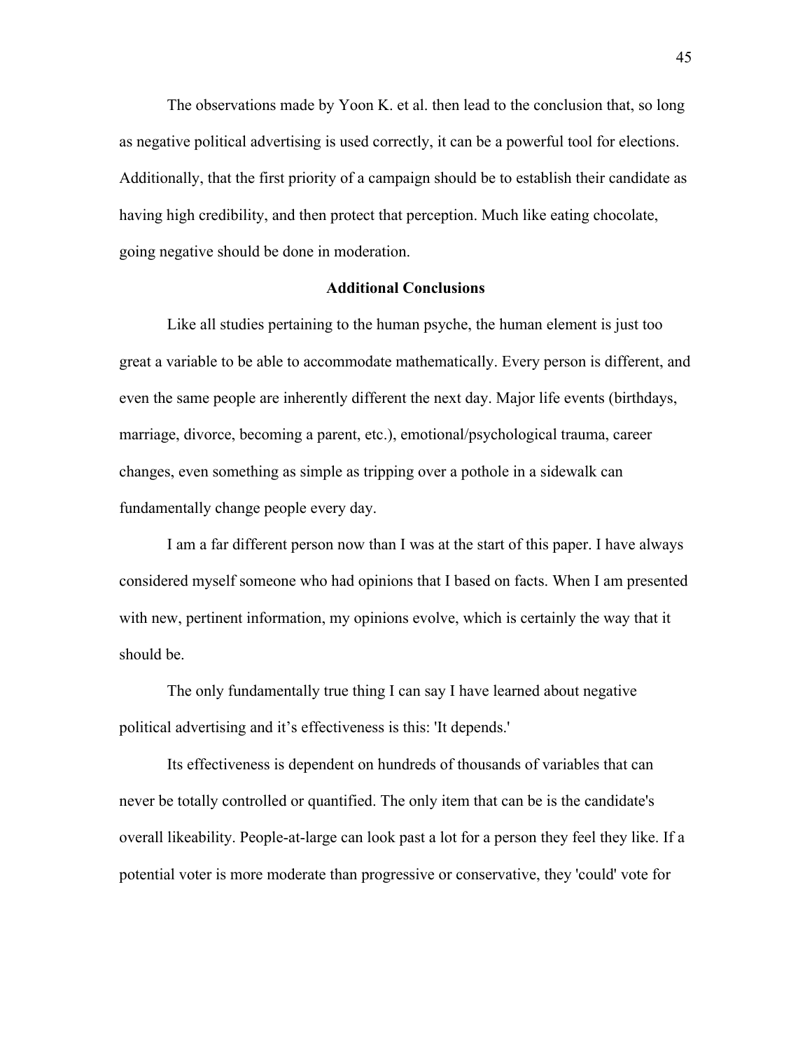The observations made by Yoon K. et al. then lead to the conclusion that, so long as negative political advertising is used correctly, it can be a powerful tool for elections. Additionally, that the first priority of a campaign should be to establish their candidate as having high credibility, and then protect that perception. Much like eating chocolate, going negative should be done in moderation.

### Additional Conclusions

Like all studies pertaining to the human psyche, the human element is just too great a variable to be able to accommodate mathematically. Every person is different, and even the same people are inherently different the next day. Major life events (birthdays, marriage, divorce, becoming a parent, etc.), emotional/psychological trauma, career changes, even something as simple as tripping over a pothole in a sidewalk can fundamentally change people every day.

I am a far different person now than I was at the start of this paper. I have always considered myself someone who had opinions that I based on facts. When I am presented with new, pertinent information, my opinions evolve, which is certainly the way that it should be.

The only fundamentally true thing I can say I have learned about negative political advertising and it's effectiveness is this: 'It depends.'

Its effectiveness is dependent on hundreds of thousands of variables that can never be totally controlled or quantified. The only item that can be is the candidate's overall likeability. People-at-large can look past a lot for a person they feel they like. If a potential voter is more moderate than progressive or conservative, they 'could' vote for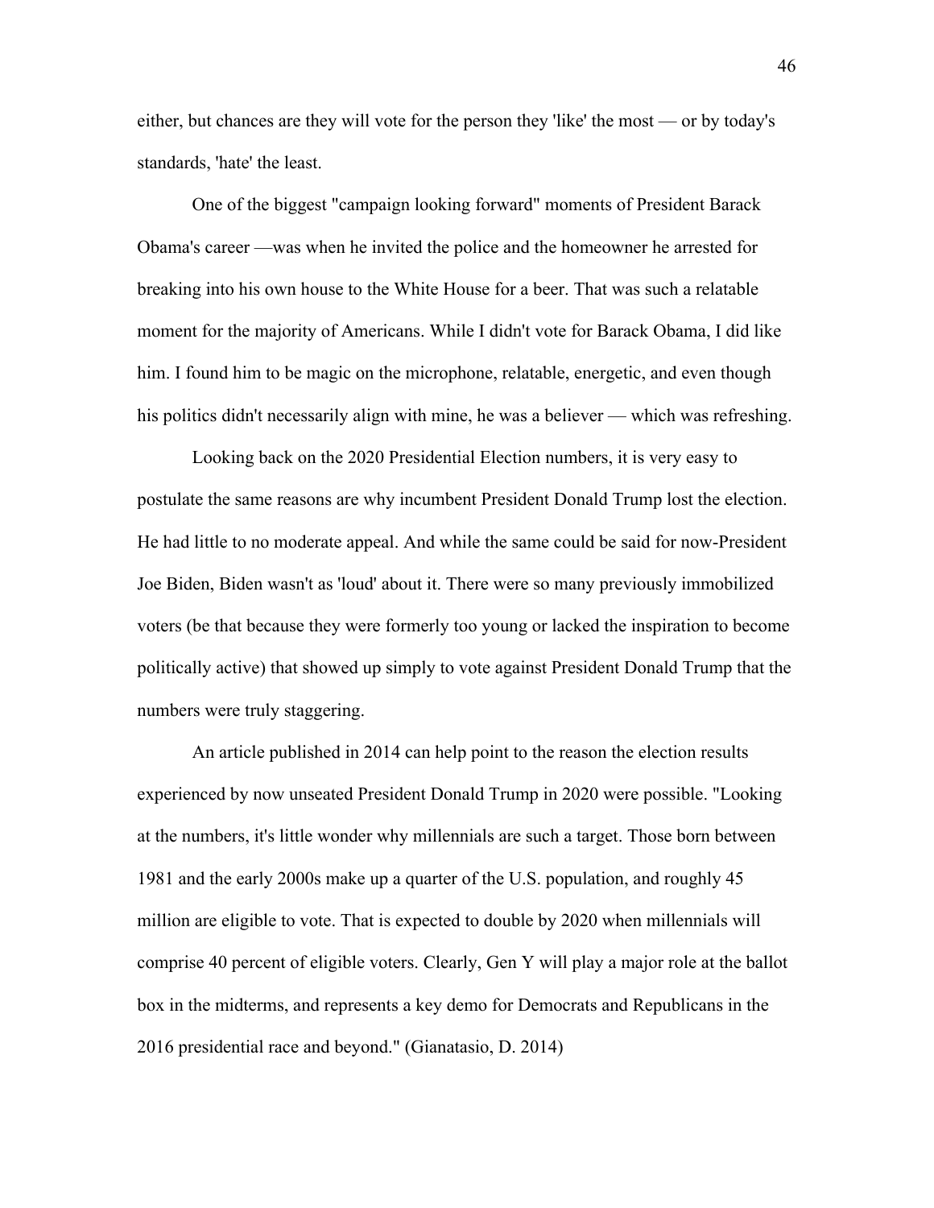either, but chances are they will vote for the person they 'like' the most — or by today's standards, 'hate' the least.

One of the biggest "campaign looking forward" moments of President Barack Obama's career —was when he invited the police and the homeowner he arrested for breaking into his own house to the White House for a beer. That was such a relatable moment for the majority of Americans. While I didn't vote for Barack Obama, I did like him. I found him to be magic on the microphone, relatable, energetic, and even though his politics didn't necessarily align with mine, he was a believer — which was refreshing.

Looking back on the 2020 Presidential Election numbers, it is very easy to postulate the same reasons are why incumbent President Donald Trump lost the election. He had little to no moderate appeal. And while the same could be said for now-President Joe Biden, Biden wasn't as 'loud' about it. There were so many previously immobilized voters (be that because they were formerly too young or lacked the inspiration to become politically active) that showed up simply to vote against President Donald Trump that the numbers were truly staggering.

An article published in 2014 can help point to the reason the election results experienced by now unseated President Donald Trump in 2020 were possible. "Looking at the numbers, it's little wonder why millennials are such a target. Those born between 1981 and the early 2000s make up a quarter of the U.S. population, and roughly 45 million are eligible to vote. That is expected to double by 2020 when millennials will comprise 40 percent of eligible voters. Clearly, Gen Y will play a major role at the ballot box in the midterms, and represents a key demo for Democrats and Republicans in the 2016 presidential race and beyond." (Gianatasio, D. 2014)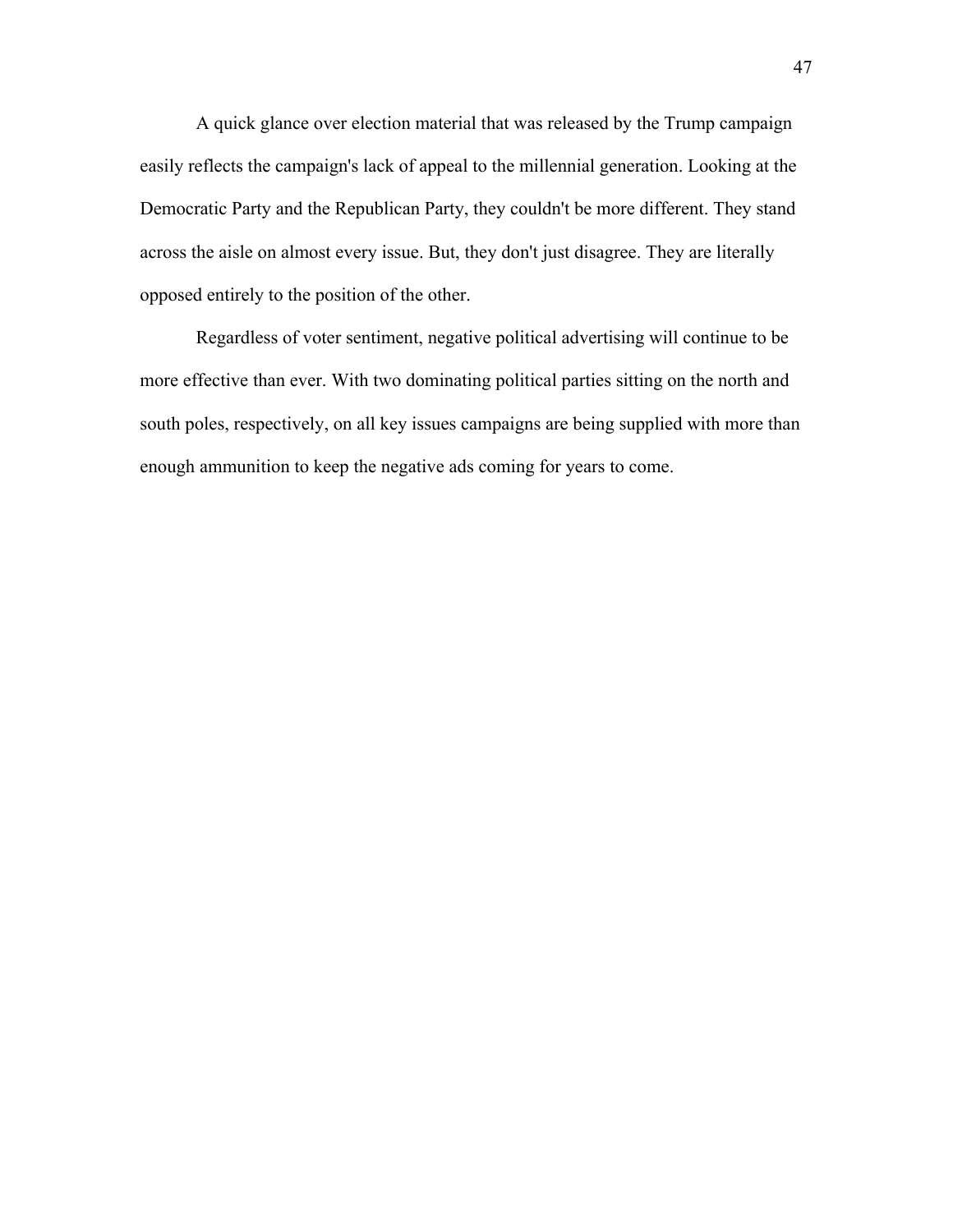A quick glance over election material that was released by the Trump campaign easily reflects the campaign's lack of appeal to the millennial generation. Looking at the Democratic Party and the Republican Party, they couldn't be more different. They stand across the aisle on almost every issue. But, they don't just disagree. They are literally opposed entirely to the position of the other.

Regardless of voter sentiment, negative political advertising will continue to be more effective than ever. With two dominating political parties sitting on the north and south poles, respectively, on all key issues campaigns are being supplied with more than enough ammunition to keep the negative ads coming for years to come.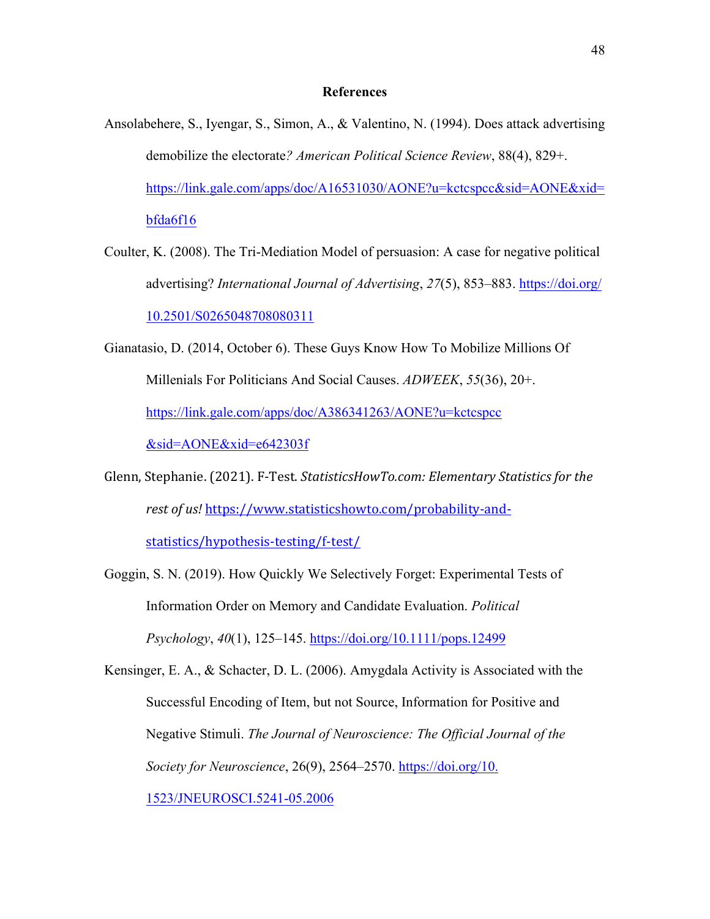## References

Ansolabehere, S., Iyengar, S., Simon, A., & Valentino, N. (1994). Does attack advertising demobilize the electorate*? American Political Science Review*, 88(4), 829+. https://link.gale.com/apps/doc/A16531030/AONE?u=kctcspcc&sid=AONE&xid=bfda6f16

Coulter, K. (2008). The Tri-Mediation Model of persuasion: A case for negative political advertising? *International Journal of Advertising*, *27*(5), 853–883. https://doi.org/10.2501/S0265048708080311

Gianatasio, D. (2014, October 6). These Guys Know How To Mobilize Millions Of Millenials For Politicians And Social Causes. *ADWEEK*, *55*(36), 20+. https://link.gale.com/apps/doc/A386341263/AONE?u=kctcspcc&sid=AONE&xid=e642303f

Glenn, Stephanie. (2021). F-Test. *StatisticsHowTo.com: Elementary Statistics for the rest of us!* https://www.statisticshowto.com/probability-and-statistics/hypothesis-testing/f-test/

Goggin, S. N. (2019). How Quickly We Selectively Forget: Experimental Tests of Information Order on Memory and Candidate Evaluation. *Political Psychology*, *40*(1), 125–145. https://doi.org/10.1111/pops.12499

Kensinger, E. A., & Schacter, D. L. (2006). Amygdala Activity is Associated with the Successful Encoding of Item, but not Source, Information for Positive and Negative Stimuli. *The Journal of Neuroscience: The Official Journal of the Society for Neuroscience*, 26(9), 2564–2570. https://doi.org/10.1523/JNEUROSCI.5241-05.2006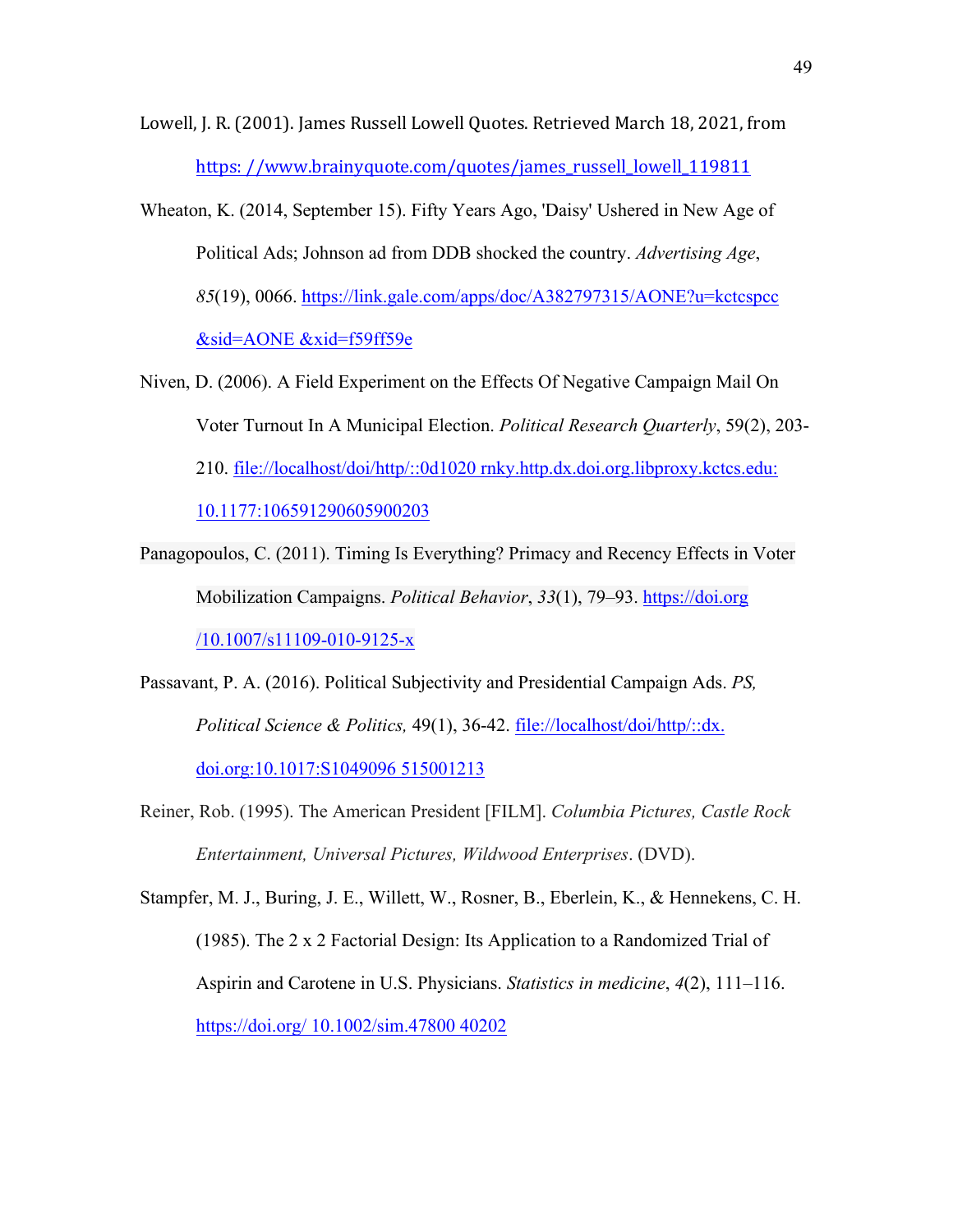Lowell, J. R. (2001). James Russell Lowell Quotes. Retrieved March 18, 2021, from https: //www.brainyquote.com/quotes/james_russell_lowell_119811

Wheaton, K. (2014, September 15). Fifty Years Ago, 'Daisy' Ushered in New Age of Political Ads; Johnson ad from DDB shocked the country. *Advertising Age*, *85*(19), 0066. https://link.gale.com/apps/doc/A382797315/AONE?u=kctcspcc &sid=AONE &xid=f59ff59e

Niven, D. (2006). A Field Experiment on the Effects Of Negative Campaign Mail On Voter Turnout In A Municipal Election. *Political Research Quarterly*, 59(2), 203-210. file://localhost/doi/http/::0d1020 rnky.http.dx.doi.org.libproxy.kctcs.edu: 10.1177:106591290605900203

Panagopoulos, C. (2011). Timing Is Everything? Primacy and Recency Effects in Voter Mobilization Campaigns. *Political Behavior*, *33*(1), 79–93. https://doi.org /10.1007/s11109-010-9125-x

Passavant, P. A. (2016). Political Subjectivity and Presidential Campaign Ads. *PS, Political Science & Politics,* 49(1), 36-42. file://localhost/doi/http/::dx. doi.org:10.1017:S1049096 515001213

Reiner, Rob. (1995). The American President [FILM]. *Columbia Pictures, Castle Rock Entertainment, Universal Pictures, Wildwood Enterprises*. (DVD).

Stampfer, M. J., Buring, J. E., Willett, W., Rosner, B., Eberlein, K., & Hennekens, C. H. (1985). The 2 x 2 Factorial Design: Its Application to a Randomized Trial of Aspirin and Carotene in U.S. Physicians. *Statistics in medicine*, *4*(2), 111–116. https://doi.org/ 10.1002/sim.47800 40202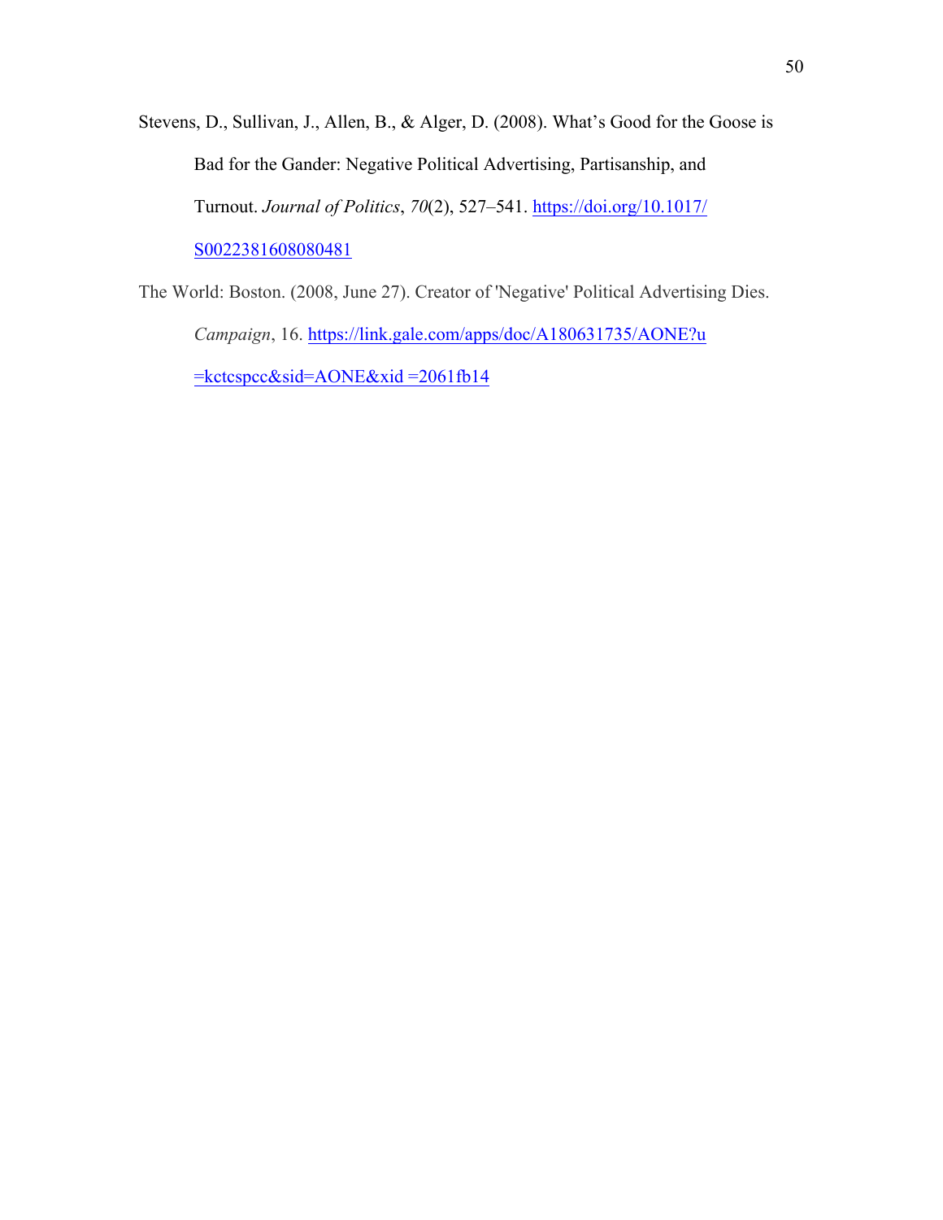Stevens, D., Sullivan, J., Allen, B., & Alger, D. (2008). What's Good for the Goose is Bad for the Gander: Negative Political Advertising, Partisanship, and Turnout. *Journal of Politics*, *70*(2), 527–541. https://doi.org/10.1017/S0022381608080481

The World: Boston. (2008, June 27). Creator of 'Negative' Political Advertising Dies. *Campaign*, 16. https://link.gale.com/apps/doc/A180631735/AONE?u=kctcspcc&sid=AONE&xid =2061fb14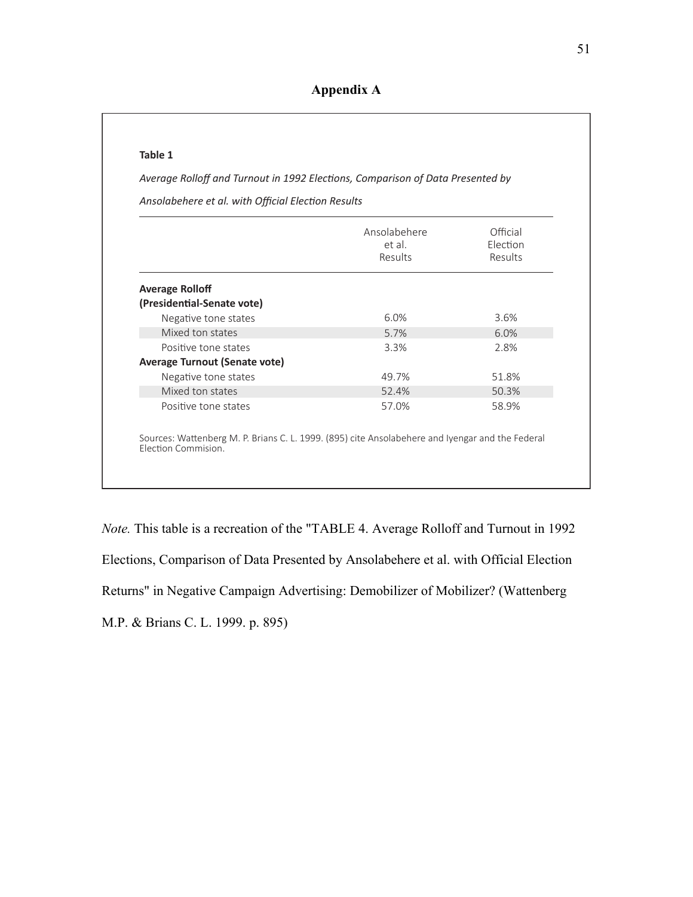# Appendix A

**Table 1**

*Average Rolloff and Turnout in 1992 Elections, Comparison of Data Presented by Ansolabehere et al. with Official Election Results*

| | Ansolabehere et al. Results | Official Election Results |
|---|---|---|
| **Average Rolloff (Presidential-Senate vote)** | | |
| Negative tone states | 6.0% | 3.6% |
| Mixed ton states | 5.7% | 6.0% |
| Positive tone states | 3.3% | 2.8% |
| **Average Turnout (Senate vote)** | | |
| Negative tone states | 49.7% | 51.8% |
| Mixed ton states | 52.4% | 50.3% |
| Positive tone states | 57.0% | 58.9% |

Sources: Wattenberg M. P. Brians C. L. 1999. (895) cite Ansolabehere and Iyengar and the Federal Election Commision.

*Note.* This table is a recreation of the "TABLE 4. Average Rolloff and Turnout in 1992 Elections, Comparison of Data Presented by Ansolabehere et al. with Official Election Returns" in Negative Campaign Advertising: Demobilizer of Mobilizer? (Wattenberg M.P. & Brians C. L. 1999. p. 895)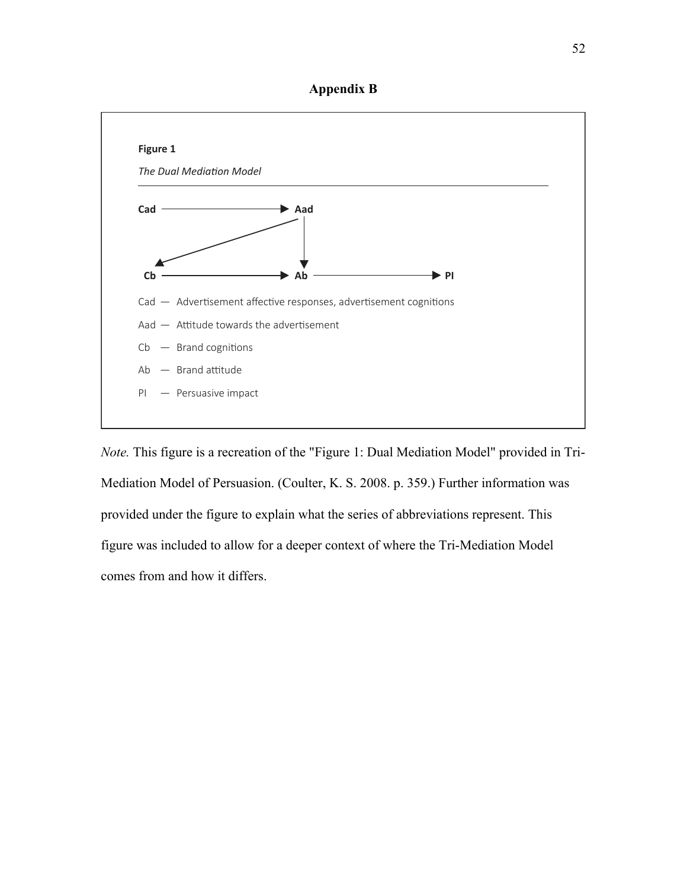# Appendix B

**Figure 1**

*The Dual Mediation Model*

Cad — Advertisement affective responses, advertisement cognitions

Aad — Attitude towards the advertisement

Cb — Brand cognitions

Ab — Brand attitude

PI — Persuasive impact

*Note.* This figure is a recreation of the "Figure 1: Dual Mediation Model" provided in Tri-Mediation Model of Persuasion. (Coulter, K. S. 2008. p. 359.) Further information was provided under the figure to explain what the series of abbreviations represent. This figure was included to allow for a deeper context of where the Tri-Mediation Model comes from and how it differs.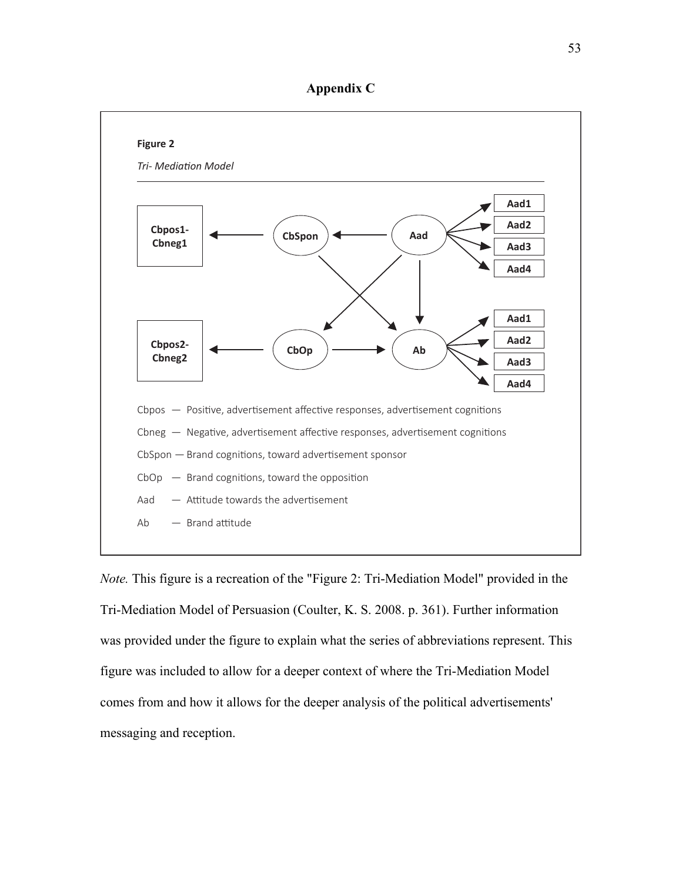# Appendix C

**Figure 2**

*Tri- Mediation Model*

Cbpos1-
Cbneg1

CbSpon

Aad

Aad1

Aad2

Aad3

Aad4

Cbpos2-
Cbneg2

CbOp

Ab

Aad1

Aad2

Aad3

Aad4

Cbpos — Positive, advertisement affective responses, advertisement cognitions

Cbneg — Negative, advertisement affective responses, advertisement cognitions

CbSpon — Brand cognitions, toward advertisement sponsor

CbOp — Brand cognitions, toward the opposition

Aad — Attitude towards the advertisement

Ab — Brand attitude

*Note.* This figure is a recreation of the "Figure 2: Tri-Mediation Model" provided in the Tri-Mediation Model of Persuasion (Coulter, K. S. 2008. p. 361). Further information was provided under the figure to explain what the series of abbreviations represent. This figure was included to allow for a deeper context of where the Tri-Mediation Model comes from and how it allows for the deeper analysis of the political advertisements' messaging and reception.